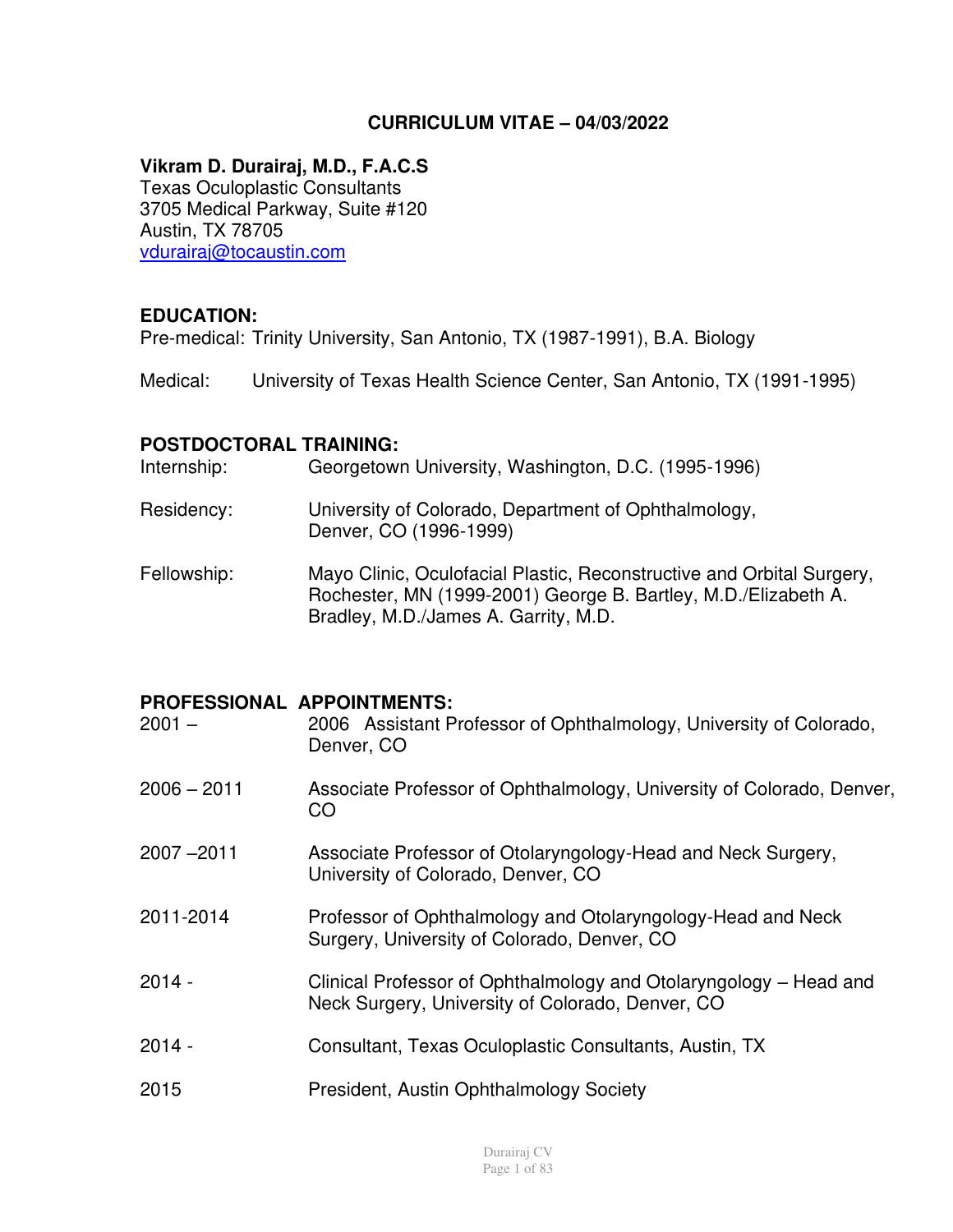# CURRICULUM VITAE – 04/03/2022

**Vikram D. Durairaj, M.D., F.A.C.S**
Texas Oculoplastic Consultants
3705 Medical Parkway, Suite #120
Austin, TX 78705
vdurairaj@tocaustin.com

## EDUCATION:

Pre-medical: Trinity University, San Antonio, TX (1987-1991), B.A. Biology

Medical: University of Texas Health Science Center, San Antonio, TX (1991-1995)

## POSTDOCTORAL TRAINING:

Internship: Georgetown University, Washington, D.C. (1995-1996)

Residency: University of Colorado, Department of Ophthalmology, Denver, CO (1996-1999)

Fellowship: Mayo Clinic, Oculofacial Plastic, Reconstructive and Orbital Surgery, Rochester, MN (1999-2001) George B. Bartley, M.D./Elizabeth A. Bradley, M.D./James A. Garrity, M.D.

## PROFESSIONAL APPOINTMENTS:

2001 – 2006 Assistant Professor of Ophthalmology, University of Colorado, Denver, CO

2006 – 2011 Associate Professor of Ophthalmology, University of Colorado, Denver, CO

2007 –2011 Associate Professor of Otolaryngology-Head and Neck Surgery, University of Colorado, Denver, CO

2011-2014 Professor of Ophthalmology and Otolaryngology-Head and Neck Surgery, University of Colorado, Denver, CO

2014 - Clinical Professor of Ophthalmology and Otolaryngology – Head and Neck Surgery, University of Colorado, Denver, CO

2014 - Consultant, Texas Oculoplastic Consultants, Austin, TX

2015 President, Austin Ophthalmology Society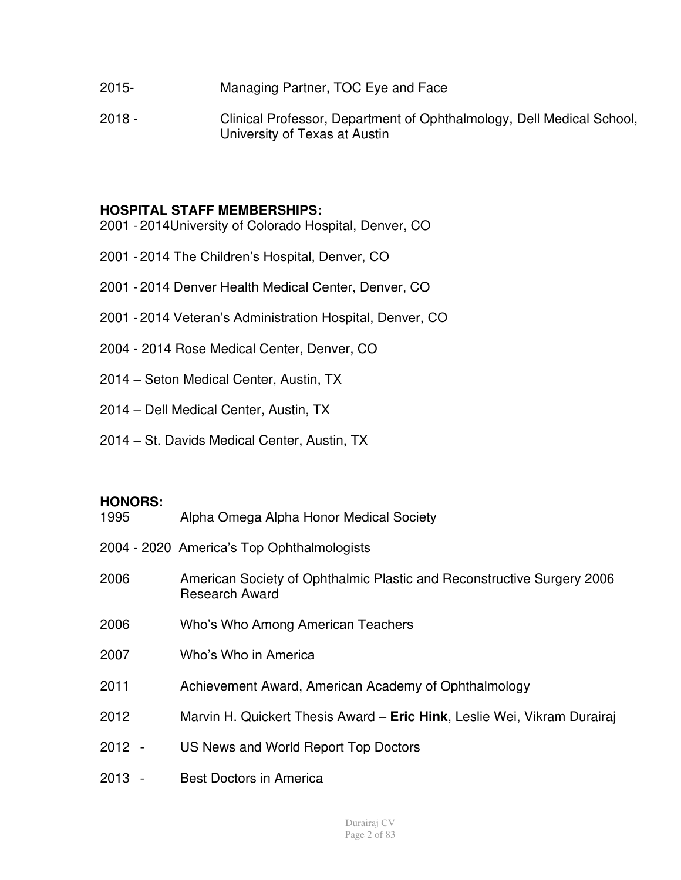2015- Managing Partner, TOC Eye and Face

2018 - Clinical Professor, Department of Ophthalmology, Dell Medical School, University of Texas at Austin

**HOSPITAL STAFF MEMBERSHIPS:**

2001 - 2014 University of Colorado Hospital, Denver, CO

2001 - 2014 The Children's Hospital, Denver, CO

2001 - 2014 Denver Health Medical Center, Denver, CO

2001 - 2014 Veteran's Administration Hospital, Denver, CO

2004 - 2014 Rose Medical Center, Denver, CO

2014 – Seton Medical Center, Austin, TX

2014 – Dell Medical Center, Austin, TX

2014 – St. Davids Medical Center, Austin, TX

**HONORS:**

1995 Alpha Omega Alpha Honor Medical Society

2004 - 2020 America's Top Ophthalmologists

2006 American Society of Ophthalmic Plastic and Reconstructive Surgery 2006 Research Award

2006 Who's Who Among American Teachers

2007 Who's Who in America

2011 Achievement Award, American Academy of Ophthalmology

2012 Marvin H. Quickert Thesis Award – **Eric Hink**, Leslie Wei, Vikram Durairaj

2012 - US News and World Report Top Doctors

2013 - Best Doctors in America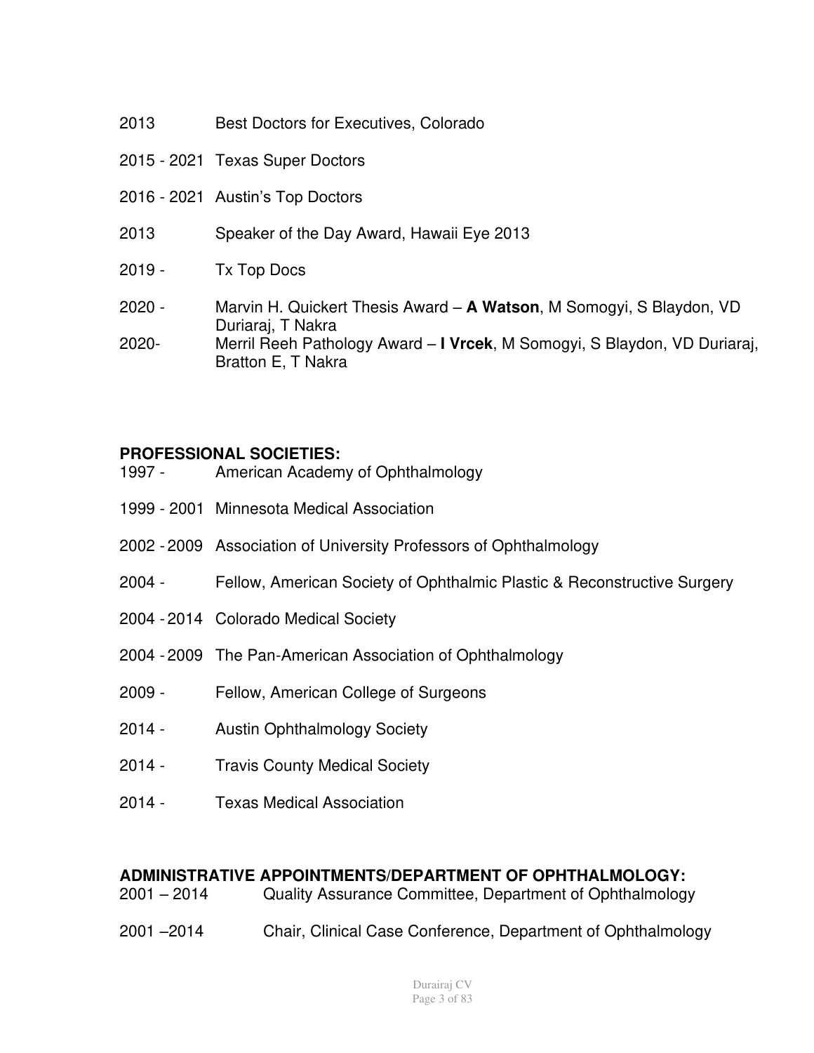2013 Best Doctors for Executives, Colorado

2015 - 2021 Texas Super Doctors

2016 - 2021 Austin's Top Doctors

2013 Speaker of the Day Award, Hawaii Eye 2013

2019 - Tx Top Docs

2020 - Marvin H. Quickert Thesis Award – **A Watson**, M Somogyi, S Blaydon, VD Duriaraj, T Nakra

2020- Merril Reeh Pathology Award – **I Vrcek**, M Somogyi, S Blaydon, VD Duriaraj, Bratton E, T Nakra

**PROFESSIONAL SOCIETIES:**

1997 - American Academy of Ophthalmology

1999 - 2001 Minnesota Medical Association

2002 - 2009 Association of University Professors of Ophthalmology

2004 - Fellow, American Society of Ophthalmic Plastic & Reconstructive Surgery

2004 - 2014 Colorado Medical Society

2004 - 2009 The Pan-American Association of Ophthalmology

2009 - Fellow, American College of Surgeons

2014 - Austin Ophthalmology Society

2014 - Travis County Medical Society

2014 - Texas Medical Association

**ADMINISTRATIVE APPOINTMENTS/DEPARTMENT OF OPHTHALMOLOGY:**

2001 – 2014 Quality Assurance Committee, Department of Ophthalmology

2001 –2014 Chair, Clinical Case Conference, Department of Ophthalmology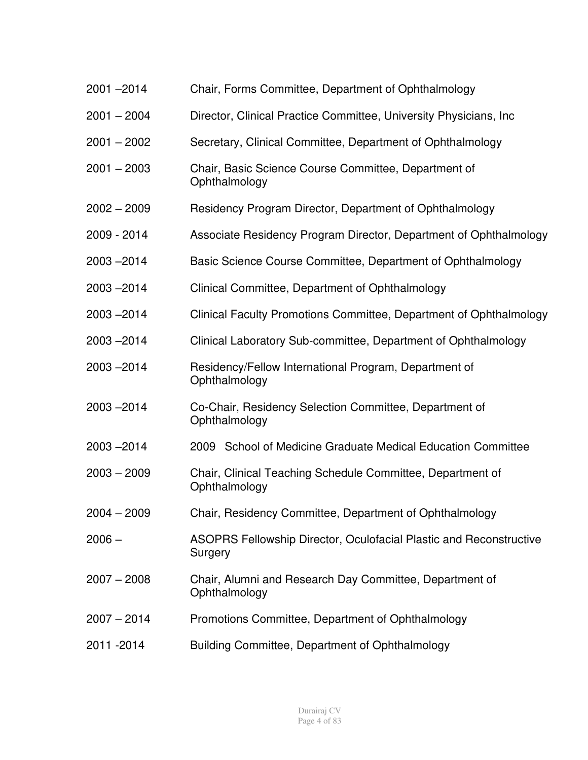| | |
|---|---|
| 2001 –2014 | Chair, Forms Committee, Department of Ophthalmology |
| 2001 – 2004 | Director, Clinical Practice Committee, University Physicians, Inc |
| 2001 – 2002 | Secretary, Clinical Committee, Department of Ophthalmology |
| 2001 – 2003 | Chair, Basic Science Course Committee, Department of Ophthalmology |
| 2002 – 2009 | Residency Program Director, Department of Ophthalmology |
| 2009 - 2014 | Associate Residency Program Director, Department of Ophthalmology |
| 2003 –2014 | Basic Science Course Committee, Department of Ophthalmology |
| 2003 –2014 | Clinical Committee, Department of Ophthalmology |
| 2003 –2014 | Clinical Faculty Promotions Committee, Department of Ophthalmology |
| 2003 –2014 | Clinical Laboratory Sub-committee, Department of Ophthalmology |
| 2003 –2014 | Residency/Fellow International Program, Department of Ophthalmology |
| 2003 –2014 | Co-Chair, Residency Selection Committee, Department of Ophthalmology |
| 2003 –2014 | 2009 School of Medicine Graduate Medical Education Committee |
| 2003 – 2009 | Chair, Clinical Teaching Schedule Committee, Department of Ophthalmology |
| 2004 – 2009 | Chair, Residency Committee, Department of Ophthalmology |
| 2006 – | ASOPRS Fellowship Director, Oculofacial Plastic and Reconstructive Surgery |
| 2007 – 2008 | Chair, Alumni and Research Day Committee, Department of Ophthalmology |
| 2007 – 2014 | Promotions Committee, Department of Ophthalmology |
| 2011 -2014 | Building Committee, Department of Ophthalmology |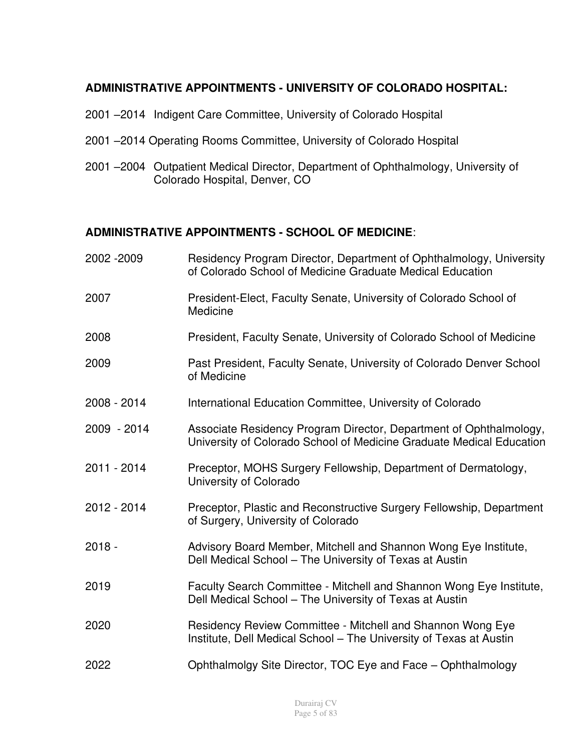**ADMINISTRATIVE APPOINTMENTS - UNIVERSITY OF COLORADO HOSPITAL:**

2001 –2014 Indigent Care Committee, University of Colorado Hospital

2001 –2014 Operating Rooms Committee, University of Colorado Hospital

2001 –2004 Outpatient Medical Director, Department of Ophthalmology, University of Colorado Hospital, Denver, CO

**ADMINISTRATIVE APPOINTMENTS - SCHOOL OF MEDICINE**:

2002 -2009 Residency Program Director, Department of Ophthalmology, University of Colorado School of Medicine Graduate Medical Education

2007 President-Elect, Faculty Senate, University of Colorado School of Medicine

2008 President, Faculty Senate, University of Colorado School of Medicine

2009 Past President, Faculty Senate, University of Colorado Denver School of Medicine

2008 - 2014 International Education Committee, University of Colorado

2009 - 2014 Associate Residency Program Director, Department of Ophthalmology, University of Colorado School of Medicine Graduate Medical Education

2011 - 2014 Preceptor, MOHS Surgery Fellowship, Department of Dermatology, University of Colorado

2012 - 2014 Preceptor, Plastic and Reconstructive Surgery Fellowship, Department of Surgery, University of Colorado

2018 - Advisory Board Member, Mitchell and Shannon Wong Eye Institute, Dell Medical School – The University of Texas at Austin

2019 Faculty Search Committee - Mitchell and Shannon Wong Eye Institute, Dell Medical School – The University of Texas at Austin

2020 Residency Review Committee - Mitchell and Shannon Wong Eye Institute, Dell Medical School – The University of Texas at Austin

2022 Ophthalmolgy Site Director, TOC Eye and Face – Ophthalmology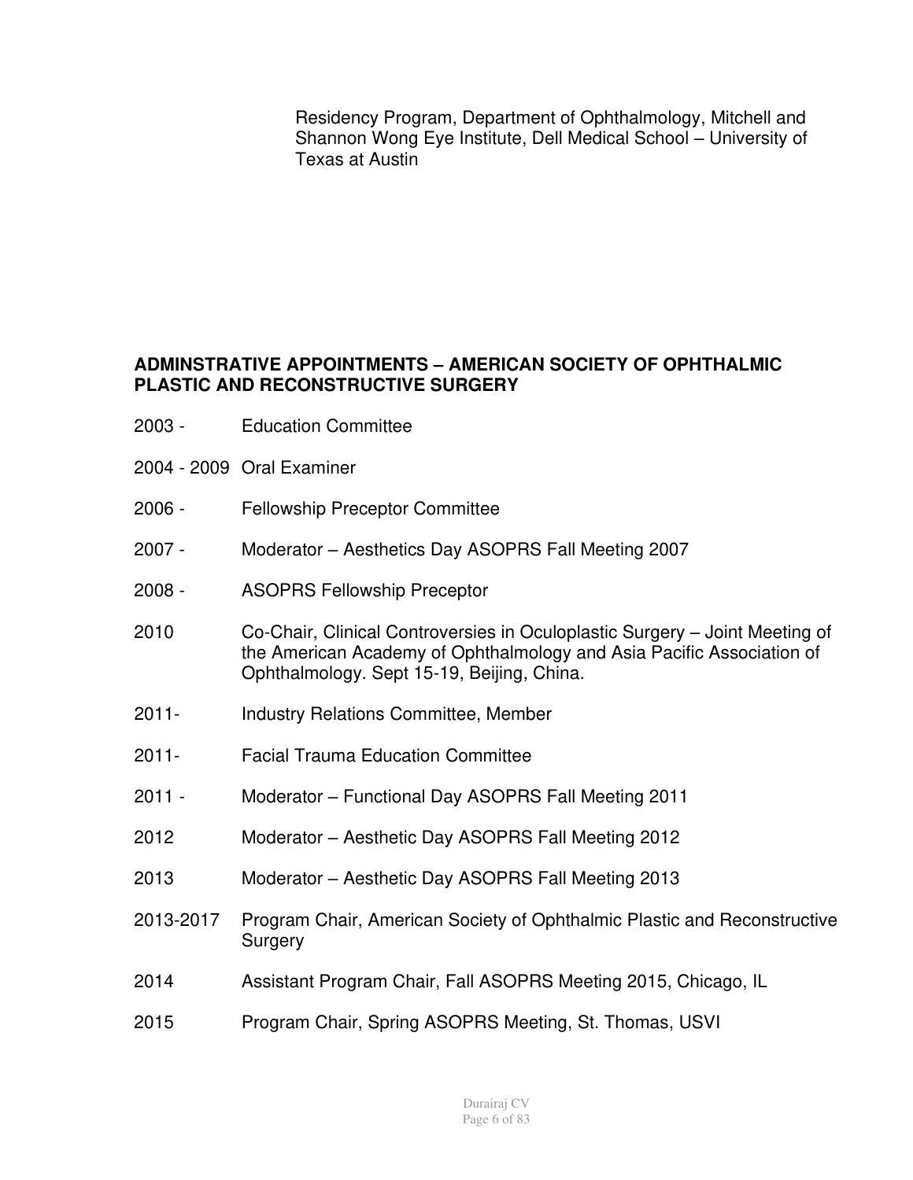Residency Program, Department of Ophthalmology, Mitchell and Shannon Wong Eye Institute, Dell Medical School – University of Texas at Austin

**ADMINSTRATIVE APPOINTMENTS – AMERICAN SOCIETY OF OPHTHALMIC PLASTIC AND RECONSTRUCTIVE SURGERY**

2003 - Education Committee

2004 - 2009 Oral Examiner

2006 - Fellowship Preceptor Committee

2007 - Moderator – Aesthetics Day ASOPRS Fall Meeting 2007

2008 - ASOPRS Fellowship Preceptor

2010 Co-Chair, Clinical Controversies in Oculoplastic Surgery – Joint Meeting of the American Academy of Ophthalmology and Asia Pacific Association of Ophthalmology. Sept 15-19, Beijing, China.

2011- Industry Relations Committee, Member

2011- Facial Trauma Education Committee

2011 - Moderator – Functional Day ASOPRS Fall Meeting 2011

2012 Moderator – Aesthetic Day ASOPRS Fall Meeting 2012

2013 Moderator – Aesthetic Day ASOPRS Fall Meeting 2013

2013-2017 Program Chair, American Society of Ophthalmic Plastic and Reconstructive Surgery

2014 Assistant Program Chair, Fall ASOPRS Meeting 2015, Chicago, IL

2015 Program Chair, Spring ASOPRS Meeting, St. Thomas, USVI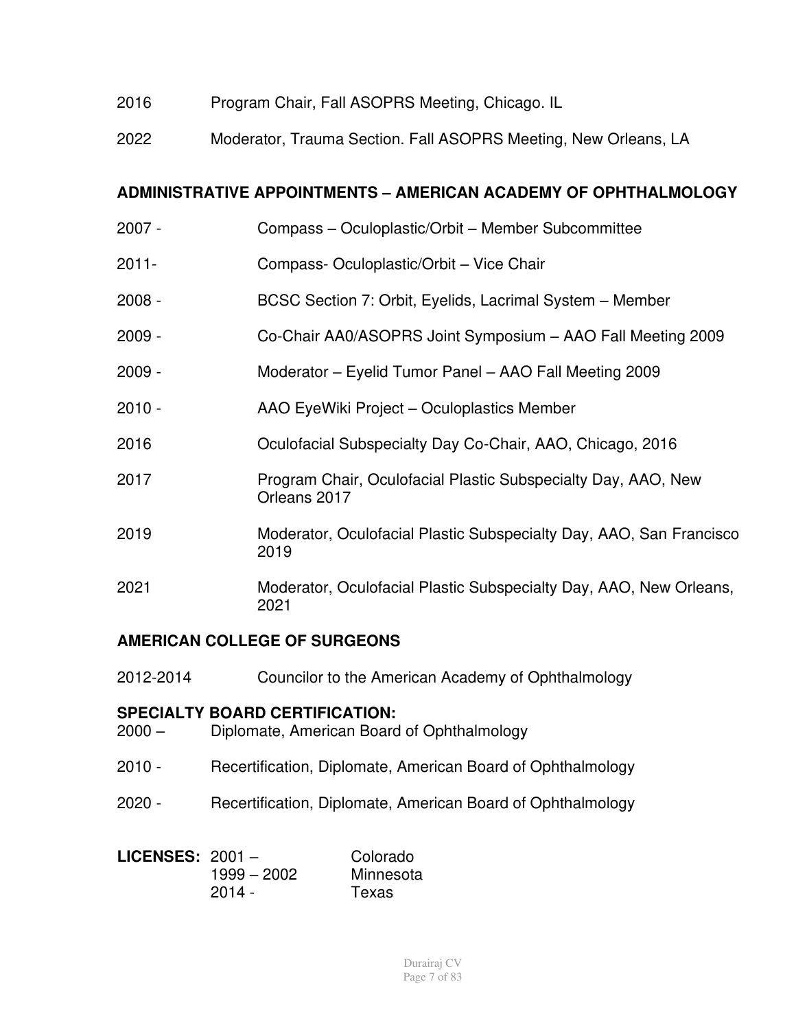2016 Program Chair, Fall ASOPRS Meeting, Chicago. IL

2022 Moderator, Trauma Section. Fall ASOPRS Meeting, New Orleans, LA

**ADMINISTRATIVE APPOINTMENTS – AMERICAN ACADEMY OF OPHTHALMOLOGY**

2007 - Compass – Oculoplastic/Orbit – Member Subcommittee

2011- Compass- Oculoplastic/Orbit – Vice Chair

2008 - BCSC Section 7: Orbit, Eyelids, Lacrimal System – Member

2009 - Co-Chair AA0/ASOPRS Joint Symposium – AAO Fall Meeting 2009

2009 - Moderator – Eyelid Tumor Panel – AAO Fall Meeting 2009

2010 - AAO EyeWiki Project – Oculoplastics Member

2016 Oculofacial Subspecialty Day Co-Chair, AAO, Chicago, 2016

2017 Program Chair, Oculofacial Plastic Subspecialty Day, AAO, New Orleans 2017

2019 Moderator, Oculofacial Plastic Subspecialty Day, AAO, San Francisco 2019

2021 Moderator, Oculofacial Plastic Subspecialty Day, AAO, New Orleans, 2021

**AMERICAN COLLEGE OF SURGEONS**

2012-2014 Councilor to the American Academy of Ophthalmology

**SPECIALTY BOARD CERTIFICATION:**

2000 – Diplomate, American Board of Ophthalmology

2010 - Recertification, Diplomate, American Board of Ophthalmology

2020 - Recertification, Diplomate, American Board of Ophthalmology

**LICENSES:**

2001 – Colorado
1999 – 2002 Minnesota
2014 - Texas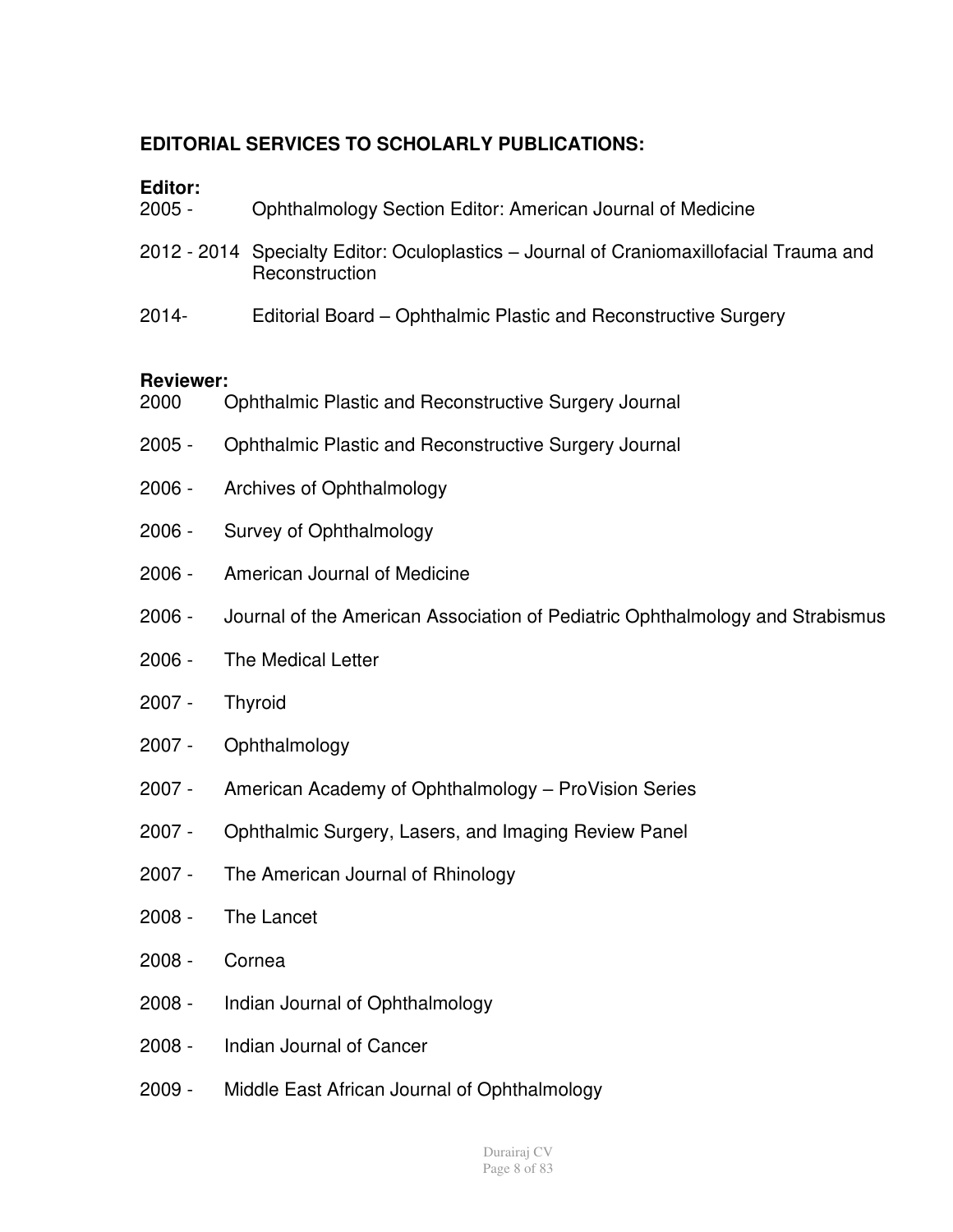## EDITORIAL SERVICES TO SCHOLARLY PUBLICATIONS:

**Editor:**

2005 - Ophthalmology Section Editor: American Journal of Medicine

2012 - 2014 Specialty Editor: Oculoplastics – Journal of Craniomaxillofacial Trauma and Reconstruction

2014- Editorial Board – Ophthalmic Plastic and Reconstructive Surgery

**Reviewer:**

2000 Ophthalmic Plastic and Reconstructive Surgery Journal

2005 - Ophthalmic Plastic and Reconstructive Surgery Journal

2006 - Archives of Ophthalmology

2006 - Survey of Ophthalmology

2006 - American Journal of Medicine

2006 - Journal of the American Association of Pediatric Ophthalmology and Strabismus

2006 - The Medical Letter

2007 - Thyroid

2007 - Ophthalmology

2007 - American Academy of Ophthalmology – ProVision Series

2007 - Ophthalmic Surgery, Lasers, and Imaging Review Panel

2007 - The American Journal of Rhinology

2008 - The Lancet

2008 - Cornea

2008 - Indian Journal of Ophthalmology

2008 - Indian Journal of Cancer

2009 - Middle East African Journal of Ophthalmology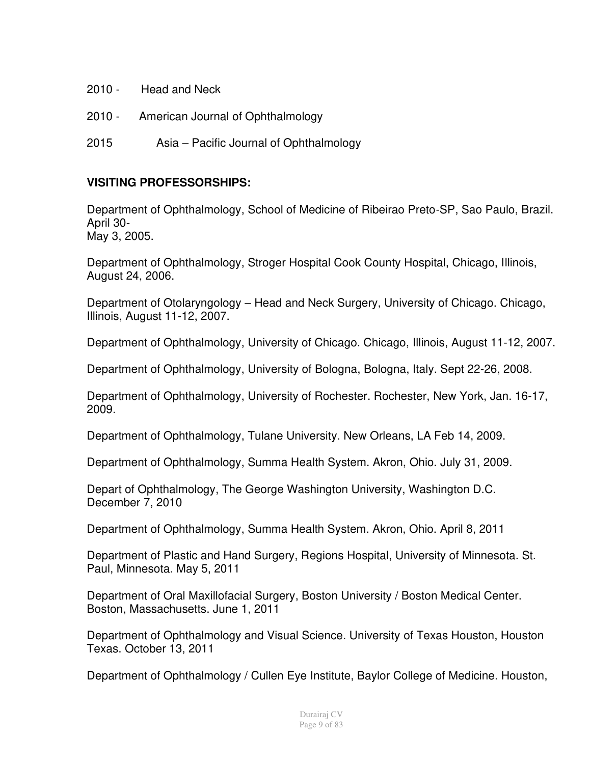2010 - Head and Neck

2010 - American Journal of Ophthalmology

2015 Asia – Pacific Journal of Ophthalmology

**VISITING PROFESSORSHIPS:**

Department of Ophthalmology, School of Medicine of Ribeirao Preto-SP, Sao Paulo, Brazil. April 30-
May 3, 2005.

Department of Ophthalmology, Stroger Hospital Cook County Hospital, Chicago, Illinois, August 24, 2006.

Department of Otolaryngology – Head and Neck Surgery, University of Chicago. Chicago, Illinois, August 11-12, 2007.

Department of Ophthalmology, University of Chicago. Chicago, Illinois, August 11-12, 2007.

Department of Ophthalmology, University of Bologna, Bologna, Italy. Sept 22-26, 2008.

Department of Ophthalmology, University of Rochester. Rochester, New York, Jan. 16-17, 2009.

Department of Ophthalmology, Tulane University. New Orleans, LA Feb 14, 2009.

Department of Ophthalmology, Summa Health System. Akron, Ohio. July 31, 2009.

Depart of Ophthalmology, The George Washington University, Washington D.C. December 7, 2010

Department of Ophthalmology, Summa Health System. Akron, Ohio. April 8, 2011

Department of Plastic and Hand Surgery, Regions Hospital, University of Minnesota. St. Paul, Minnesota. May 5, 2011

Department of Oral Maxillofacial Surgery, Boston University / Boston Medical Center. Boston, Massachusetts. June 1, 2011

Department of Ophthalmology and Visual Science. University of Texas Houston, Houston Texas. October 13, 2011

Department of Ophthalmology / Cullen Eye Institute, Baylor College of Medicine. Houston,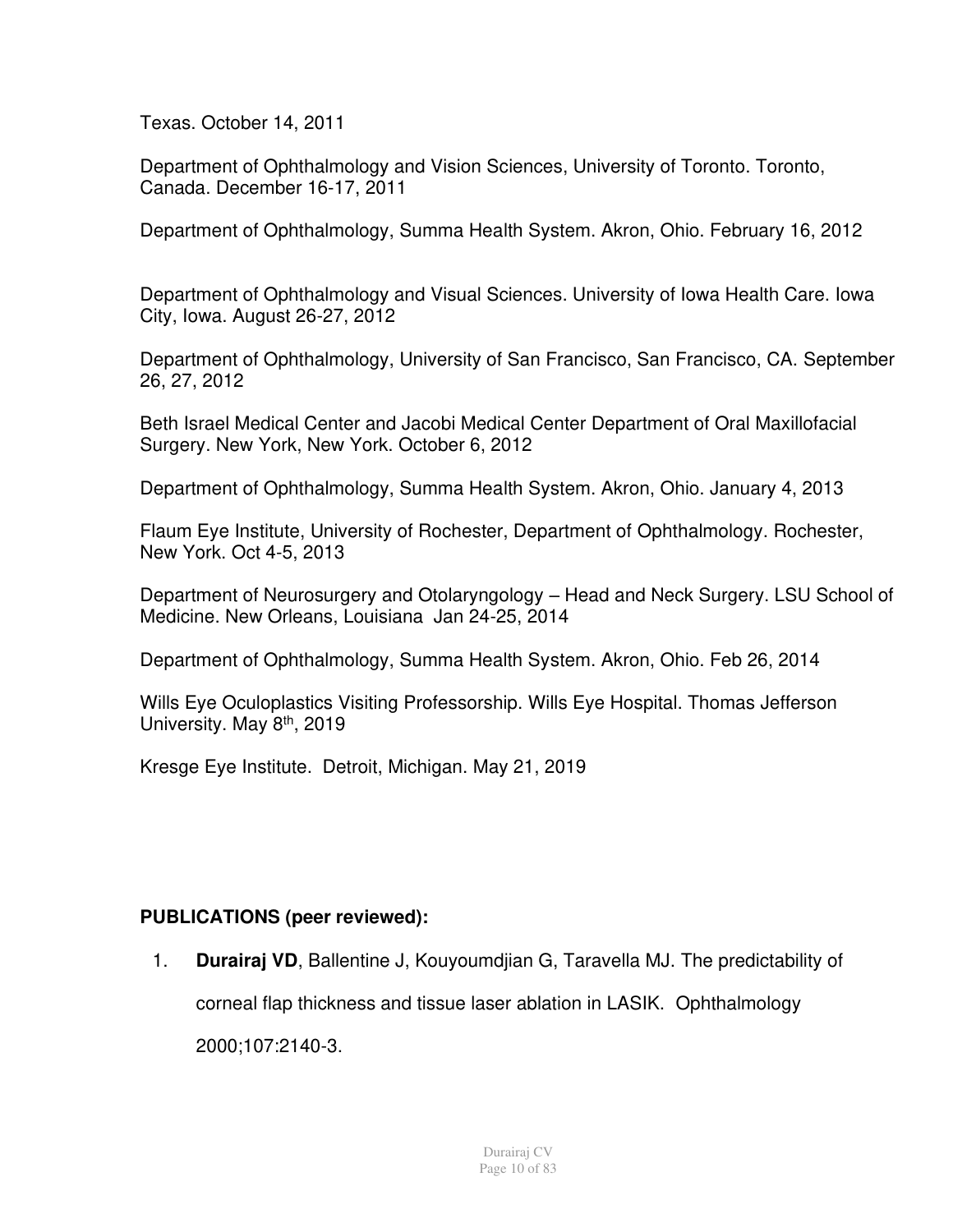Texas. October 14, 2011

Department of Ophthalmology and Vision Sciences, University of Toronto. Toronto, Canada. December 16-17, 2011

Department of Ophthalmology, Summa Health System. Akron, Ohio. February 16, 2012

Department of Ophthalmology and Visual Sciences. University of Iowa Health Care. Iowa City, Iowa. August 26-27, 2012

Department of Ophthalmology, University of San Francisco, San Francisco, CA. September 26, 27, 2012

Beth Israel Medical Center and Jacobi Medical Center Department of Oral Maxillofacial Surgery. New York, New York. October 6, 2012

Department of Ophthalmology, Summa Health System. Akron, Ohio. January 4, 2013

Flaum Eye Institute, University of Rochester, Department of Ophthalmology. Rochester, New York. Oct 4-5, 2013

Department of Neurosurgery and Otolaryngology – Head and Neck Surgery. LSU School of Medicine. New Orleans, Louisiana Jan 24-25, 2014

Department of Ophthalmology, Summa Health System. Akron, Ohio. Feb 26, 2014

Wills Eye Oculoplastics Visiting Professorship. Wills Eye Hospital. Thomas Jefferson University. May 8th, 2019

Kresge Eye Institute. Detroit, Michigan. May 21, 2019

**PUBLICATIONS (peer reviewed):**

1. **Durairaj VD**, Ballentine J, Kouyoumdjian G, Taravella MJ. The predictability of corneal flap thickness and tissue laser ablation in LASIK. Ophthalmology 2000;107:2140-3.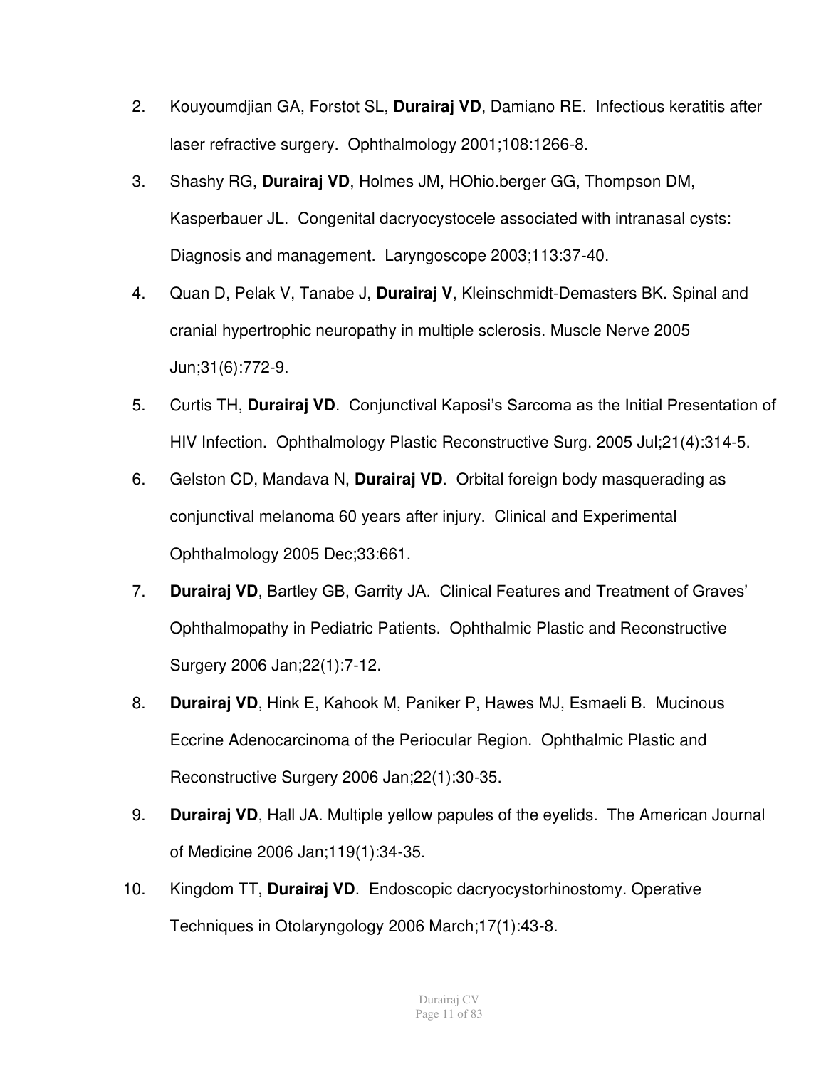2. Kouyoumdjian GA, Forstot SL, **Durairaj VD**, Damiano RE. Infectious keratitis after laser refractive surgery. Ophthalmology 2001;108:1266-8.
3. Shashy RG, **Durairaj VD**, Holmes JM, HOhio.berger GG, Thompson DM, Kasperbauer JL. Congenital dacryocystocele associated with intranasal cysts: Diagnosis and management. Laryngoscope 2003;113:37-40.
4. Quan D, Pelak V, Tanabe J, **Durairaj V**, Kleinschmidt-Demasters BK. Spinal and cranial hypertrophic neuropathy in multiple sclerosis. Muscle Nerve 2005 Jun;31(6):772-9.
5. Curtis TH, **Durairaj VD**. Conjunctival Kaposi's Sarcoma as the Initial Presentation of HIV Infection. Ophthalmology Plastic Reconstructive Surg. 2005 Jul;21(4):314-5.
6. Gelston CD, Mandava N, **Durairaj VD**. Orbital foreign body masquerading as conjunctival melanoma 60 years after injury. Clinical and Experimental Ophthalmology 2005 Dec;33:661.
7. **Durairaj VD**, Bartley GB, Garrity JA. Clinical Features and Treatment of Graves' Ophthalmopathy in Pediatric Patients. Ophthalmic Plastic and Reconstructive Surgery 2006 Jan;22(1):7-12.
8. **Durairaj VD**, Hink E, Kahook M, Paniker P, Hawes MJ, Esmaeli B. Mucinous Eccrine Adenocarcinoma of the Periocular Region. Ophthalmic Plastic and Reconstructive Surgery 2006 Jan;22(1):30-35.
9. **Durairaj VD**, Hall JA. Multiple yellow papules of the eyelids. The American Journal of Medicine 2006 Jan;119(1):34-35.
10. Kingdom TT, **Durairaj VD**. Endoscopic dacryocystorhinostomy. Operative Techniques in Otolaryngology 2006 March;17(1):43-8.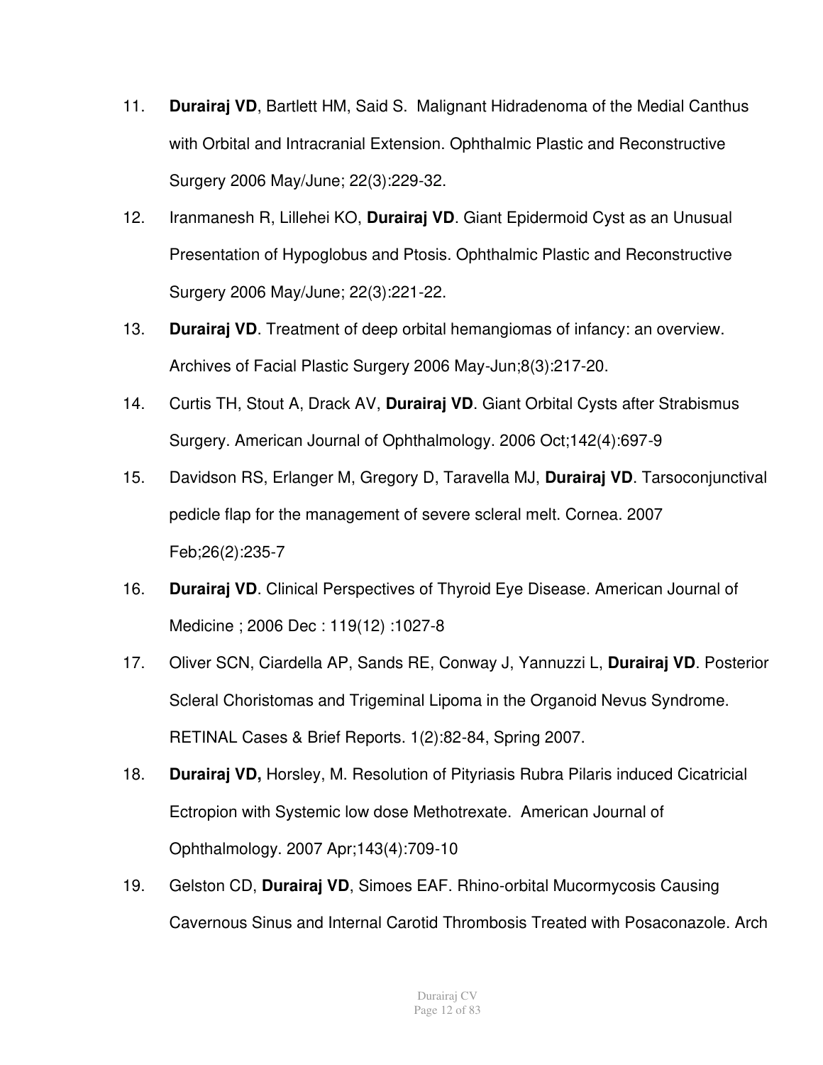11. **Durairaj VD**, Bartlett HM, Said S. Malignant Hidradenoma of the Medial Canthus with Orbital and Intracranial Extension. Ophthalmic Plastic and Reconstructive Surgery 2006 May/June; 22(3):229-32.
12. Iranmanesh R, Lillehei KO, **Durairaj VD**. Giant Epidermoid Cyst as an Unusual Presentation of Hypoglobus and Ptosis. Ophthalmic Plastic and Reconstructive Surgery 2006 May/June; 22(3):221-22.
13. **Durairaj VD**. Treatment of deep orbital hemangiomas of infancy: an overview. Archives of Facial Plastic Surgery 2006 May-Jun;8(3):217-20.
14. Curtis TH, Stout A, Drack AV, **Durairaj VD**. Giant Orbital Cysts after Strabismus Surgery. American Journal of Ophthalmology. 2006 Oct;142(4):697-9
15. Davidson RS, Erlanger M, Gregory D, Taravella MJ, **Durairaj VD**. Tarsoconjunctival pedicle flap for the management of severe scleral melt. Cornea. 2007 Feb;26(2):235-7
16. **Durairaj VD**. Clinical Perspectives of Thyroid Eye Disease. American Journal of Medicine ; 2006 Dec : 119(12) :1027-8
17. Oliver SCN, Ciardella AP, Sands RE, Conway J, Yannuzzi L, **Durairaj VD**. Posterior Scleral Choristomas and Trigeminal Lipoma in the Organoid Nevus Syndrome. RETINAL Cases & Brief Reports. 1(2):82-84, Spring 2007.
18. **Durairaj VD,** Horsley, M. Resolution of Pityriasis Rubra Pilaris induced Cicatricial Ectropion with Systemic low dose Methotrexate. American Journal of Ophthalmology. 2007 Apr;143(4):709-10
19. Gelston CD, **Durairaj VD**, Simoes EAF. Rhino-orbital Mucormycosis Causing Cavernous Sinus and Internal Carotid Thrombosis Treated with Posaconazole. Arch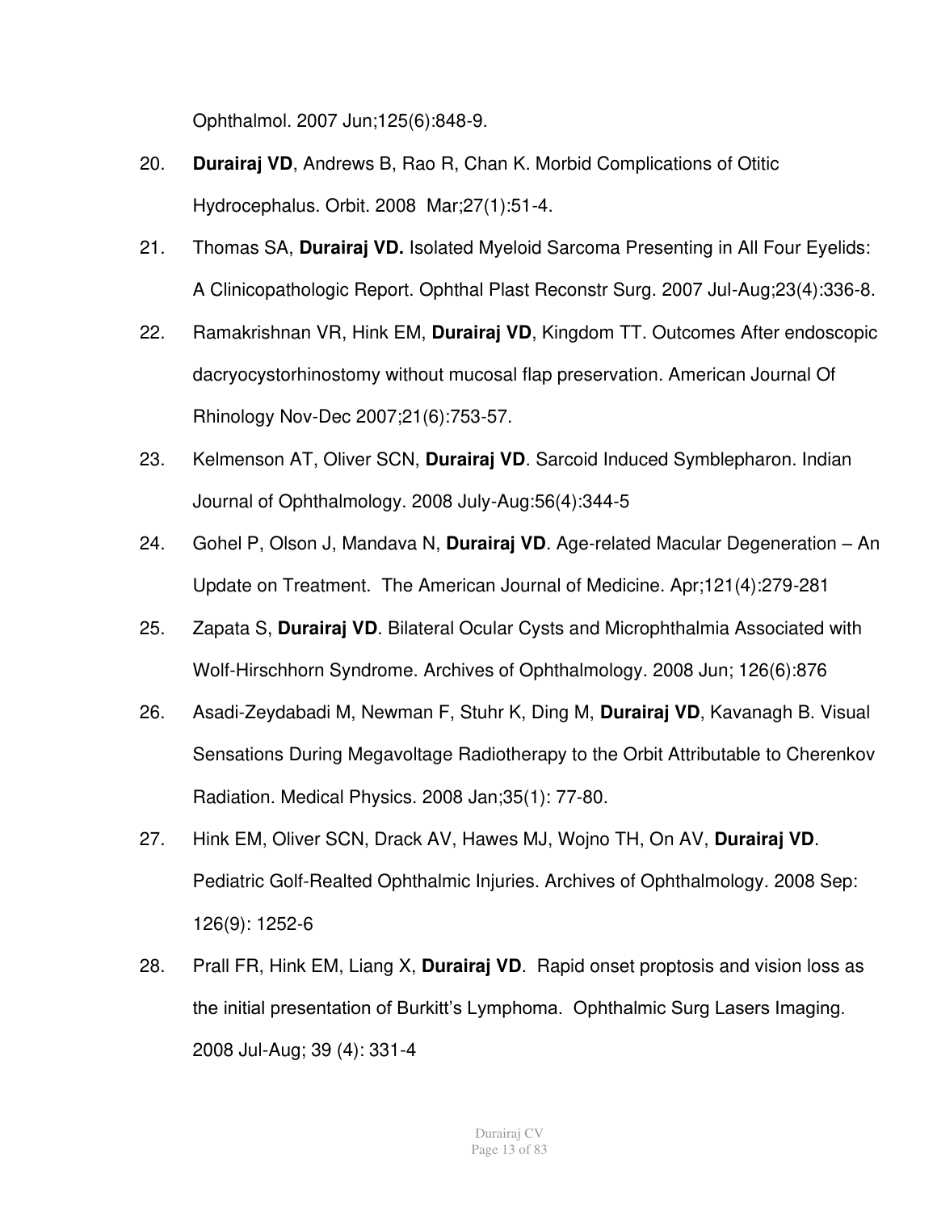Ophthalmol. 2007 Jun;125(6):848-9.

20. **Durairaj VD**, Andrews B, Rao R, Chan K. Morbid Complications of Otitic Hydrocephalus. Orbit. 2008 Mar;27(1):51-4.

21. Thomas SA, **Durairaj VD.** Isolated Myeloid Sarcoma Presenting in All Four Eyelids: A Clinicopathologic Report. Ophthal Plast Reconstr Surg. 2007 Jul-Aug;23(4):336-8.

22. Ramakrishnan VR, Hink EM, **Durairaj VD**, Kingdom TT. Outcomes After endoscopic dacryocystorhinostomy without mucosal flap preservation. American Journal Of Rhinology Nov-Dec 2007;21(6):753-57.

23. Kelmenson AT, Oliver SCN, **Durairaj VD**. Sarcoid Induced Symblepharon. Indian Journal of Ophthalmology. 2008 July-Aug:56(4):344-5

24. Gohel P, Olson J, Mandava N, **Durairaj VD**. Age-related Macular Degeneration – An Update on Treatment. The American Journal of Medicine. Apr;121(4):279-281

25. Zapata S, **Durairaj VD**. Bilateral Ocular Cysts and Microphthalmia Associated with Wolf-Hirschhorn Syndrome. Archives of Ophthalmology. 2008 Jun; 126(6):876

26. Asadi-Zeydabadi M, Newman F, Stuhr K, Ding M, **Durairaj VD**, Kavanagh B. Visual Sensations During Megavoltage Radiotherapy to the Orbit Attributable to Cherenkov Radiation. Medical Physics. 2008 Jan;35(1): 77-80.

27. Hink EM, Oliver SCN, Drack AV, Hawes MJ, Wojno TH, On AV, **Durairaj VD**. Pediatric Golf-Realted Ophthalmic Injuries. Archives of Ophthalmology. 2008 Sep: 126(9): 1252-6

28. Prall FR, Hink EM, Liang X, **Durairaj VD**. Rapid onset proptosis and vision loss as the initial presentation of Burkitt's Lymphoma. Ophthalmic Surg Lasers Imaging. 2008 Jul-Aug; 39 (4): 331-4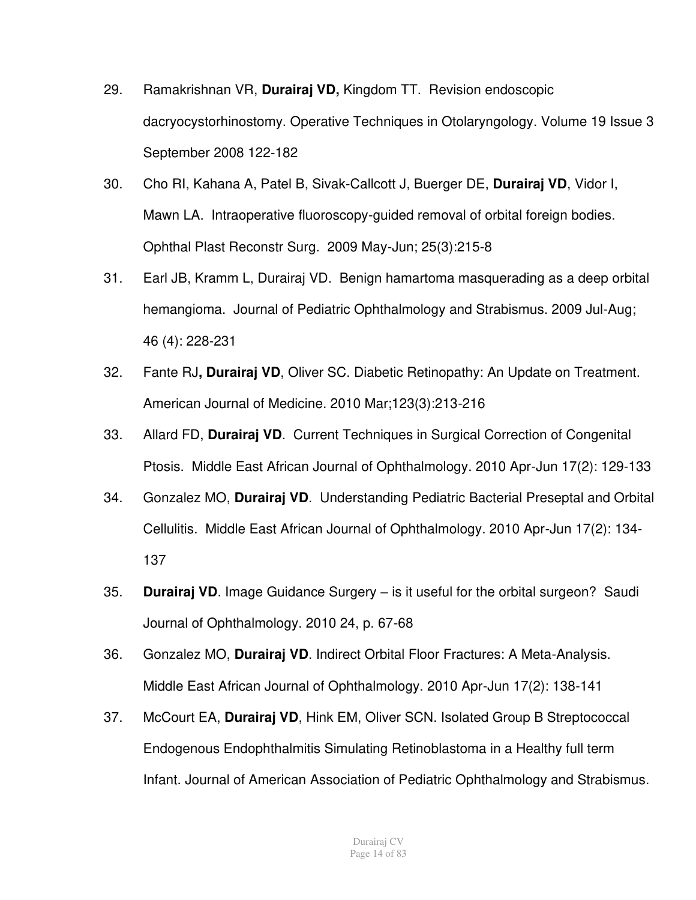29. Ramakrishnan VR, **Durairaj VD,** Kingdom TT. Revision endoscopic dacryocystorhinostomy. Operative Techniques in Otolaryngology. Volume 19 Issue 3 September 2008 122-182

30. Cho RI, Kahana A, Patel B, Sivak-Callcott J, Buerger DE, **Durairaj VD**, Vidor I, Mawn LA. Intraoperative fluoroscopy-guided removal of orbital foreign bodies. Ophthal Plast Reconstr Surg. 2009 May-Jun; 25(3):215-8

31. Earl JB, Kramm L, Durairaj VD. Benign hamartoma masquerading as a deep orbital hemangioma. Journal of Pediatric Ophthalmology and Strabismus. 2009 Jul-Aug; 46 (4): 228-231

32. Fante RJ**, Durairaj VD**, Oliver SC. Diabetic Retinopathy: An Update on Treatment. American Journal of Medicine. 2010 Mar;123(3):213-216

33. Allard FD, **Durairaj VD**. Current Techniques in Surgical Correction of Congenital Ptosis. Middle East African Journal of Ophthalmology. 2010 Apr-Jun 17(2): 129-133

34. Gonzalez MO, **Durairaj VD**. Understanding Pediatric Bacterial Preseptal and Orbital Cellulitis. Middle East African Journal of Ophthalmology. 2010 Apr-Jun 17(2): 134-137

35. **Durairaj VD**. Image Guidance Surgery – is it useful for the orbital surgeon? Saudi Journal of Ophthalmology. 2010 24, p. 67-68

36. Gonzalez MO, **Durairaj VD**. Indirect Orbital Floor Fractures: A Meta-Analysis. Middle East African Journal of Ophthalmology. 2010 Apr-Jun 17(2): 138-141

37. McCourt EA, **Durairaj VD**, Hink EM, Oliver SCN. Isolated Group B Streptococcal Endogenous Endophthalmitis Simulating Retinoblastoma in a Healthy full term Infant. Journal of American Association of Pediatric Ophthalmology and Strabismus.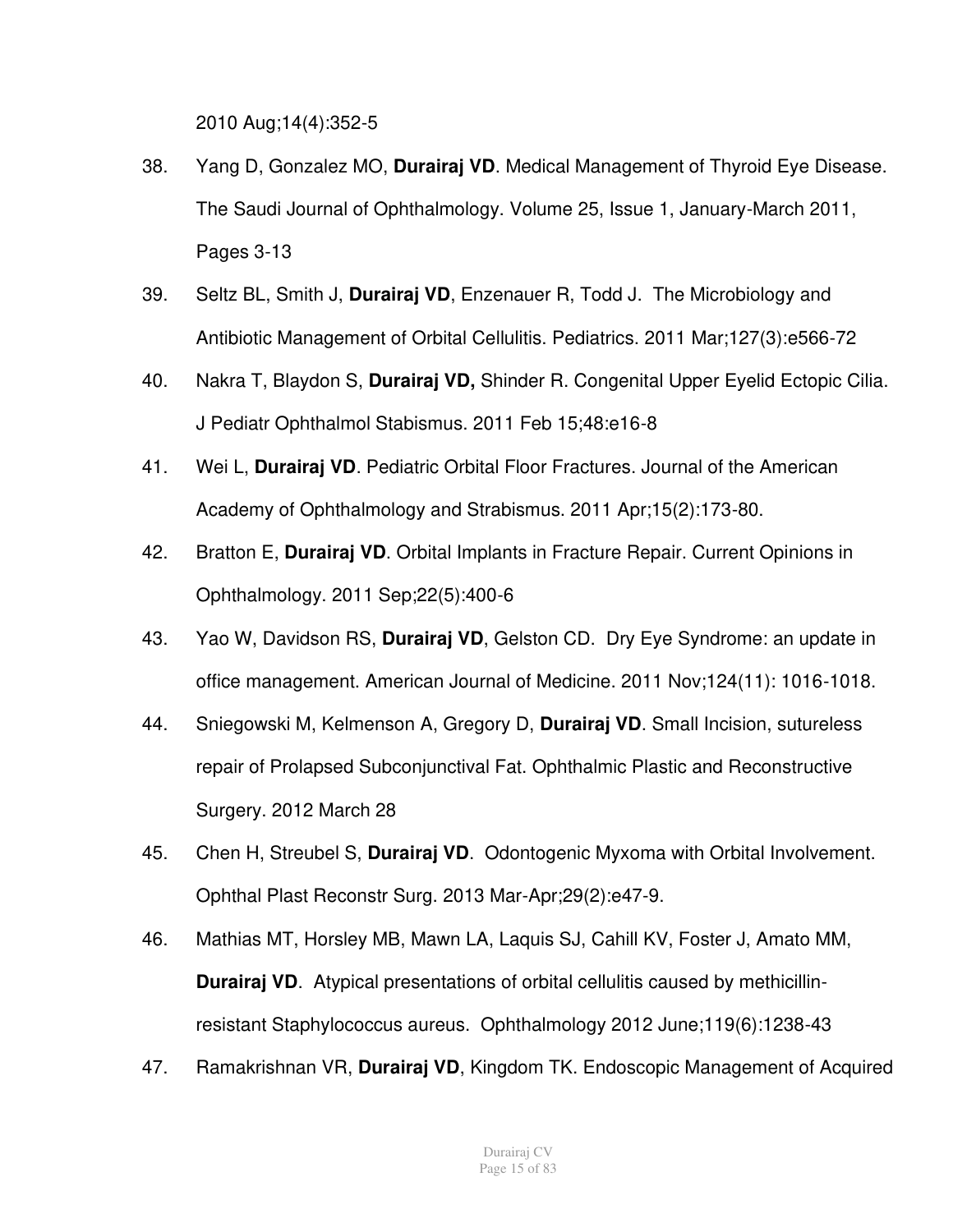2010 Aug;14(4):352-5

38. Yang D, Gonzalez MO, **Durairaj VD**. Medical Management of Thyroid Eye Disease. The Saudi Journal of Ophthalmology. Volume 25, Issue 1, January-March 2011, Pages 3-13

39. Seltz BL, Smith J, **Durairaj VD**, Enzenauer R, Todd J. The Microbiology and Antibiotic Management of Orbital Cellulitis. Pediatrics. 2011 Mar;127(3):e566-72

40. Nakra T, Blaydon S, **Durairaj VD,** Shinder R. Congenital Upper Eyelid Ectopic Cilia. J Pediatr Ophthalmol Stabismus. 2011 Feb 15;48:e16-8

41. Wei L, **Durairaj VD**. Pediatric Orbital Floor Fractures. Journal of the American Academy of Ophthalmology and Strabismus. 2011 Apr;15(2):173-80.

42. Bratton E, **Durairaj VD**. Orbital Implants in Fracture Repair. Current Opinions in Ophthalmology. 2011 Sep;22(5):400-6

43. Yao W, Davidson RS, **Durairaj VD**, Gelston CD. Dry Eye Syndrome: an update in office management. American Journal of Medicine. 2011 Nov;124(11): 1016-1018.

44. Sniegowski M, Kelmenson A, Gregory D, **Durairaj VD**. Small Incision, sutureless repair of Prolapsed Subconjunctival Fat. Ophthalmic Plastic and Reconstructive Surgery. 2012 March 28

45. Chen H, Streubel S, **Durairaj VD**. Odontogenic Myxoma with Orbital Involvement. Ophthal Plast Reconstr Surg. 2013 Mar-Apr;29(2):e47-9.

46. Mathias MT, Horsley MB, Mawn LA, Laquis SJ, Cahill KV, Foster J, Amato MM, **Durairaj VD**. Atypical presentations of orbital cellulitis caused by methicillin-resistant Staphylococcus aureus. Ophthalmology 2012 June;119(6):1238-43

47. Ramakrishnan VR, **Durairaj VD**, Kingdom TK. Endoscopic Management of Acquired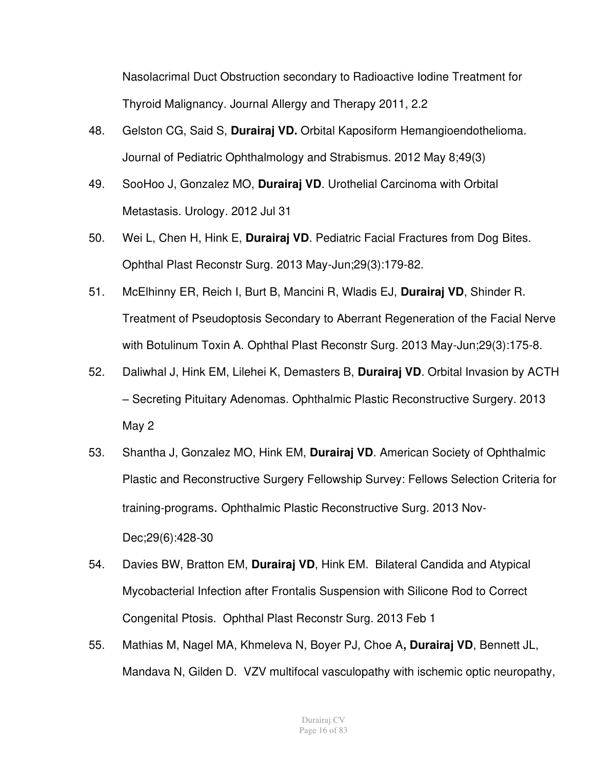Nasolacrimal Duct Obstruction secondary to Radioactive Iodine Treatment for Thyroid Malignancy. Journal Allergy and Therapy 2011, 2.2

48. Gelston CG, Said S, **Durairaj VD.** Orbital Kaposiform Hemangioendothelioma. Journal of Pediatric Ophthalmology and Strabismus. 2012 May 8;49(3)

49. SooHoo J, Gonzalez MO, **Durairaj VD**. Urothelial Carcinoma with Orbital Metastasis. Urology. 2012 Jul 31

50. Wei L, Chen H, Hink E, **Durairaj VD**. Pediatric Facial Fractures from Dog Bites. Ophthal Plast Reconstr Surg. 2013 May-Jun;29(3):179-82.

51. McElhinny ER, Reich I, Burt B, Mancini R, Wladis EJ, **Durairaj VD**, Shinder R. Treatment of Pseudoptosis Secondary to Aberrant Regeneration of the Facial Nerve with Botulinum Toxin A. Ophthal Plast Reconstr Surg. 2013 May-Jun;29(3):175-8.

52. Daliwhal J, Hink EM, Lilehei K, Demasters B, **Durairaj VD**. Orbital Invasion by ACTH – Secreting Pituitary Adenomas. Ophthalmic Plastic Reconstructive Surgery. 2013 May 2

53. Shantha J, Gonzalez MO, Hink EM, **Durairaj VD**. American Society of Ophthalmic Plastic and Reconstructive Surgery Fellowship Survey: Fellows Selection Criteria for training-programs. Ophthalmic Plastic Reconstructive Surg. 2013 Nov-Dec;29(6):428-30

54. Davies BW, Bratton EM, **Durairaj VD**, Hink EM. Bilateral Candida and Atypical Mycobacterial Infection after Frontalis Suspension with Silicone Rod to Correct Congenital Ptosis. Ophthal Plast Reconstr Surg. 2013 Feb 1

55. Mathias M, Nagel MA, Khmeleva N, Boyer PJ, Choe A**, Durairaj VD**, Bennett JL, Mandava N, Gilden D. VZV multifocal vasculopathy with ischemic optic neuropathy,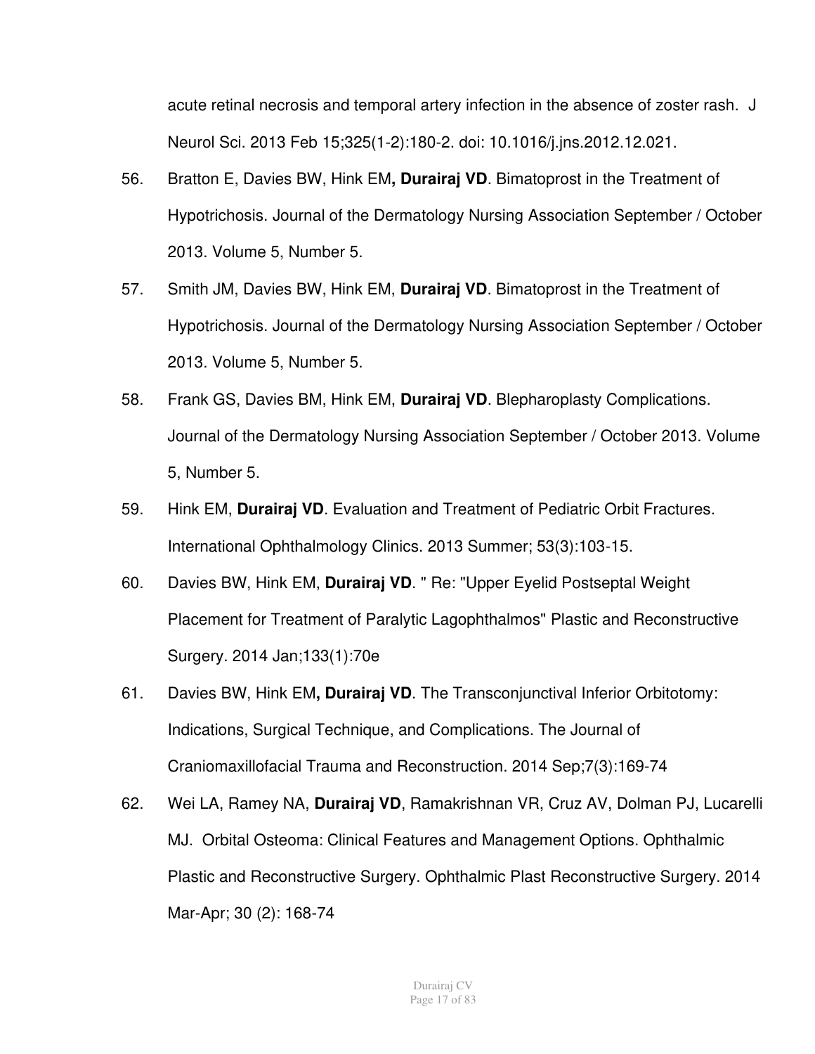acute retinal necrosis and temporal artery infection in the absence of zoster rash. J Neurol Sci. 2013 Feb 15;325(1-2):180-2. doi: 10.1016/j.jns.2012.12.021.

56. Bratton E, Davies BW, Hink EM**, Durairaj VD**. Bimatoprost in the Treatment of Hypotrichosis. Journal of the Dermatology Nursing Association September / October 2013. Volume 5, Number 5.

57. Smith JM, Davies BW, Hink EM, **Durairaj VD**. Bimatoprost in the Treatment of Hypotrichosis. Journal of the Dermatology Nursing Association September / October 2013. Volume 5, Number 5.

58. Frank GS, Davies BM, Hink EM, **Durairaj VD**. Blepharoplasty Complications. Journal of the Dermatology Nursing Association September / October 2013. Volume 5, Number 5.

59. Hink EM, **Durairaj VD**. Evaluation and Treatment of Pediatric Orbit Fractures. International Ophthalmology Clinics. 2013 Summer; 53(3):103-15.

60. Davies BW, Hink EM, **Durairaj VD**. " Re: "Upper Eyelid Postseptal Weight Placement for Treatment of Paralytic Lagophthalmos" Plastic and Reconstructive Surgery. 2014 Jan;133(1):70e

61. Davies BW, Hink EM**, Durairaj VD**. The Transconjunctival Inferior Orbitotomy: Indications, Surgical Technique, and Complications. The Journal of Craniomaxillofacial Trauma and Reconstruction. 2014 Sep;7(3):169-74

62. Wei LA, Ramey NA, **Durairaj VD**, Ramakrishnan VR, Cruz AV, Dolman PJ, Lucarelli MJ. Orbital Osteoma: Clinical Features and Management Options. Ophthalmic Plastic and Reconstructive Surgery. Ophthalmic Plast Reconstructive Surgery. 2014 Mar-Apr; 30 (2): 168-74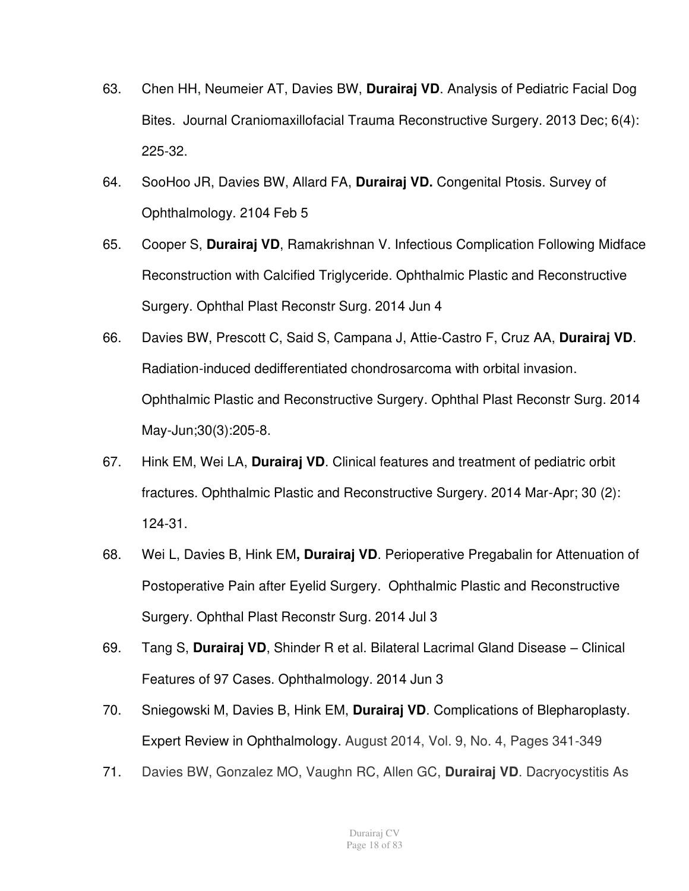63. Chen HH, Neumeier AT, Davies BW, **Durairaj VD**. Analysis of Pediatric Facial Dog Bites. Journal Craniomaxillofacial Trauma Reconstructive Surgery. 2013 Dec; 6(4): 225-32.

64. SooHoo JR, Davies BW, Allard FA, **Durairaj VD.** Congenital Ptosis. Survey of Ophthalmology. 2104 Feb 5

65. Cooper S, **Durairaj VD**, Ramakrishnan V. Infectious Complication Following Midface Reconstruction with Calcified Triglyceride. Ophthalmic Plastic and Reconstructive Surgery. Ophthal Plast Reconstr Surg. 2014 Jun 4

66. Davies BW, Prescott C, Said S, Campana J, Attie-Castro F, Cruz AA, **Durairaj VD**. Radiation-induced dedifferentiated chondrosarcoma with orbital invasion. Ophthalmic Plastic and Reconstructive Surgery. Ophthal Plast Reconstr Surg. 2014 May-Jun;30(3):205-8.

67. Hink EM, Wei LA, **Durairaj VD**. Clinical features and treatment of pediatric orbit fractures. Ophthalmic Plastic and Reconstructive Surgery. 2014 Mar-Apr; 30 (2): 124-31.

68. Wei L, Davies B, Hink EM**, Durairaj VD**. Perioperative Pregabalin for Attenuation of Postoperative Pain after Eyelid Surgery. Ophthalmic Plastic and Reconstructive Surgery. Ophthal Plast Reconstr Surg. 2014 Jul 3

69. Tang S, **Durairaj VD**, Shinder R et al. Bilateral Lacrimal Gland Disease – Clinical Features of 97 Cases. Ophthalmology. 2014 Jun 3

70. Sniegowski M, Davies B, Hink EM, **Durairaj VD**. Complications of Blepharoplasty. Expert Review in Ophthalmology. August 2014, Vol. 9, No. 4, Pages 341-349

71. Davies BW, Gonzalez MO, Vaughn RC, Allen GC, **Durairaj VD**. Dacryocystitis As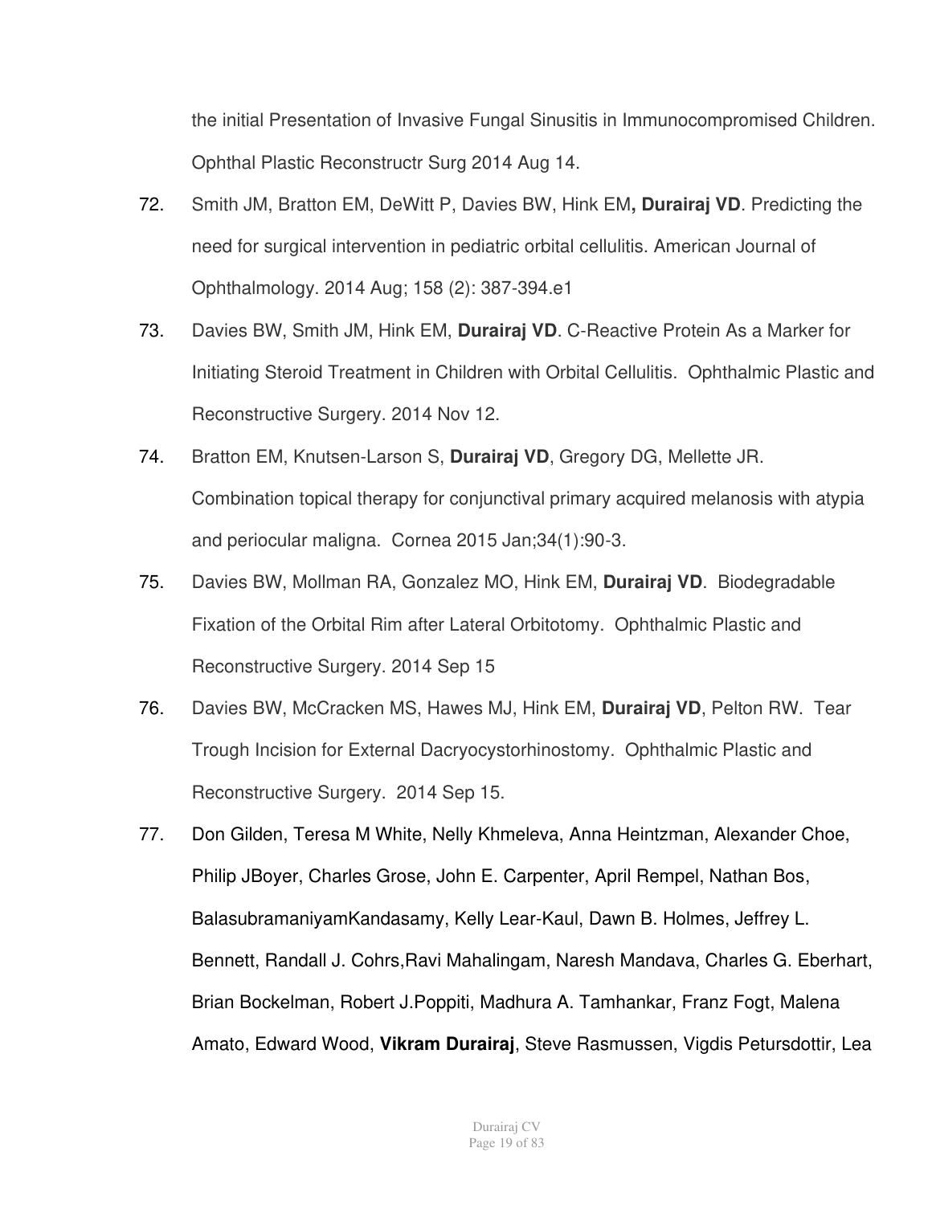the initial Presentation of Invasive Fungal Sinusitis in Immunocompromised Children. Ophthal Plastic Reconstructr Surg 2014 Aug 14.

72. Smith JM, Bratton EM, DeWitt P, Davies BW, Hink EM**, Durairaj VD**. Predicting the need for surgical intervention in pediatric orbital cellulitis. American Journal of Ophthalmology. 2014 Aug; 158 (2): 387-394.e1

73. Davies BW, Smith JM, Hink EM, **Durairaj VD**. C-Reactive Protein As a Marker for Initiating Steroid Treatment in Children with Orbital Cellulitis. Ophthalmic Plastic and Reconstructive Surgery. 2014 Nov 12.

74. Bratton EM, Knutsen-Larson S, **Durairaj VD**, Gregory DG, Mellette JR. Combination topical therapy for conjunctival primary acquired melanosis with atypia and periocular maligna. Cornea 2015 Jan;34(1):90-3.

75. Davies BW, Mollman RA, Gonzalez MO, Hink EM, **Durairaj VD**. Biodegradable Fixation of the Orbital Rim after Lateral Orbitotomy. Ophthalmic Plastic and Reconstructive Surgery. 2014 Sep 15

76. Davies BW, McCracken MS, Hawes MJ, Hink EM, **Durairaj VD**, Pelton RW. Tear Trough Incision for External Dacryocystorhinostomy. Ophthalmic Plastic and Reconstructive Surgery. 2014 Sep 15.

77. Don Gilden, Teresa M White, Nelly Khmeleva, Anna Heintzman, Alexander Choe, Philip JBoyer, Charles Grose, John E. Carpenter, April Rempel, Nathan Bos, BalasubramaniyamKandasamy, Kelly Lear-Kaul, Dawn B. Holmes, Jeffrey L. Bennett, Randall J. Cohrs,Ravi Mahalingam, Naresh Mandava, Charles G. Eberhart, Brian Bockelman, Robert J.Poppiti, Madhura A. Tamhankar, Franz Fogt, Malena Amato, Edward Wood, **Vikram Durairaj**, Steve Rasmussen, Vigdis Petursdottir, Lea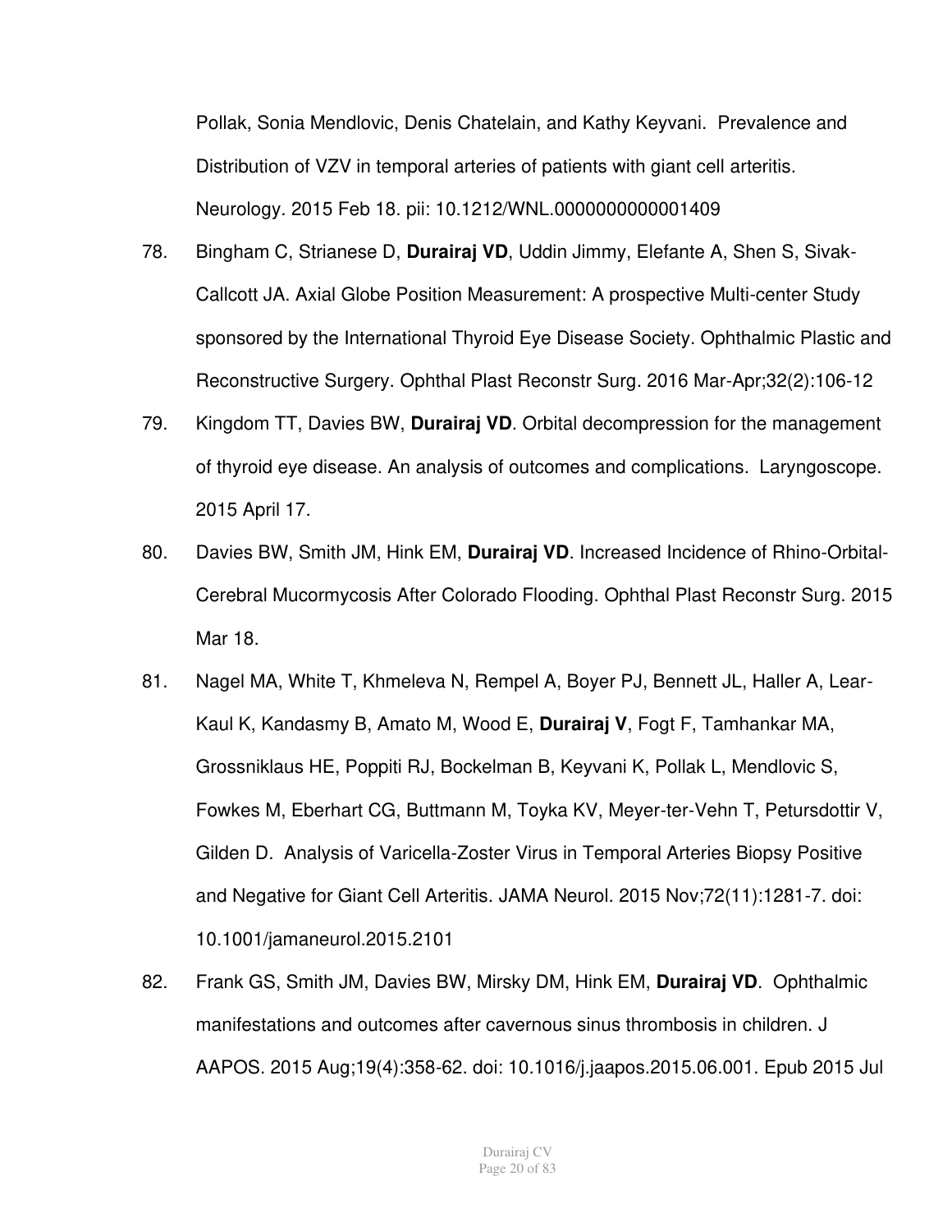Pollak, Sonia Mendlovic, Denis Chatelain, and Kathy Keyvani. Prevalence and Distribution of VZV in temporal arteries of patients with giant cell arteritis. Neurology. 2015 Feb 18. pii: 10.1212/WNL.0000000000001409

78. Bingham C, Strianese D, **Durairaj VD**, Uddin Jimmy, Elefante A, Shen S, Sivak-Callcott JA. Axial Globe Position Measurement: A prospective Multi-center Study sponsored by the International Thyroid Eye Disease Society. Ophthalmic Plastic and Reconstructive Surgery. Ophthal Plast Reconstr Surg. 2016 Mar-Apr;32(2):106-12

79. Kingdom TT, Davies BW, **Durairaj VD**. Orbital decompression for the management of thyroid eye disease. An analysis of outcomes and complications. Laryngoscope. 2015 April 17.

80. Davies BW, Smith JM, Hink EM, **Durairaj VD**. Increased Incidence of Rhino-Orbital-Cerebral Mucormycosis After Colorado Flooding. Ophthal Plast Reconstr Surg. 2015 Mar 18.

81. Nagel MA, White T, Khmeleva N, Rempel A, Boyer PJ, Bennett JL, Haller A, Lear-Kaul K, Kandasmy B, Amato M, Wood E, **Durairaj V**, Fogt F, Tamhankar MA, Grossniklaus HE, Poppiti RJ, Bockelman B, Keyvani K, Pollak L, Mendlovic S, Fowkes M, Eberhart CG, Buttmann M, Toyka KV, Meyer-ter-Vehn T, Petursdottir V, Gilden D. Analysis of Varicella-Zoster Virus in Temporal Arteries Biopsy Positive and Negative for Giant Cell Arteritis. JAMA Neurol. 2015 Nov;72(11):1281-7. doi: 10.1001/jamaneurol.2015.2101

82. Frank GS, Smith JM, Davies BW, Mirsky DM, Hink EM, **Durairaj VD**. Ophthalmic manifestations and outcomes after cavernous sinus thrombosis in children. J AAPOS. 2015 Aug;19(4):358-62. doi: 10.1016/j.jaapos.2015.06.001. Epub 2015 Jul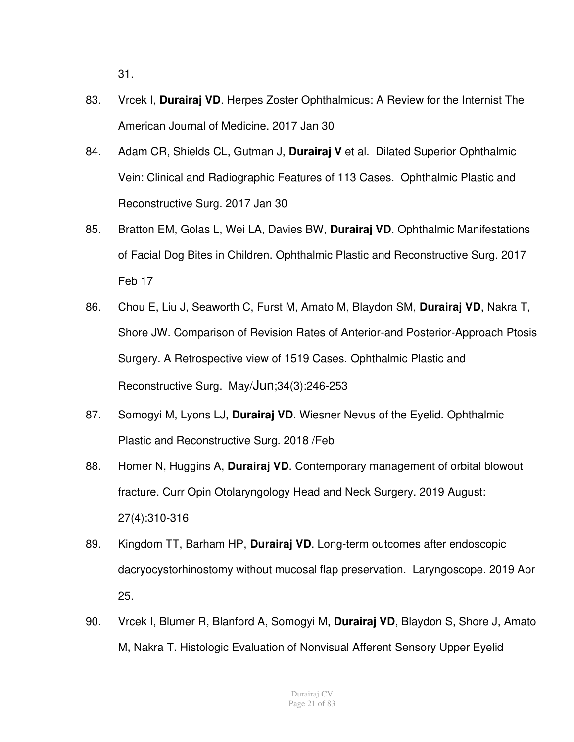31.

83. Vrcek I, **Durairaj VD**. Herpes Zoster Ophthalmicus: A Review for the Internist The American Journal of Medicine. 2017 Jan 30

84. Adam CR, Shields CL, Gutman J, **Durairaj V** et al. Dilated Superior Ophthalmic Vein: Clinical and Radiographic Features of 113 Cases. Ophthalmic Plastic and Reconstructive Surg. 2017 Jan 30

85. Bratton EM, Golas L, Wei LA, Davies BW, **Durairaj VD**. Ophthalmic Manifestations of Facial Dog Bites in Children. Ophthalmic Plastic and Reconstructive Surg. 2017 Feb 17

86. Chou E, Liu J, Seaworth C, Furst M, Amato M, Blaydon SM, **Durairaj VD**, Nakra T, Shore JW. Comparison of Revision Rates of Anterior-and Posterior-Approach Ptosis Surgery. A Retrospective view of 1519 Cases. Ophthalmic Plastic and Reconstructive Surg. May/Jun;34(3):246-253

87. Somogyi M, Lyons LJ, **Durairaj VD**. Wiesner Nevus of the Eyelid. Ophthalmic Plastic and Reconstructive Surg. 2018 /Feb

88. Homer N, Huggins A, **Durairaj VD**. Contemporary management of orbital blowout fracture. Curr Opin Otolaryngology Head and Neck Surgery. 2019 August: 27(4):310-316

89. Kingdom TT, Barham HP, **Durairaj VD**. Long-term outcomes after endoscopic dacryocystorhinostomy without mucosal flap preservation. Laryngoscope. 2019 Apr 25.

90. Vrcek I, Blumer R, Blanford A, Somogyi M, **Durairaj VD**, Blaydon S, Shore J, Amato M, Nakra T. Histologic Evaluation of Nonvisual Afferent Sensory Upper Eyelid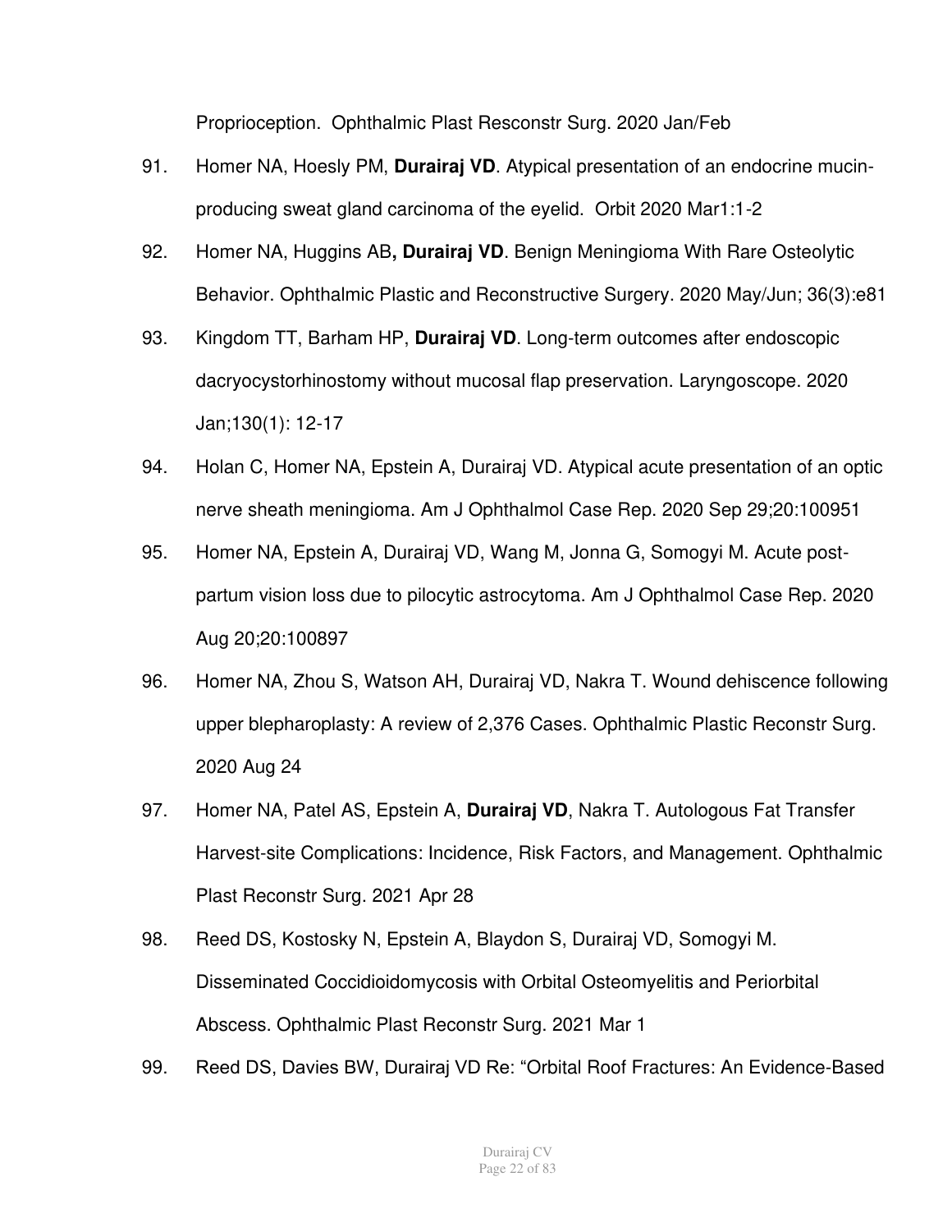Proprioception. Ophthalmic Plast Resconstr Surg. 2020 Jan/Feb

91. Homer NA, Hoesly PM, **Durairaj VD**. Atypical presentation of an endocrine mucin-producing sweat gland carcinoma of the eyelid. Orbit 2020 Mar1:1-2

92. Homer NA, Huggins AB**, Durairaj VD**. Benign Meningioma With Rare Osteolytic Behavior. Ophthalmic Plastic and Reconstructive Surgery. 2020 May/Jun; 36(3):e81

93. Kingdom TT, Barham HP, **Durairaj VD**. Long-term outcomes after endoscopic dacryocystorhinostomy without mucosal flap preservation. Laryngoscope. 2020 Jan;130(1): 12-17

94. Holan C, Homer NA, Epstein A, Durairaj VD. Atypical acute presentation of an optic nerve sheath meningioma. Am J Ophthalmol Case Rep. 2020 Sep 29;20:100951

95. Homer NA, Epstein A, Durairaj VD, Wang M, Jonna G, Somogyi M. Acute post-partum vision loss due to pilocytic astrocytoma. Am J Ophthalmol Case Rep. 2020 Aug 20;20:100897

96. Homer NA, Zhou S, Watson AH, Durairaj VD, Nakra T. Wound dehiscence following upper blepharoplasty: A review of 2,376 Cases. Ophthalmic Plastic Reconstr Surg. 2020 Aug 24

97. Homer NA, Patel AS, Epstein A, **Durairaj VD**, Nakra T. Autologous Fat Transfer Harvest-site Complications: Incidence, Risk Factors, and Management. Ophthalmic Plast Reconstr Surg. 2021 Apr 28

98. Reed DS, Kostosky N, Epstein A, Blaydon S, Durairaj VD, Somogyi M. Disseminated Coccidioidomycosis with Orbital Osteomyelitis and Periorbital Abscess. Ophthalmic Plast Reconstr Surg. 2021 Mar 1

99. Reed DS, Davies BW, Durairaj VD Re: "Orbital Roof Fractures: An Evidence-Based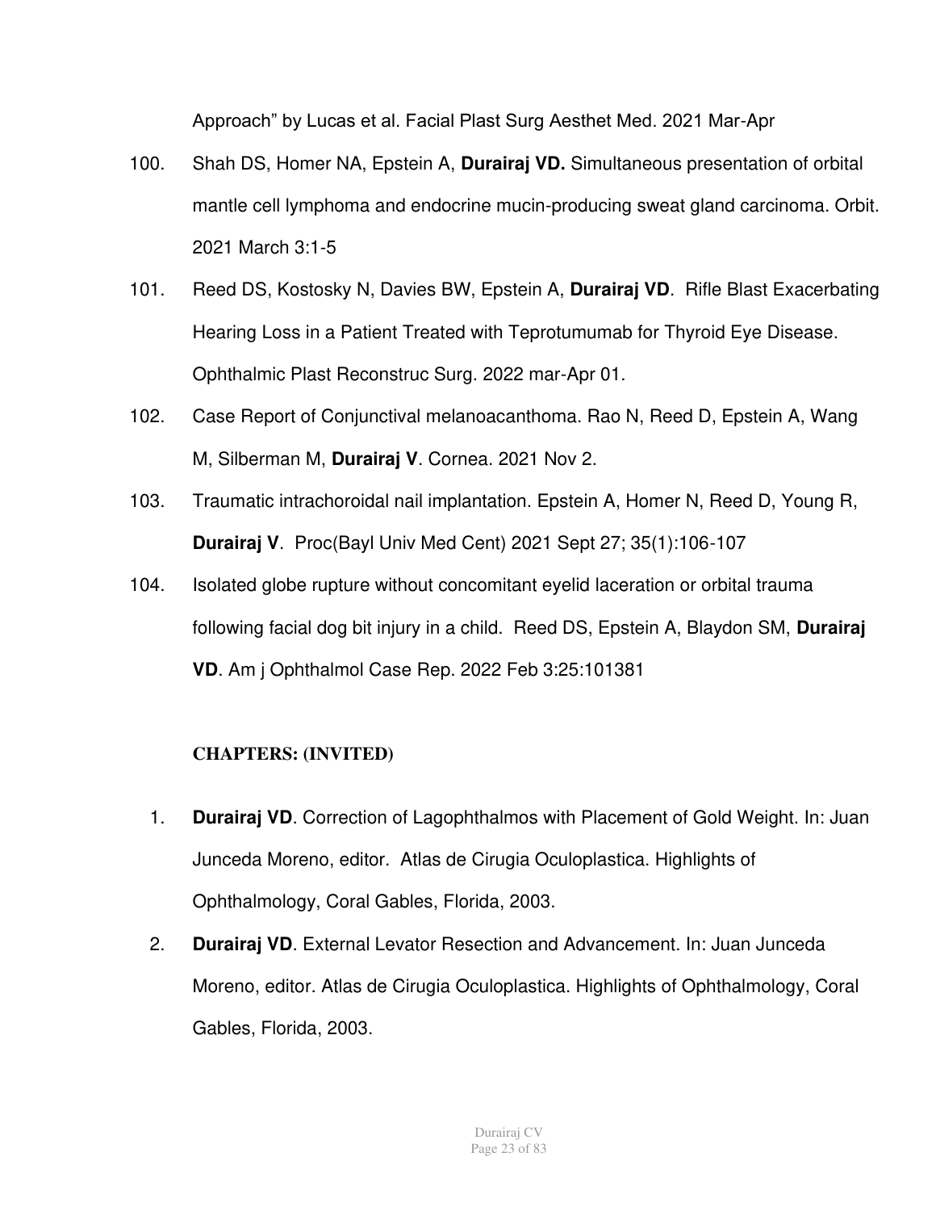Approach" by Lucas et al. Facial Plast Surg Aesthet Med. 2021 Mar-Apr

100. Shah DS, Homer NA, Epstein A, **Durairaj VD.** Simultaneous presentation of orbital mantle cell lymphoma and endocrine mucin-producing sweat gland carcinoma. Orbit. 2021 March 3:1-5

101. Reed DS, Kostosky N, Davies BW, Epstein A, **Durairaj VD**. Rifle Blast Exacerbating Hearing Loss in a Patient Treated with Teprotumumab for Thyroid Eye Disease. Ophthalmic Plast Reconstruc Surg. 2022 mar-Apr 01.

102. Case Report of Conjunctival melanoacanthoma. Rao N, Reed D, Epstein A, Wang M, Silberman M, **Durairaj V**. Cornea. 2021 Nov 2.

103. Traumatic intrachoroidal nail implantation. Epstein A, Homer N, Reed D, Young R, **Durairaj V**. Proc(Bayl Univ Med Cent) 2021 Sept 27; 35(1):106-107

104. Isolated globe rupture without concomitant eyelid laceration or orbital trauma following facial dog bit injury in a child. Reed DS, Epstein A, Blaydon SM, **Durairaj VD**. Am j Ophthalmol Case Rep. 2022 Feb 3:25:101381

**CHAPTERS: (INVITED)**

1. **Durairaj VD**. Correction of Lagophthalmos with Placement of Gold Weight. In: Juan Junceda Moreno, editor. Atlas de Cirugia Oculoplastica. Highlights of Ophthalmology, Coral Gables, Florida, 2003.

2. **Durairaj VD**. External Levator Resection and Advancement. In: Juan Junceda Moreno, editor. Atlas de Cirugia Oculoplastica. Highlights of Ophthalmology, Coral Gables, Florida, 2003.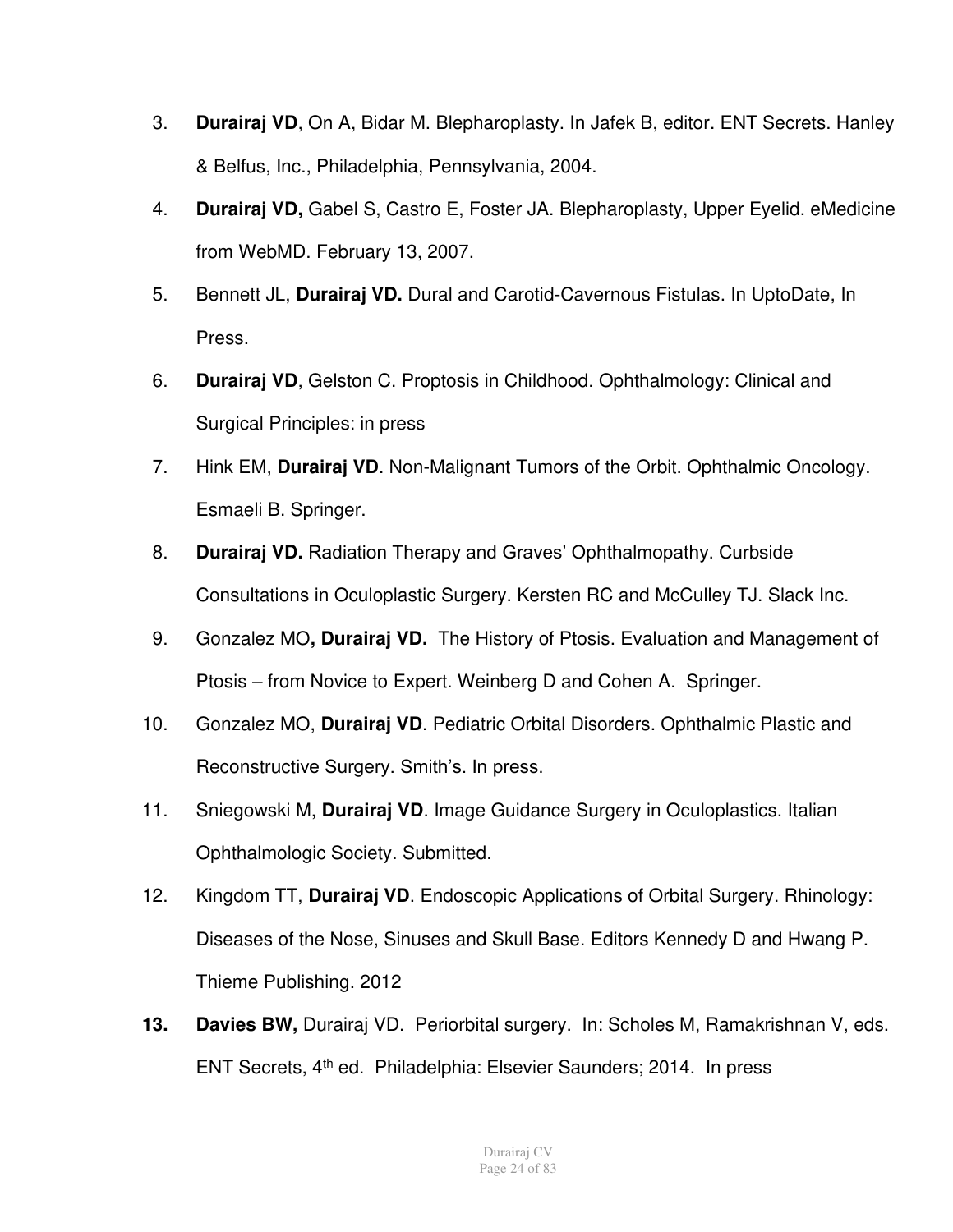3. **Durairaj VD**, On A, Bidar M. Blepharoplasty. In Jafek B, editor. ENT Secrets. Hanley & Belfus, Inc., Philadelphia, Pennsylvania, 2004.
4. **Durairaj VD,** Gabel S, Castro E, Foster JA. Blepharoplasty, Upper Eyelid. eMedicine from WebMD. February 13, 2007.
5. Bennett JL, **Durairaj VD.** Dural and Carotid-Cavernous Fistulas. In UptoDate, In Press.
6. **Durairaj VD**, Gelston C. Proptosis in Childhood. Ophthalmology: Clinical and Surgical Principles: in press
7. Hink EM, **Durairaj VD**. Non-Malignant Tumors of the Orbit. Ophthalmic Oncology. Esmaeli B. Springer.
8. **Durairaj VD.** Radiation Therapy and Graves' Ophthalmopathy. Curbside Consultations in Oculoplastic Surgery. Kersten RC and McCulley TJ. Slack Inc.
9. Gonzalez MO**, Durairaj VD.** The History of Ptosis. Evaluation and Management of Ptosis – from Novice to Expert. Weinberg D and Cohen A. Springer.
10. Gonzalez MO, **Durairaj VD**. Pediatric Orbital Disorders. Ophthalmic Plastic and Reconstructive Surgery. Smith's. In press.
11. Sniegowski M, **Durairaj VD**. Image Guidance Surgery in Oculoplastics. Italian Ophthalmologic Society. Submitted.
12. Kingdom TT, **Durairaj VD**. Endoscopic Applications of Orbital Surgery. Rhinology: Diseases of the Nose, Sinuses and Skull Base. Editors Kennedy D and Hwang P. Thieme Publishing. 2012
13. **Davies BW,** Durairaj VD. Periorbital surgery. In: Scholes M, Ramakrishnan V, eds. ENT Secrets, 4th ed. Philadelphia: Elsevier Saunders; 2014. In press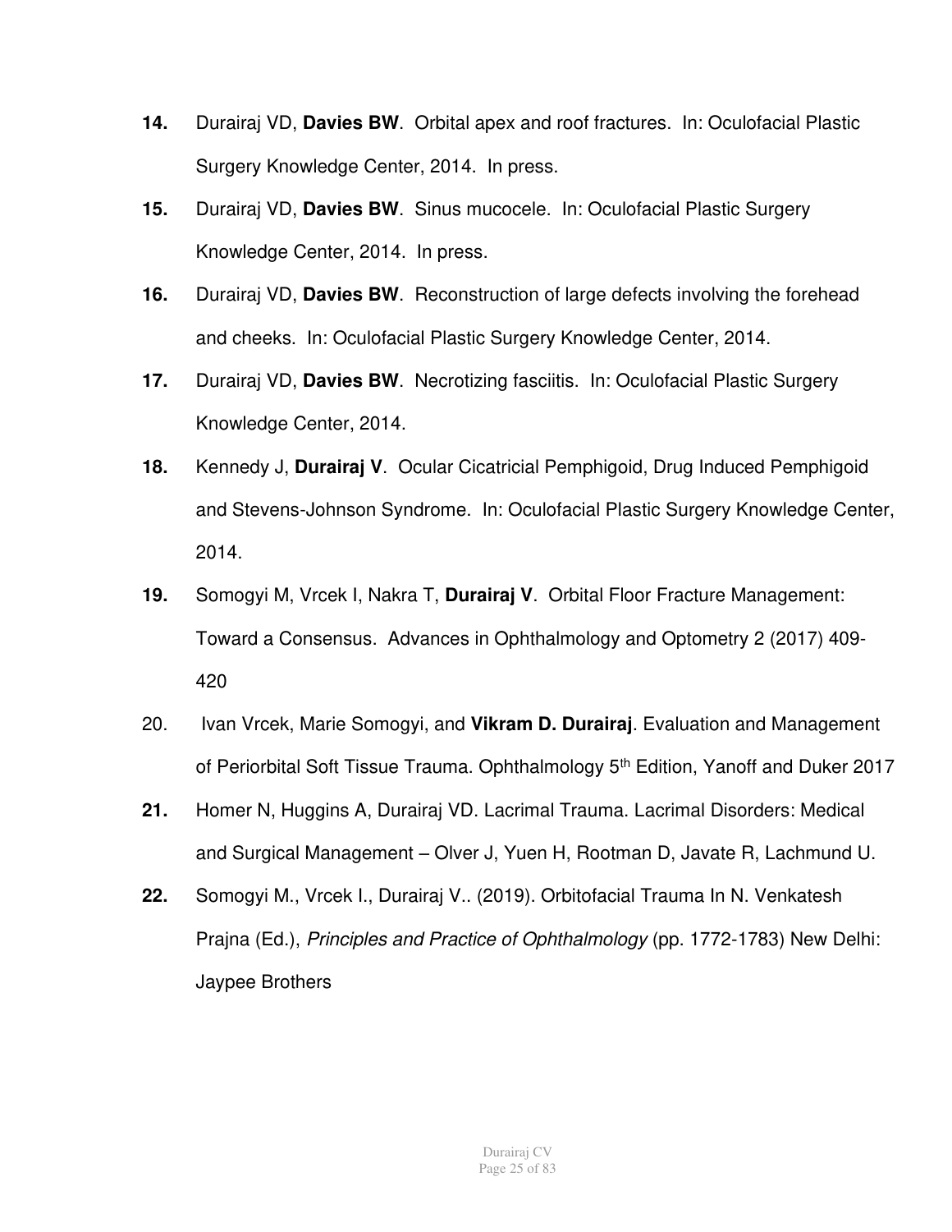**14.** Durairaj VD, **Davies BW**. Orbital apex and roof fractures. In: Oculofacial Plastic Surgery Knowledge Center, 2014. In press.

**15.** Durairaj VD, **Davies BW**. Sinus mucocele. In: Oculofacial Plastic Surgery Knowledge Center, 2014. In press.

**16.** Durairaj VD, **Davies BW**. Reconstruction of large defects involving the forehead and cheeks. In: Oculofacial Plastic Surgery Knowledge Center, 2014.

**17.** Durairaj VD, **Davies BW**. Necrotizing fasciitis. In: Oculofacial Plastic Surgery Knowledge Center, 2014.

**18.** Kennedy J, **Durairaj V**. Ocular Cicatricial Pemphigoid, Drug Induced Pemphigoid and Stevens-Johnson Syndrome. In: Oculofacial Plastic Surgery Knowledge Center, 2014.

**19.** Somogyi M, Vrcek I, Nakra T, **Durairaj V**. Orbital Floor Fracture Management: Toward a Consensus. Advances in Ophthalmology and Optometry 2 (2017) 409-420

20. Ivan Vrcek, Marie Somogyi, and **Vikram D. Durairaj**. Evaluation and Management of Periorbital Soft Tissue Trauma. Ophthalmology 5th Edition, Yanoff and Duker 2017

**21.** Homer N, Huggins A, Durairaj VD. Lacrimal Trauma. Lacrimal Disorders: Medical and Surgical Management – Olver J, Yuen H, Rootman D, Javate R, Lachmund U.

**22.** Somogyi M., Vrcek I., Durairaj V.. (2019). Orbitofacial Trauma In N. Venkatesh Prajna (Ed.), *Principles and Practice of Ophthalmology* (pp. 1772-1783) New Delhi: Jaypee Brothers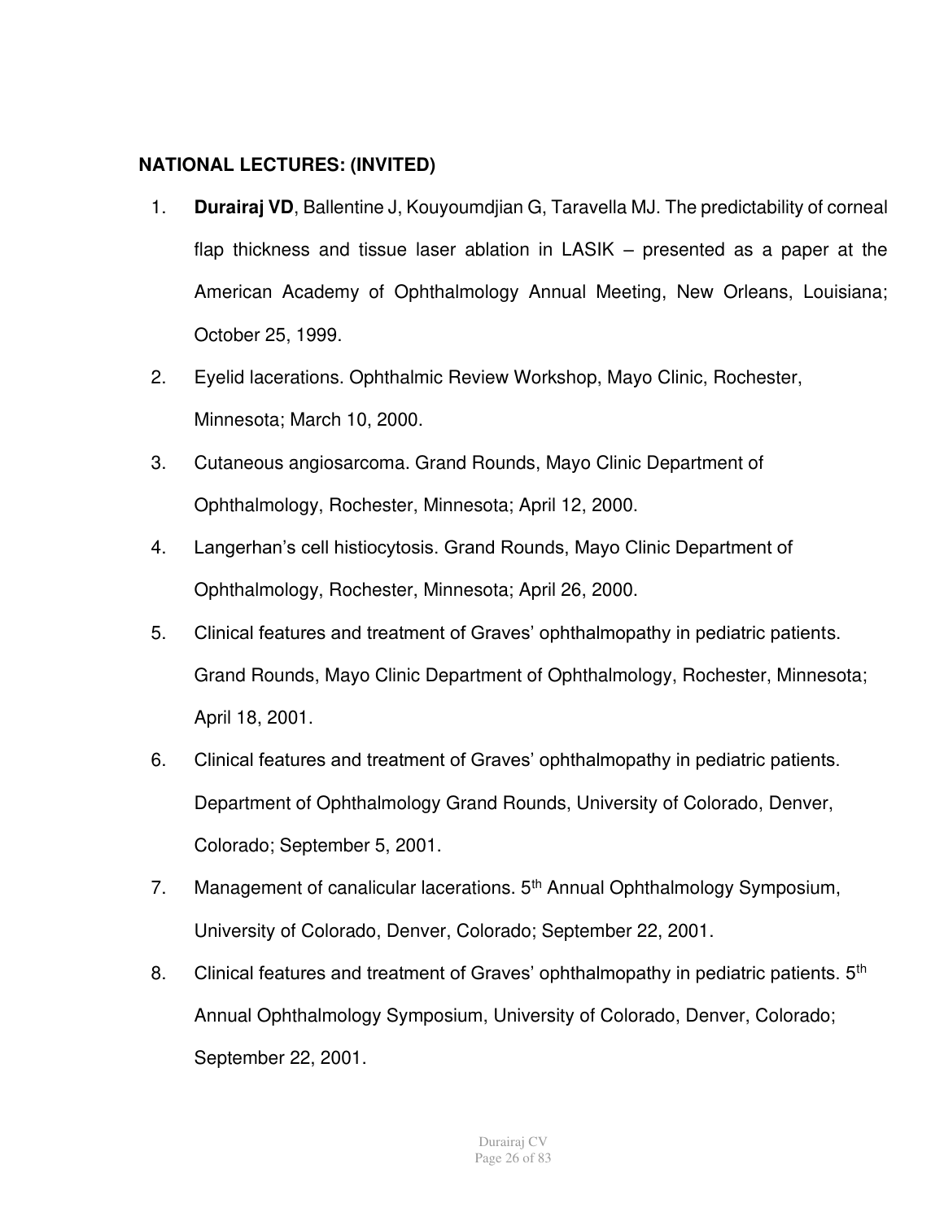**NATIONAL LECTURES: (INVITED)**

1. **Durairaj VD**, Ballentine J, Kouyoumdjian G, Taravella MJ. The predictability of corneal flap thickness and tissue laser ablation in LASIK – presented as a paper at the American Academy of Ophthalmology Annual Meeting, New Orleans, Louisiana; October 25, 1999.
2. Eyelid lacerations. Ophthalmic Review Workshop, Mayo Clinic, Rochester, Minnesota; March 10, 2000.
3. Cutaneous angiosarcoma. Grand Rounds, Mayo Clinic Department of Ophthalmology, Rochester, Minnesota; April 12, 2000.
4. Langerhan's cell histiocytosis. Grand Rounds, Mayo Clinic Department of Ophthalmology, Rochester, Minnesota; April 26, 2000.
5. Clinical features and treatment of Graves' ophthalmopathy in pediatric patients. Grand Rounds, Mayo Clinic Department of Ophthalmology, Rochester, Minnesota; April 18, 2001.
6. Clinical features and treatment of Graves' ophthalmopathy in pediatric patients. Department of Ophthalmology Grand Rounds, University of Colorado, Denver, Colorado; September 5, 2001.
7. Management of canalicular lacerations. 5th Annual Ophthalmology Symposium, University of Colorado, Denver, Colorado; September 22, 2001.
8. Clinical features and treatment of Graves' ophthalmopathy in pediatric patients. 5th Annual Ophthalmology Symposium, University of Colorado, Denver, Colorado; September 22, 2001.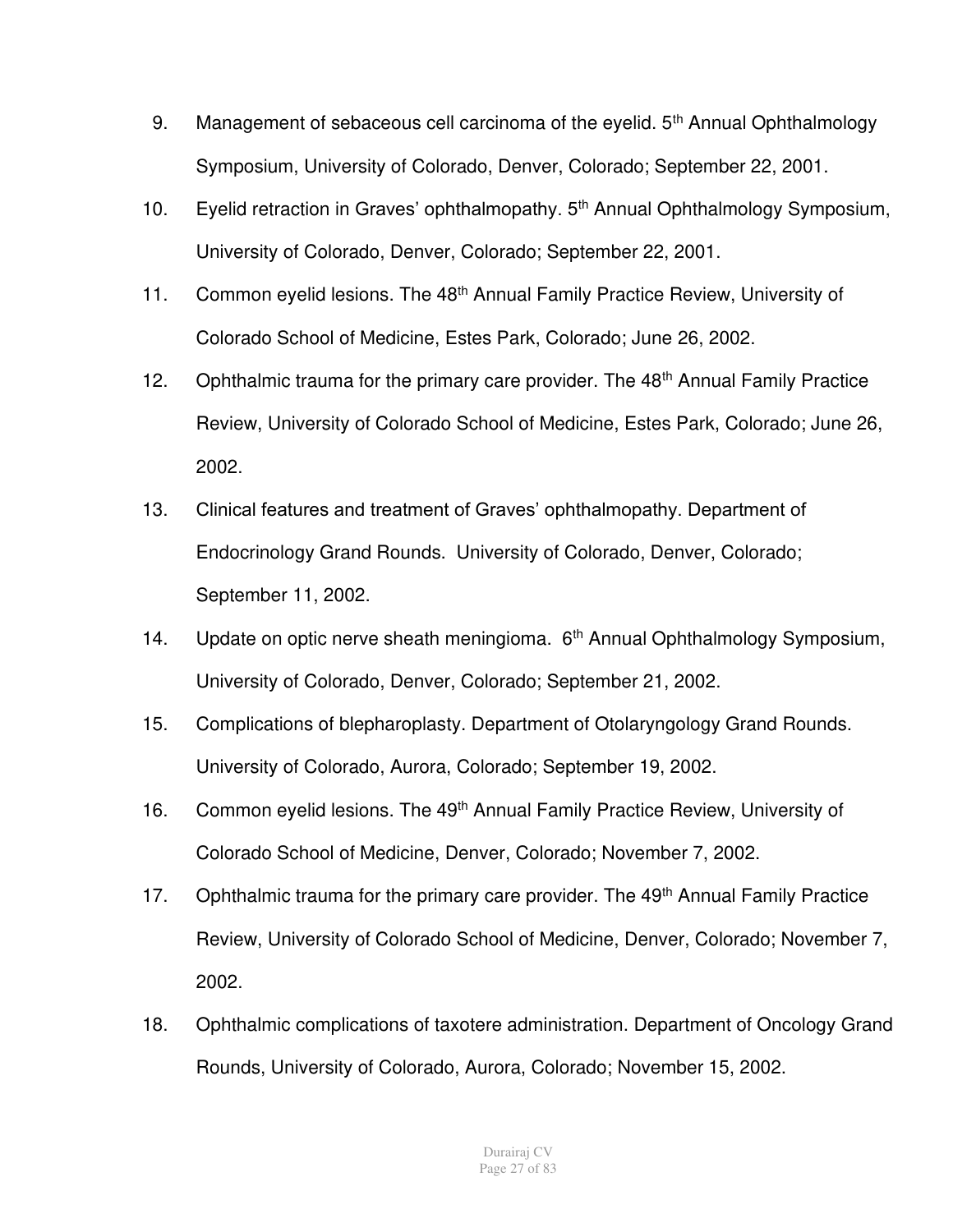9. Management of sebaceous cell carcinoma of the eyelid. 5th Annual Ophthalmology Symposium, University of Colorado, Denver, Colorado; September 22, 2001.
10. Eyelid retraction in Graves' ophthalmopathy. 5th Annual Ophthalmology Symposium, University of Colorado, Denver, Colorado; September 22, 2001.
11. Common eyelid lesions. The 48th Annual Family Practice Review, University of Colorado School of Medicine, Estes Park, Colorado; June 26, 2002.
12. Ophthalmic trauma for the primary care provider. The 48th Annual Family Practice Review, University of Colorado School of Medicine, Estes Park, Colorado; June 26, 2002.
13. Clinical features and treatment of Graves' ophthalmopathy. Department of Endocrinology Grand Rounds. University of Colorado, Denver, Colorado; September 11, 2002.
14. Update on optic nerve sheath meningioma. 6th Annual Ophthalmology Symposium, University of Colorado, Denver, Colorado; September 21, 2002.
15. Complications of blepharoplasty. Department of Otolaryngology Grand Rounds. University of Colorado, Aurora, Colorado; September 19, 2002.
16. Common eyelid lesions. The 49th Annual Family Practice Review, University of Colorado School of Medicine, Denver, Colorado; November 7, 2002.
17. Ophthalmic trauma for the primary care provider. The 49th Annual Family Practice Review, University of Colorado School of Medicine, Denver, Colorado; November 7, 2002.
18. Ophthalmic complications of taxotere administration. Department of Oncology Grand Rounds, University of Colorado, Aurora, Colorado; November 15, 2002.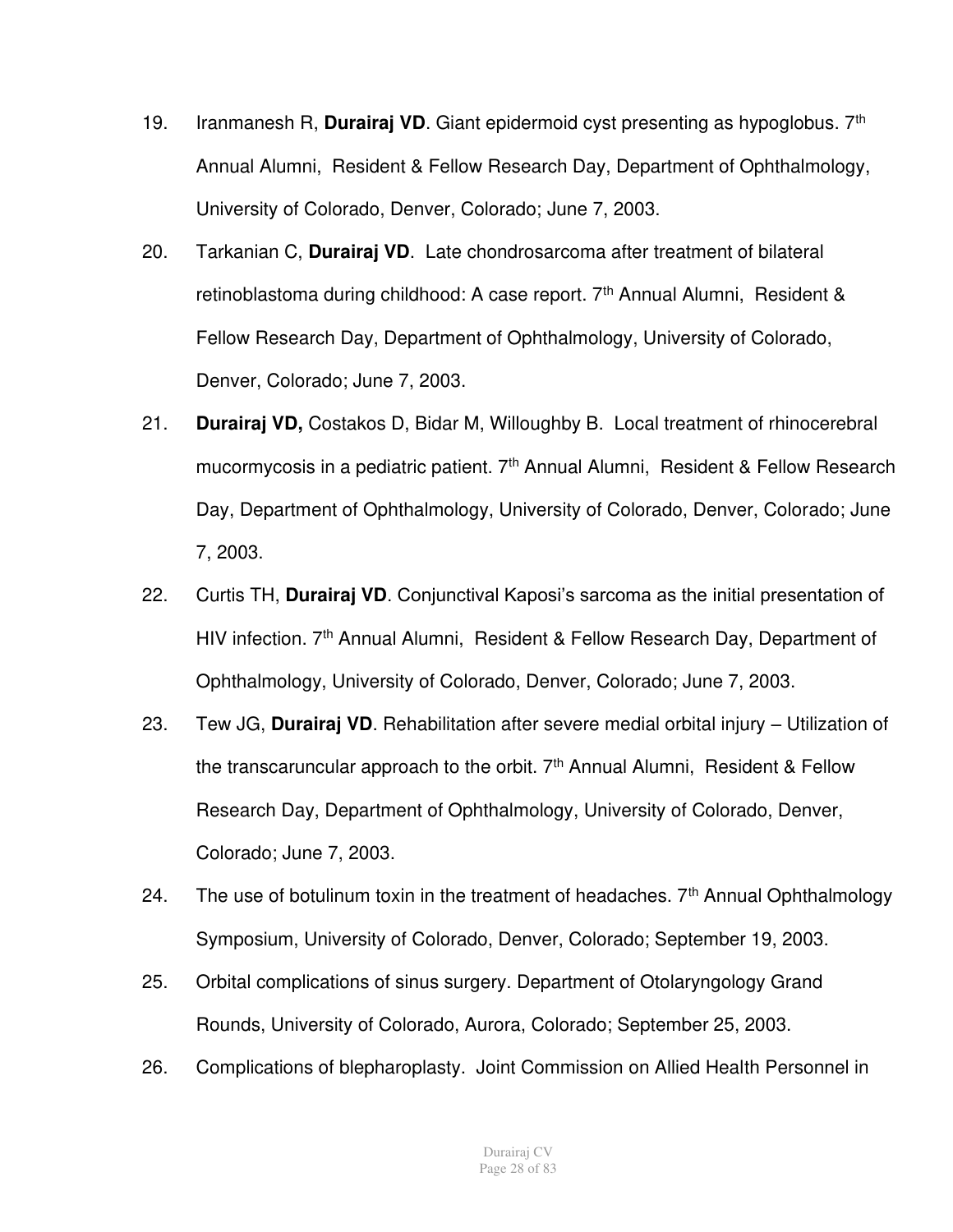19. Iranmanesh R, **Durairaj VD**. Giant epidermoid cyst presenting as hypoglobus. 7th Annual Alumni, Resident & Fellow Research Day, Department of Ophthalmology, University of Colorado, Denver, Colorado; June 7, 2003.

20. Tarkanian C, **Durairaj VD**. Late chondrosarcoma after treatment of bilateral retinoblastoma during childhood: A case report. 7th Annual Alumni, Resident & Fellow Research Day, Department of Ophthalmology, University of Colorado, Denver, Colorado; June 7, 2003.

21. **Durairaj VD,** Costakos D, Bidar M, Willoughby B. Local treatment of rhinocerebral mucormycosis in a pediatric patient. 7th Annual Alumni, Resident & Fellow Research Day, Department of Ophthalmology, University of Colorado, Denver, Colorado; June 7, 2003.

22. Curtis TH, **Durairaj VD**. Conjunctival Kaposi's sarcoma as the initial presentation of HIV infection. 7th Annual Alumni, Resident & Fellow Research Day, Department of Ophthalmology, University of Colorado, Denver, Colorado; June 7, 2003.

23. Tew JG, **Durairaj VD**. Rehabilitation after severe medial orbital injury – Utilization of the transcaruncular approach to the orbit. 7th Annual Alumni, Resident & Fellow Research Day, Department of Ophthalmology, University of Colorado, Denver, Colorado; June 7, 2003.

24. The use of botulinum toxin in the treatment of headaches. 7th Annual Ophthalmology Symposium, University of Colorado, Denver, Colorado; September 19, 2003.

25. Orbital complications of sinus surgery. Department of Otolaryngology Grand Rounds, University of Colorado, Aurora, Colorado; September 25, 2003.

26. Complications of blepharoplasty. Joint Commission on Allied Health Personnel in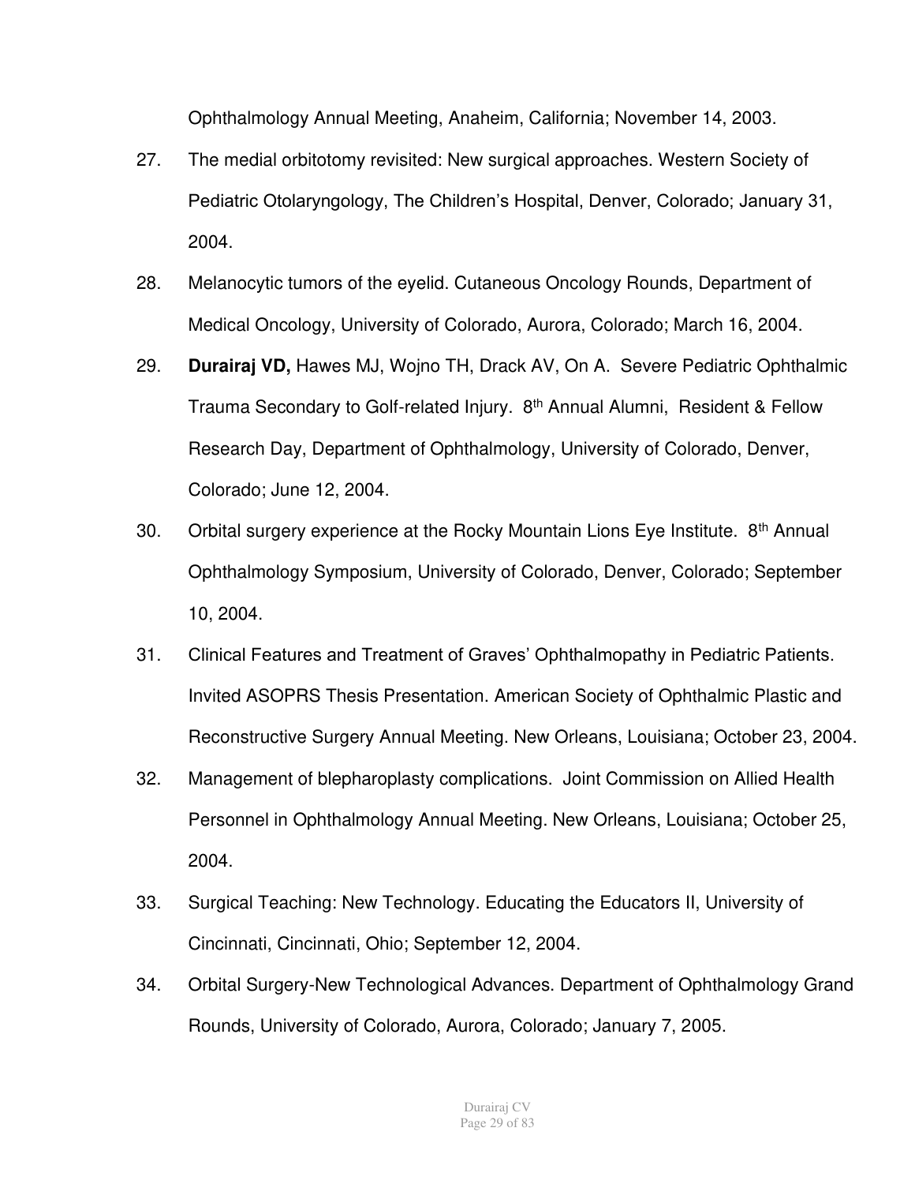Ophthalmology Annual Meeting, Anaheim, California; November 14, 2003.

27. The medial orbitotomy revisited: New surgical approaches. Western Society of Pediatric Otolaryngology, The Children's Hospital, Denver, Colorado; January 31, 2004.

28. Melanocytic tumors of the eyelid. Cutaneous Oncology Rounds, Department of Medical Oncology, University of Colorado, Aurora, Colorado; March 16, 2004.

29. **Durairaj VD,** Hawes MJ, Wojno TH, Drack AV, On A. Severe Pediatric Ophthalmic Trauma Secondary to Golf-related Injury. 8th Annual Alumni, Resident & Fellow Research Day, Department of Ophthalmology, University of Colorado, Denver, Colorado; June 12, 2004.

30. Orbital surgery experience at the Rocky Mountain Lions Eye Institute. 8th Annual Ophthalmology Symposium, University of Colorado, Denver, Colorado; September 10, 2004.

31. Clinical Features and Treatment of Graves' Ophthalmopathy in Pediatric Patients. Invited ASOPRS Thesis Presentation. American Society of Ophthalmic Plastic and Reconstructive Surgery Annual Meeting. New Orleans, Louisiana; October 23, 2004.

32. Management of blepharoplasty complications. Joint Commission on Allied Health Personnel in Ophthalmology Annual Meeting. New Orleans, Louisiana; October 25, 2004.

33. Surgical Teaching: New Technology. Educating the Educators II, University of Cincinnati, Cincinnati, Ohio; September 12, 2004.

34. Orbital Surgery-New Technological Advances. Department of Ophthalmology Grand Rounds, University of Colorado, Aurora, Colorado; January 7, 2005.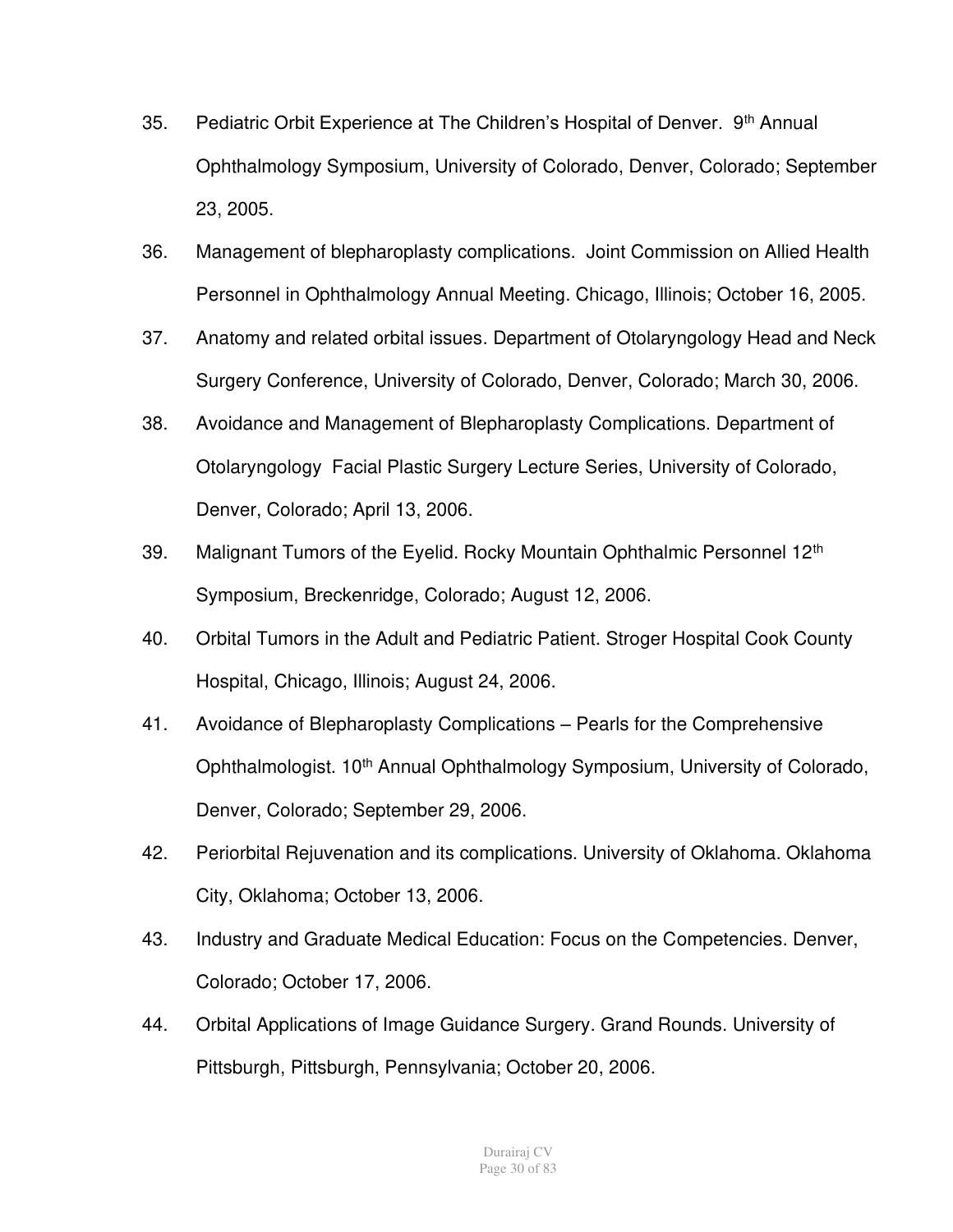35. Pediatric Orbit Experience at The Children's Hospital of Denver. 9th Annual Ophthalmology Symposium, University of Colorado, Denver, Colorado; September 23, 2005.

36. Management of blepharoplasty complications. Joint Commission on Allied Health Personnel in Ophthalmology Annual Meeting. Chicago, Illinois; October 16, 2005.

37. Anatomy and related orbital issues. Department of Otolaryngology Head and Neck Surgery Conference, University of Colorado, Denver, Colorado; March 30, 2006.

38. Avoidance and Management of Blepharoplasty Complications. Department of Otolaryngology Facial Plastic Surgery Lecture Series, University of Colorado, Denver, Colorado; April 13, 2006.

39. Malignant Tumors of the Eyelid. Rocky Mountain Ophthalmic Personnel 12th Symposium, Breckenridge, Colorado; August 12, 2006.

40. Orbital Tumors in the Adult and Pediatric Patient. Stroger Hospital Cook County Hospital, Chicago, Illinois; August 24, 2006.

41. Avoidance of Blepharoplasty Complications – Pearls for the Comprehensive Ophthalmologist. 10th Annual Ophthalmology Symposium, University of Colorado, Denver, Colorado; September 29, 2006.

42. Periorbital Rejuvenation and its complications. University of Oklahoma. Oklahoma City, Oklahoma; October 13, 2006.

43. Industry and Graduate Medical Education: Focus on the Competencies. Denver, Colorado; October 17, 2006.

44. Orbital Applications of Image Guidance Surgery. Grand Rounds. University of Pittsburgh, Pittsburgh, Pennsylvania; October 20, 2006.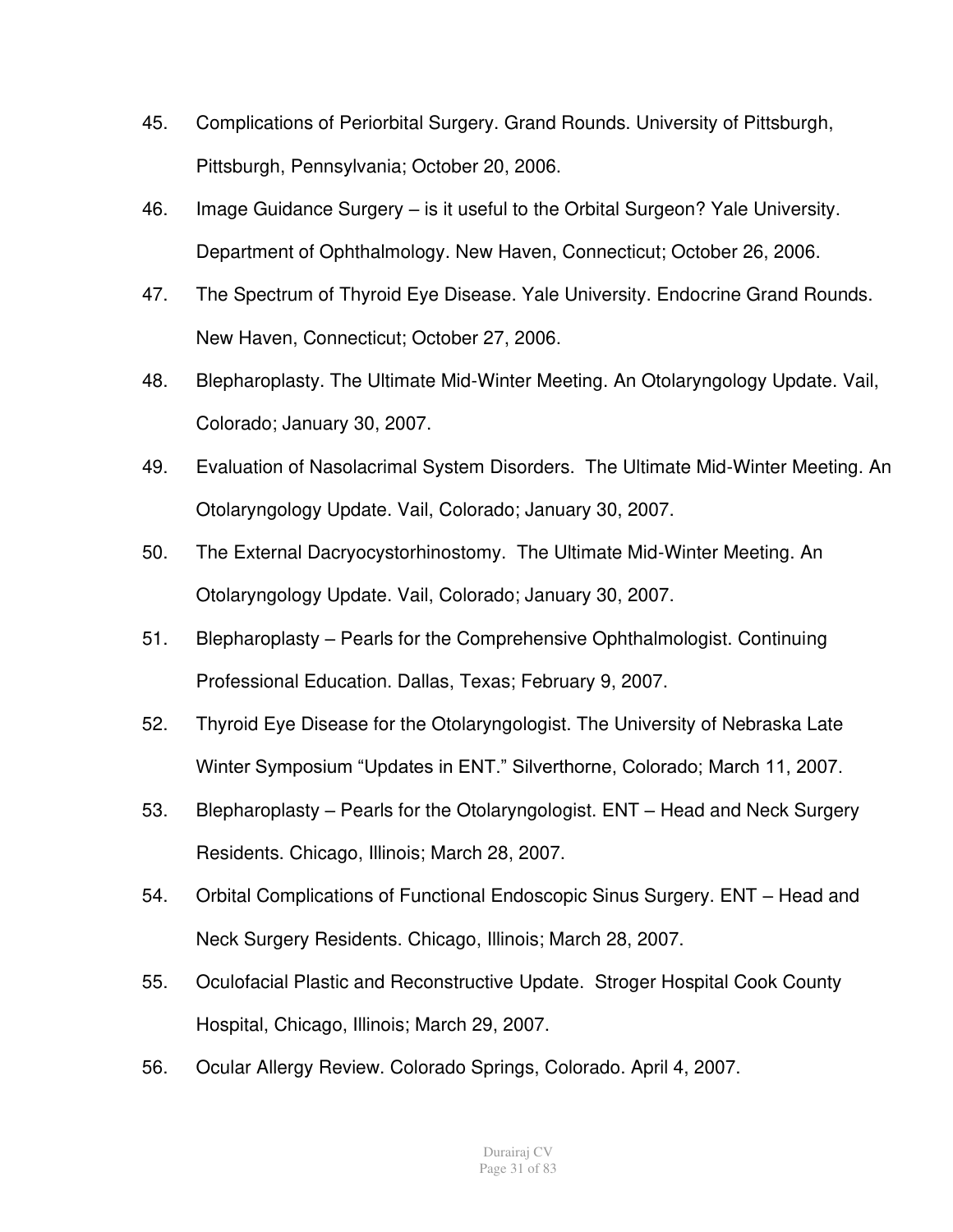45. Complications of Periorbital Surgery. Grand Rounds. University of Pittsburgh, Pittsburgh, Pennsylvania; October 20, 2006.
46. Image Guidance Surgery – is it useful to the Orbital Surgeon? Yale University. Department of Ophthalmology. New Haven, Connecticut; October 26, 2006.
47. The Spectrum of Thyroid Eye Disease. Yale University. Endocrine Grand Rounds. New Haven, Connecticut; October 27, 2006.
48. Blepharoplasty. The Ultimate Mid-Winter Meeting. An Otolaryngology Update. Vail, Colorado; January 30, 2007.
49. Evaluation of Nasolacrimal System Disorders. The Ultimate Mid-Winter Meeting. An Otolaryngology Update. Vail, Colorado; January 30, 2007.
50. The External Dacryocystorhinostomy. The Ultimate Mid-Winter Meeting. An Otolaryngology Update. Vail, Colorado; January 30, 2007.
51. Blepharoplasty – Pearls for the Comprehensive Ophthalmologist. Continuing Professional Education. Dallas, Texas; February 9, 2007.
52. Thyroid Eye Disease for the Otolaryngologist. The University of Nebraska Late Winter Symposium "Updates in ENT." Silverthorne, Colorado; March 11, 2007.
53. Blepharoplasty – Pearls for the Otolaryngologist. ENT – Head and Neck Surgery Residents. Chicago, Illinois; March 28, 2007.
54. Orbital Complications of Functional Endoscopic Sinus Surgery. ENT – Head and Neck Surgery Residents. Chicago, Illinois; March 28, 2007.
55. Oculofacial Plastic and Reconstructive Update. Stroger Hospital Cook County Hospital, Chicago, Illinois; March 29, 2007.
56. Ocular Allergy Review. Colorado Springs, Colorado. April 4, 2007.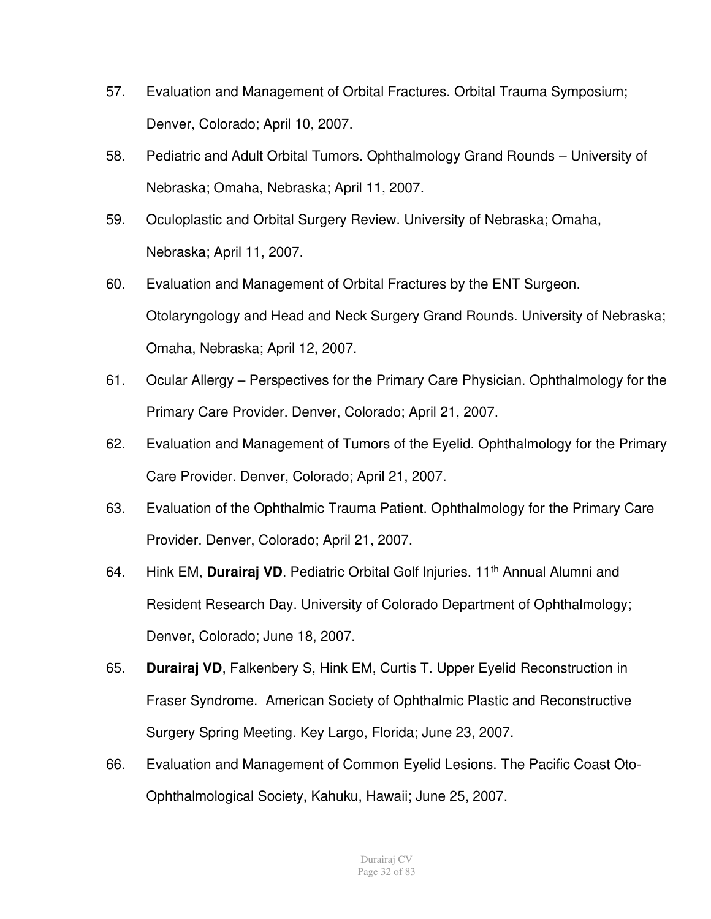57. Evaluation and Management of Orbital Fractures. Orbital Trauma Symposium; Denver, Colorado; April 10, 2007.
58. Pediatric and Adult Orbital Tumors. Ophthalmology Grand Rounds – University of Nebraska; Omaha, Nebraska; April 11, 2007.
59. Oculoplastic and Orbital Surgery Review. University of Nebraska; Omaha, Nebraska; April 11, 2007.
60. Evaluation and Management of Orbital Fractures by the ENT Surgeon. Otolaryngology and Head and Neck Surgery Grand Rounds. University of Nebraska; Omaha, Nebraska; April 12, 2007.
61. Ocular Allergy – Perspectives for the Primary Care Physician. Ophthalmology for the Primary Care Provider. Denver, Colorado; April 21, 2007.
62. Evaluation and Management of Tumors of the Eyelid. Ophthalmology for the Primary Care Provider. Denver, Colorado; April 21, 2007.
63. Evaluation of the Ophthalmic Trauma Patient. Ophthalmology for the Primary Care Provider. Denver, Colorado; April 21, 2007.
64. Hink EM, **Durairaj VD**. Pediatric Orbital Golf Injuries. 11th Annual Alumni and Resident Research Day. University of Colorado Department of Ophthalmology; Denver, Colorado; June 18, 2007.
65. **Durairaj VD**, Falkenbery S, Hink EM, Curtis T. Upper Eyelid Reconstruction in Fraser Syndrome. American Society of Ophthalmic Plastic and Reconstructive Surgery Spring Meeting. Key Largo, Florida; June 23, 2007.
66. Evaluation and Management of Common Eyelid Lesions. The Pacific Coast Oto-Ophthalmological Society, Kahuku, Hawaii; June 25, 2007.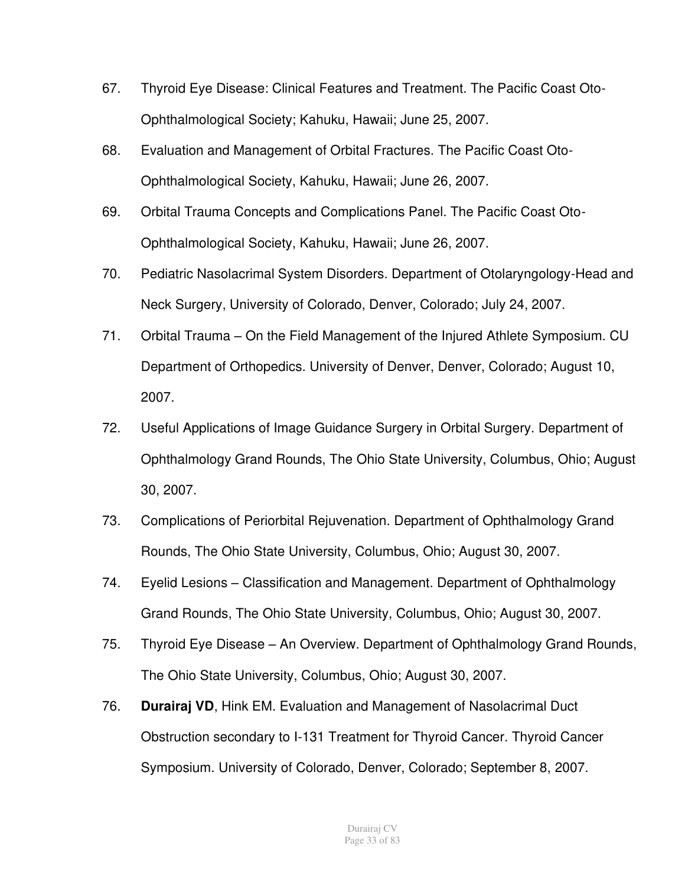67. Thyroid Eye Disease: Clinical Features and Treatment. The Pacific Coast Oto-Ophthalmological Society; Kahuku, Hawaii; June 25, 2007.

68. Evaluation and Management of Orbital Fractures. The Pacific Coast Oto-Ophthalmological Society, Kahuku, Hawaii; June 26, 2007.

69. Orbital Trauma Concepts and Complications Panel. The Pacific Coast Oto-Ophthalmological Society, Kahuku, Hawaii; June 26, 2007.

70. Pediatric Nasolacrimal System Disorders. Department of Otolaryngology-Head and Neck Surgery, University of Colorado, Denver, Colorado; July 24, 2007.

71. Orbital Trauma – On the Field Management of the Injured Athlete Symposium. CU Department of Orthopedics. University of Denver, Denver, Colorado; August 10, 2007.

72. Useful Applications of Image Guidance Surgery in Orbital Surgery. Department of Ophthalmology Grand Rounds, The Ohio State University, Columbus, Ohio; August 30, 2007.

73. Complications of Periorbital Rejuvenation. Department of Ophthalmology Grand Rounds, The Ohio State University, Columbus, Ohio; August 30, 2007.

74. Eyelid Lesions – Classification and Management. Department of Ophthalmology Grand Rounds, The Ohio State University, Columbus, Ohio; August 30, 2007.

75. Thyroid Eye Disease – An Overview. Department of Ophthalmology Grand Rounds, The Ohio State University, Columbus, Ohio; August 30, 2007.

76. **Durairaj VD**, Hink EM. Evaluation and Management of Nasolacrimal Duct Obstruction secondary to I-131 Treatment for Thyroid Cancer. Thyroid Cancer Symposium. University of Colorado, Denver, Colorado; September 8, 2007.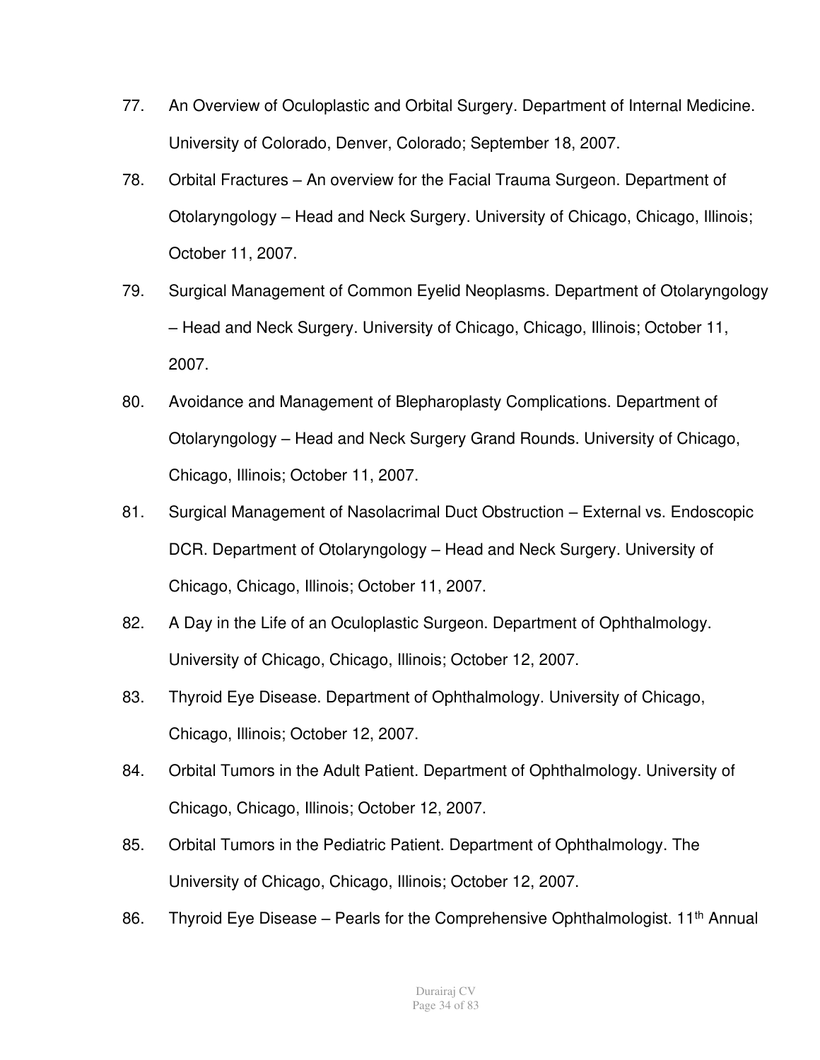77. An Overview of Oculoplastic and Orbital Surgery. Department of Internal Medicine. University of Colorado, Denver, Colorado; September 18, 2007.
78. Orbital Fractures – An overview for the Facial Trauma Surgeon. Department of Otolaryngology – Head and Neck Surgery. University of Chicago, Chicago, Illinois; October 11, 2007.
79. Surgical Management of Common Eyelid Neoplasms. Department of Otolaryngology – Head and Neck Surgery. University of Chicago, Chicago, Illinois; October 11, 2007.
80. Avoidance and Management of Blepharoplasty Complications. Department of Otolaryngology – Head and Neck Surgery Grand Rounds. University of Chicago, Chicago, Illinois; October 11, 2007.
81. Surgical Management of Nasolacrimal Duct Obstruction – External vs. Endoscopic DCR. Department of Otolaryngology – Head and Neck Surgery. University of Chicago, Chicago, Illinois; October 11, 2007.
82. A Day in the Life of an Oculoplastic Surgeon. Department of Ophthalmology. University of Chicago, Chicago, Illinois; October 12, 2007.
83. Thyroid Eye Disease. Department of Ophthalmology. University of Chicago, Chicago, Illinois; October 12, 2007.
84. Orbital Tumors in the Adult Patient. Department of Ophthalmology. University of Chicago, Chicago, Illinois; October 12, 2007.
85. Orbital Tumors in the Pediatric Patient. Department of Ophthalmology. The University of Chicago, Chicago, Illinois; October 12, 2007.
86. Thyroid Eye Disease – Pearls for the Comprehensive Ophthalmologist. 11th Annual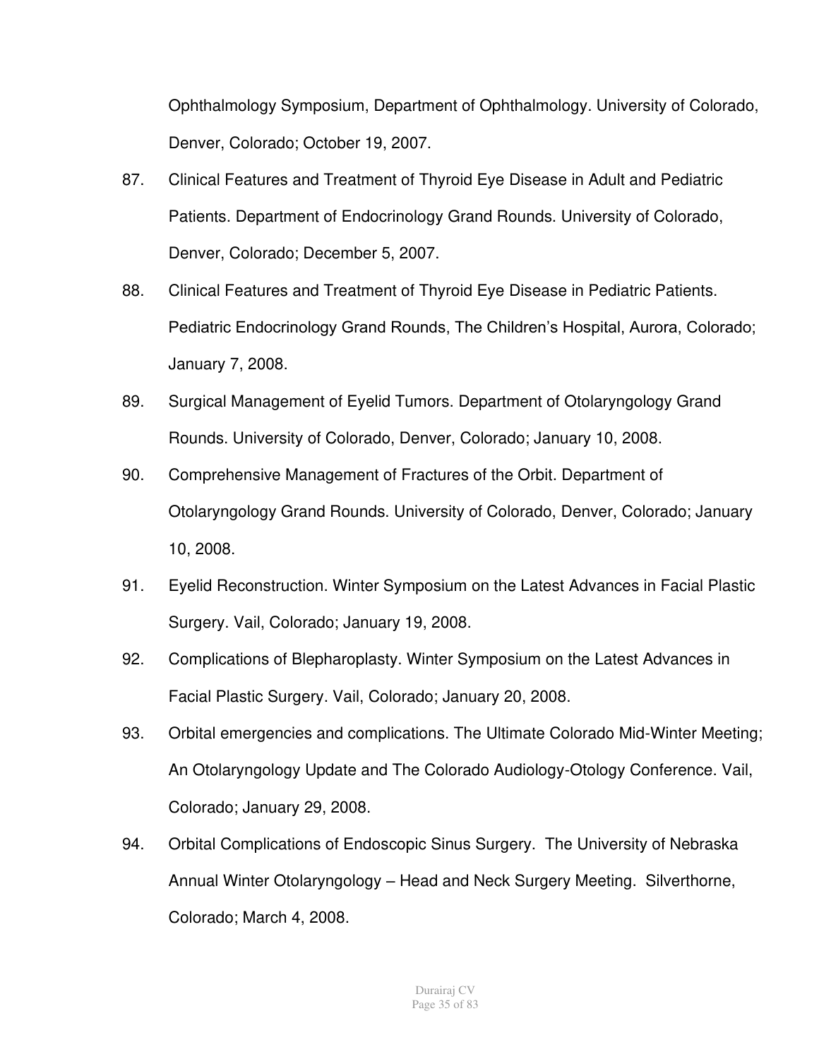Ophthalmology Symposium, Department of Ophthalmology. University of Colorado, Denver, Colorado; October 19, 2007.

87. Clinical Features and Treatment of Thyroid Eye Disease in Adult and Pediatric Patients. Department of Endocrinology Grand Rounds. University of Colorado, Denver, Colorado; December 5, 2007.
88. Clinical Features and Treatment of Thyroid Eye Disease in Pediatric Patients. Pediatric Endocrinology Grand Rounds, The Children's Hospital, Aurora, Colorado; January 7, 2008.
89. Surgical Management of Eyelid Tumors. Department of Otolaryngology Grand Rounds. University of Colorado, Denver, Colorado; January 10, 2008.
90. Comprehensive Management of Fractures of the Orbit. Department of Otolaryngology Grand Rounds. University of Colorado, Denver, Colorado; January 10, 2008.
91. Eyelid Reconstruction. Winter Symposium on the Latest Advances in Facial Plastic Surgery. Vail, Colorado; January 19, 2008.
92. Complications of Blepharoplasty. Winter Symposium on the Latest Advances in Facial Plastic Surgery. Vail, Colorado; January 20, 2008.
93. Orbital emergencies and complications. The Ultimate Colorado Mid-Winter Meeting; An Otolaryngology Update and The Colorado Audiology-Otology Conference. Vail, Colorado; January 29, 2008.
94. Orbital Complications of Endoscopic Sinus Surgery. The University of Nebraska Annual Winter Otolaryngology – Head and Neck Surgery Meeting. Silverthorne, Colorado; March 4, 2008.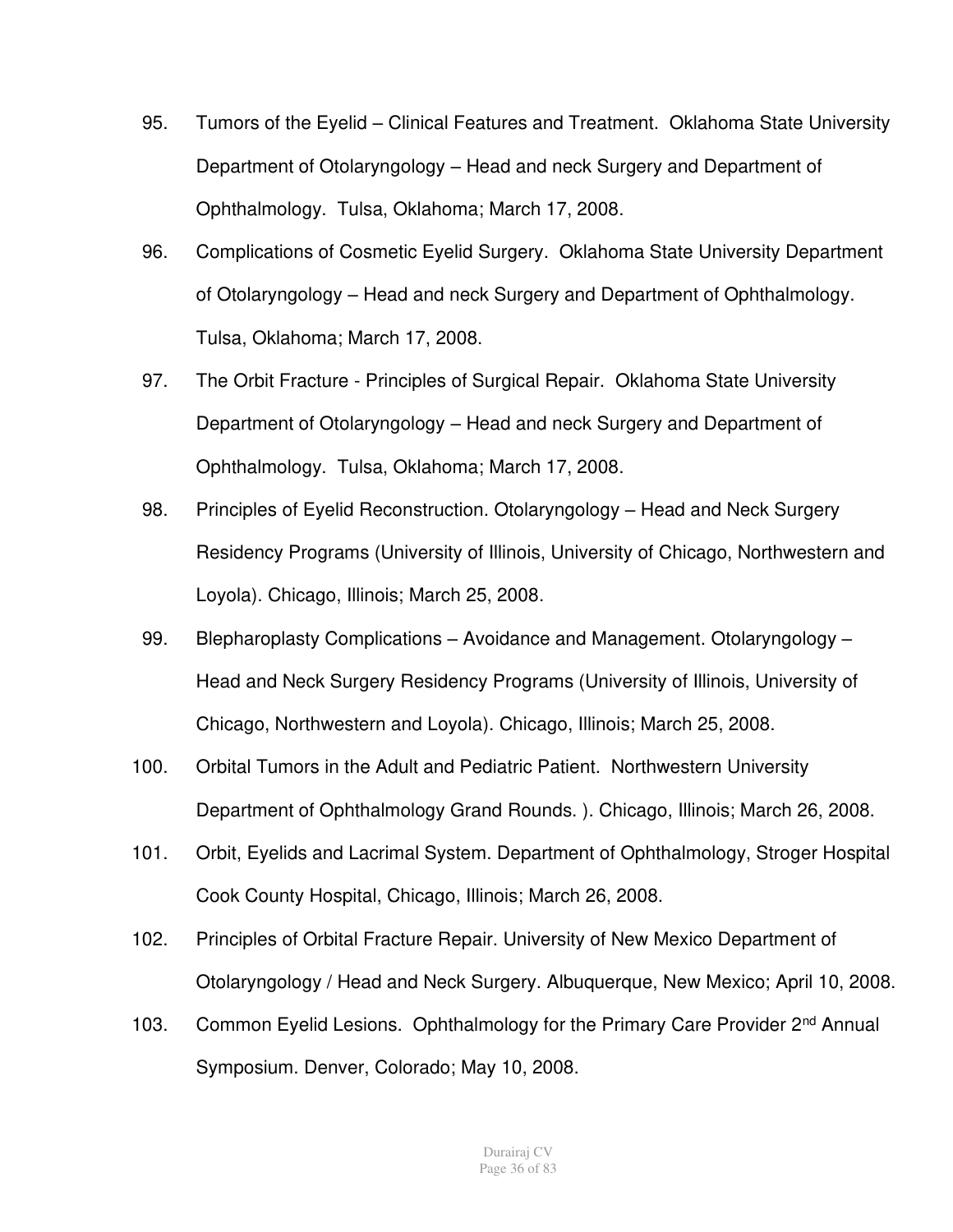95. Tumors of the Eyelid – Clinical Features and Treatment. Oklahoma State University Department of Otolaryngology – Head and neck Surgery and Department of Ophthalmology. Tulsa, Oklahoma; March 17, 2008.
96. Complications of Cosmetic Eyelid Surgery. Oklahoma State University Department of Otolaryngology – Head and neck Surgery and Department of Ophthalmology. Tulsa, Oklahoma; March 17, 2008.
97. The Orbit Fracture - Principles of Surgical Repair. Oklahoma State University Department of Otolaryngology – Head and neck Surgery and Department of Ophthalmology. Tulsa, Oklahoma; March 17, 2008.
98. Principles of Eyelid Reconstruction. Otolaryngology – Head and Neck Surgery Residency Programs (University of Illinois, University of Chicago, Northwestern and Loyola). Chicago, Illinois; March 25, 2008.
99. Blepharoplasty Complications – Avoidance and Management. Otolaryngology – Head and Neck Surgery Residency Programs (University of Illinois, University of Chicago, Northwestern and Loyola). Chicago, Illinois; March 25, 2008.
100. Orbital Tumors in the Adult and Pediatric Patient. Northwestern University Department of Ophthalmology Grand Rounds. ). Chicago, Illinois; March 26, 2008.
101. Orbit, Eyelids and Lacrimal System. Department of Ophthalmology, Stroger Hospital Cook County Hospital, Chicago, Illinois; March 26, 2008.
102. Principles of Orbital Fracture Repair. University of New Mexico Department of Otolaryngology / Head and Neck Surgery. Albuquerque, New Mexico; April 10, 2008.
103. Common Eyelid Lesions. Ophthalmology for the Primary Care Provider 2nd Annual Symposium. Denver, Colorado; May 10, 2008.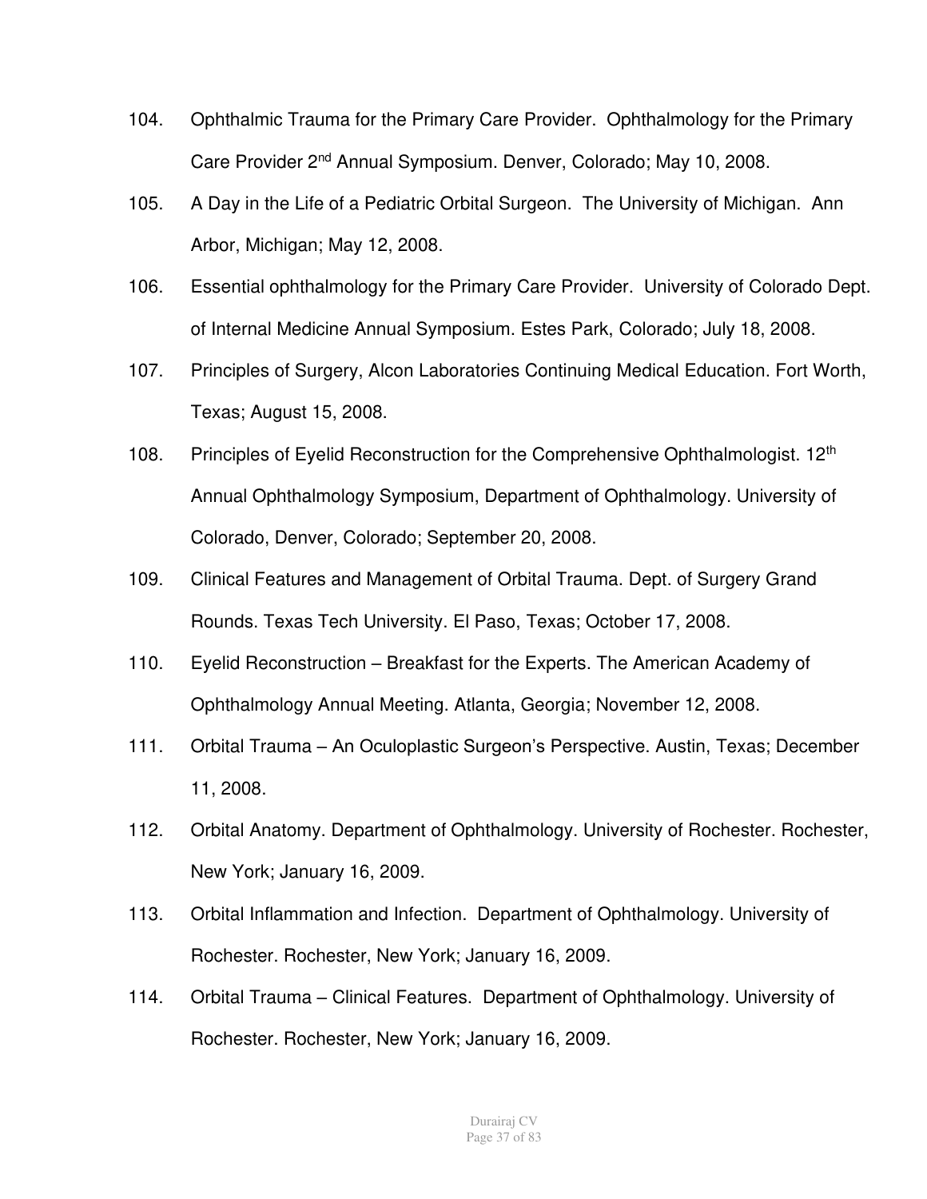104. Ophthalmic Trauma for the Primary Care Provider. Ophthalmology for the Primary Care Provider 2nd Annual Symposium. Denver, Colorado; May 10, 2008.

105. A Day in the Life of a Pediatric Orbital Surgeon. The University of Michigan. Ann Arbor, Michigan; May 12, 2008.

106. Essential ophthalmology for the Primary Care Provider. University of Colorado Dept. of Internal Medicine Annual Symposium. Estes Park, Colorado; July 18, 2008.

107. Principles of Surgery, Alcon Laboratories Continuing Medical Education. Fort Worth, Texas; August 15, 2008.

108. Principles of Eyelid Reconstruction for the Comprehensive Ophthalmologist. 12th Annual Ophthalmology Symposium, Department of Ophthalmology. University of Colorado, Denver, Colorado; September 20, 2008.

109. Clinical Features and Management of Orbital Trauma. Dept. of Surgery Grand Rounds. Texas Tech University. El Paso, Texas; October 17, 2008.

110. Eyelid Reconstruction – Breakfast for the Experts. The American Academy of Ophthalmology Annual Meeting. Atlanta, Georgia; November 12, 2008.

111. Orbital Trauma – An Oculoplastic Surgeon's Perspective. Austin, Texas; December 11, 2008.

112. Orbital Anatomy. Department of Ophthalmology. University of Rochester. Rochester, New York; January 16, 2009.

113. Orbital Inflammation and Infection. Department of Ophthalmology. University of Rochester. Rochester, New York; January 16, 2009.

114. Orbital Trauma – Clinical Features. Department of Ophthalmology. University of Rochester. Rochester, New York; January 16, 2009.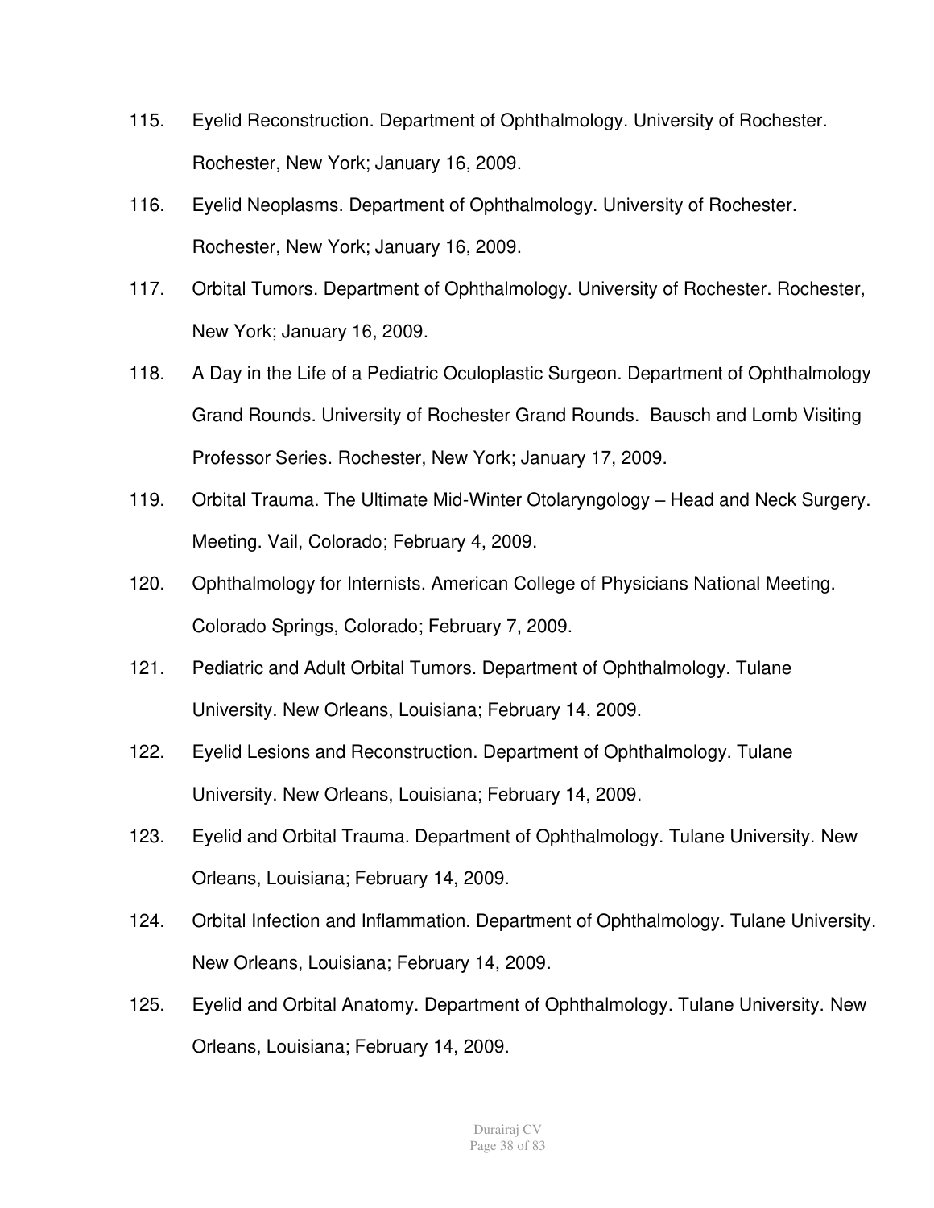115. Eyelid Reconstruction. Department of Ophthalmology. University of Rochester. Rochester, New York; January 16, 2009.
116. Eyelid Neoplasms. Department of Ophthalmology. University of Rochester. Rochester, New York; January 16, 2009.
117. Orbital Tumors. Department of Ophthalmology. University of Rochester. Rochester, New York; January 16, 2009.
118. A Day in the Life of a Pediatric Oculoplastic Surgeon. Department of Ophthalmology Grand Rounds. University of Rochester Grand Rounds. Bausch and Lomb Visiting Professor Series. Rochester, New York; January 17, 2009.
119. Orbital Trauma. The Ultimate Mid-Winter Otolaryngology – Head and Neck Surgery. Meeting. Vail, Colorado; February 4, 2009.
120. Ophthalmology for Internists. American College of Physicians National Meeting. Colorado Springs, Colorado; February 7, 2009.
121. Pediatric and Adult Orbital Tumors. Department of Ophthalmology. Tulane University. New Orleans, Louisiana; February 14, 2009.
122. Eyelid Lesions and Reconstruction. Department of Ophthalmology. Tulane University. New Orleans, Louisiana; February 14, 2009.
123. Eyelid and Orbital Trauma. Department of Ophthalmology. Tulane University. New Orleans, Louisiana; February 14, 2009.
124. Orbital Infection and Inflammation. Department of Ophthalmology. Tulane University. New Orleans, Louisiana; February 14, 2009.
125. Eyelid and Orbital Anatomy. Department of Ophthalmology. Tulane University. New Orleans, Louisiana; February 14, 2009.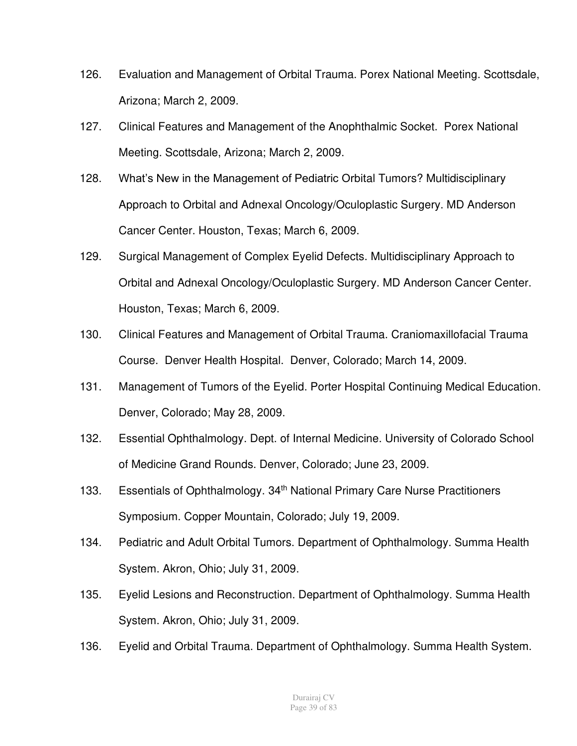126. Evaluation and Management of Orbital Trauma. Porex National Meeting. Scottsdale, Arizona; March 2, 2009.

127. Clinical Features and Management of the Anophthalmic Socket. Porex National Meeting. Scottsdale, Arizona; March 2, 2009.

128. What's New in the Management of Pediatric Orbital Tumors? Multidisciplinary Approach to Orbital and Adnexal Oncology/Oculoplastic Surgery. MD Anderson Cancer Center. Houston, Texas; March 6, 2009.

129. Surgical Management of Complex Eyelid Defects. Multidisciplinary Approach to Orbital and Adnexal Oncology/Oculoplastic Surgery. MD Anderson Cancer Center. Houston, Texas; March 6, 2009.

130. Clinical Features and Management of Orbital Trauma. Craniomaxillofacial Trauma Course. Denver Health Hospital. Denver, Colorado; March 14, 2009.

131. Management of Tumors of the Eyelid. Porter Hospital Continuing Medical Education. Denver, Colorado; May 28, 2009.

132. Essential Ophthalmology. Dept. of Internal Medicine. University of Colorado School of Medicine Grand Rounds. Denver, Colorado; June 23, 2009.

133. Essentials of Ophthalmology. 34th National Primary Care Nurse Practitioners Symposium. Copper Mountain, Colorado; July 19, 2009.

134. Pediatric and Adult Orbital Tumors. Department of Ophthalmology. Summa Health System. Akron, Ohio; July 31, 2009.

135. Eyelid Lesions and Reconstruction. Department of Ophthalmology. Summa Health System. Akron, Ohio; July 31, 2009.

136. Eyelid and Orbital Trauma. Department of Ophthalmology. Summa Health System.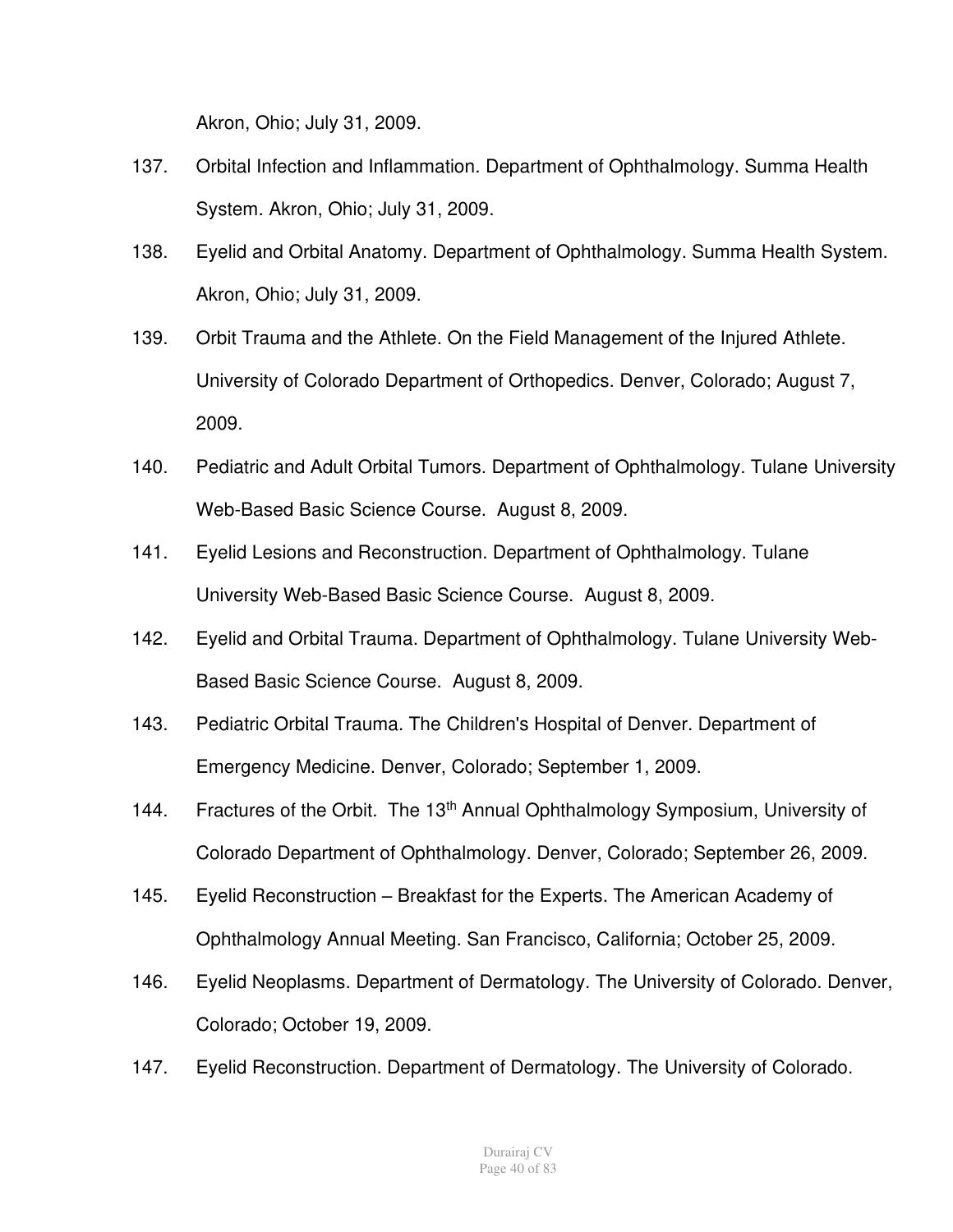Akron, Ohio; July 31, 2009.

137. Orbital Infection and Inflammation. Department of Ophthalmology. Summa Health System. Akron, Ohio; July 31, 2009.

138. Eyelid and Orbital Anatomy. Department of Ophthalmology. Summa Health System. Akron, Ohio; July 31, 2009.

139. Orbit Trauma and the Athlete. On the Field Management of the Injured Athlete. University of Colorado Department of Orthopedics. Denver, Colorado; August 7, 2009.

140. Pediatric and Adult Orbital Tumors. Department of Ophthalmology. Tulane University Web-Based Basic Science Course. August 8, 2009.

141. Eyelid Lesions and Reconstruction. Department of Ophthalmology. Tulane University Web-Based Basic Science Course. August 8, 2009.

142. Eyelid and Orbital Trauma. Department of Ophthalmology. Tulane University Web-Based Basic Science Course. August 8, 2009.

143. Pediatric Orbital Trauma. The Children's Hospital of Denver. Department of Emergency Medicine. Denver, Colorado; September 1, 2009.

144. Fractures of the Orbit. The 13th Annual Ophthalmology Symposium, University of Colorado Department of Ophthalmology. Denver, Colorado; September 26, 2009.

145. Eyelid Reconstruction – Breakfast for the Experts. The American Academy of Ophthalmology Annual Meeting. San Francisco, California; October 25, 2009.

146. Eyelid Neoplasms. Department of Dermatology. The University of Colorado. Denver, Colorado; October 19, 2009.

147. Eyelid Reconstruction. Department of Dermatology. The University of Colorado.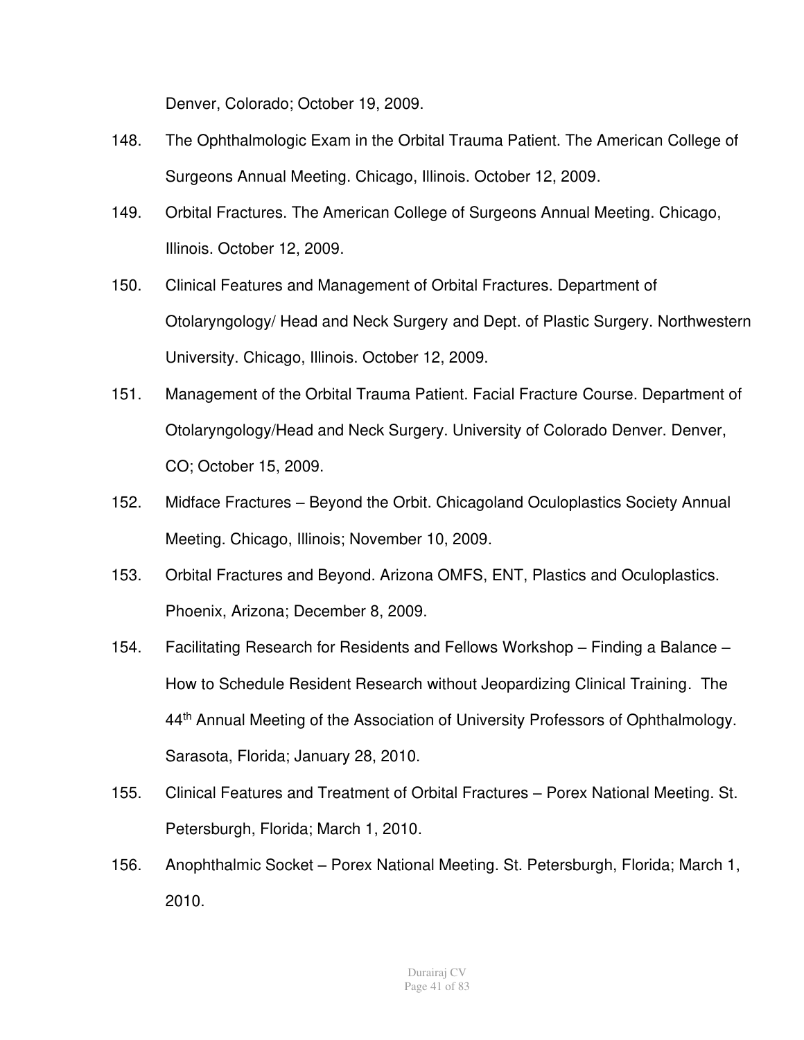Denver, Colorado; October 19, 2009.

148. The Ophthalmologic Exam in the Orbital Trauma Patient. The American College of Surgeons Annual Meeting. Chicago, Illinois. October 12, 2009.

149. Orbital Fractures. The American College of Surgeons Annual Meeting. Chicago, Illinois. October 12, 2009.

150. Clinical Features and Management of Orbital Fractures. Department of Otolaryngology/ Head and Neck Surgery and Dept. of Plastic Surgery. Northwestern University. Chicago, Illinois. October 12, 2009.

151. Management of the Orbital Trauma Patient. Facial Fracture Course. Department of Otolaryngology/Head and Neck Surgery. University of Colorado Denver. Denver, CO; October 15, 2009.

152. Midface Fractures – Beyond the Orbit. Chicagoland Oculoplastics Society Annual Meeting. Chicago, Illinois; November 10, 2009.

153. Orbital Fractures and Beyond. Arizona OMFS, ENT, Plastics and Oculoplastics. Phoenix, Arizona; December 8, 2009.

154. Facilitating Research for Residents and Fellows Workshop – Finding a Balance – How to Schedule Resident Research without Jeopardizing Clinical Training. The 44th Annual Meeting of the Association of University Professors of Ophthalmology. Sarasota, Florida; January 28, 2010.

155. Clinical Features and Treatment of Orbital Fractures – Porex National Meeting. St. Petersburgh, Florida; March 1, 2010.

156. Anophthalmic Socket – Porex National Meeting. St. Petersburgh, Florida; March 1, 2010.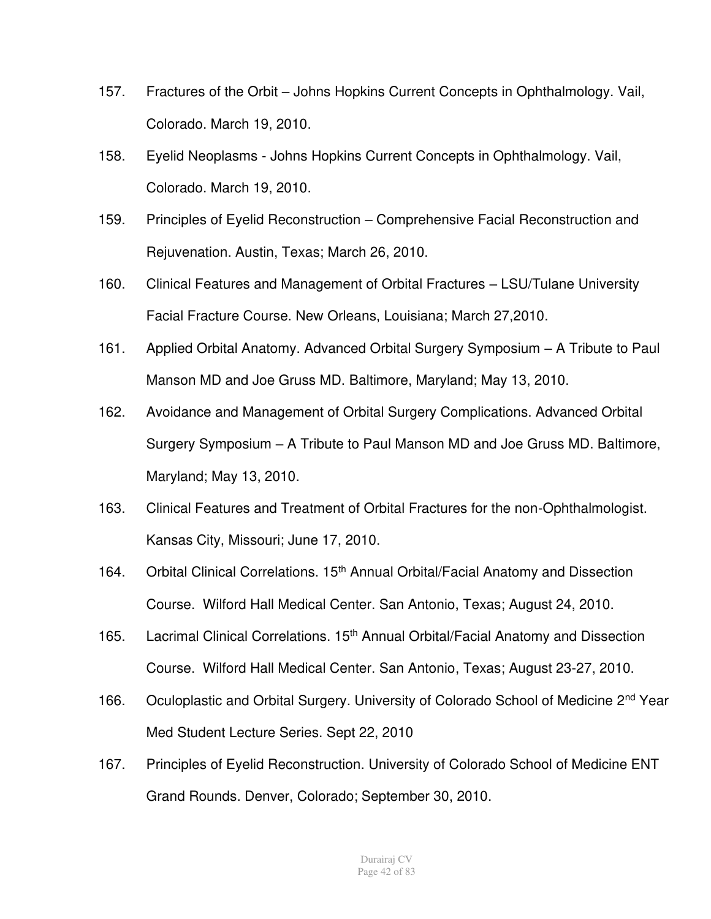157. Fractures of the Orbit – Johns Hopkins Current Concepts in Ophthalmology. Vail, Colorado. March 19, 2010.

158. Eyelid Neoplasms - Johns Hopkins Current Concepts in Ophthalmology. Vail, Colorado. March 19, 2010.

159. Principles of Eyelid Reconstruction – Comprehensive Facial Reconstruction and Rejuvenation. Austin, Texas; March 26, 2010.

160. Clinical Features and Management of Orbital Fractures – LSU/Tulane University Facial Fracture Course. New Orleans, Louisiana; March 27,2010.

161. Applied Orbital Anatomy. Advanced Orbital Surgery Symposium – A Tribute to Paul Manson MD and Joe Gruss MD. Baltimore, Maryland; May 13, 2010.

162. Avoidance and Management of Orbital Surgery Complications. Advanced Orbital Surgery Symposium – A Tribute to Paul Manson MD and Joe Gruss MD. Baltimore, Maryland; May 13, 2010.

163. Clinical Features and Treatment of Orbital Fractures for the non-Ophthalmologist. Kansas City, Missouri; June 17, 2010.

164. Orbital Clinical Correlations. 15th Annual Orbital/Facial Anatomy and Dissection Course. Wilford Hall Medical Center. San Antonio, Texas; August 24, 2010.

165. Lacrimal Clinical Correlations. 15th Annual Orbital/Facial Anatomy and Dissection Course. Wilford Hall Medical Center. San Antonio, Texas; August 23-27, 2010.

166. Oculoplastic and Orbital Surgery. University of Colorado School of Medicine 2nd Year Med Student Lecture Series. Sept 22, 2010

167. Principles of Eyelid Reconstruction. University of Colorado School of Medicine ENT Grand Rounds. Denver, Colorado; September 30, 2010.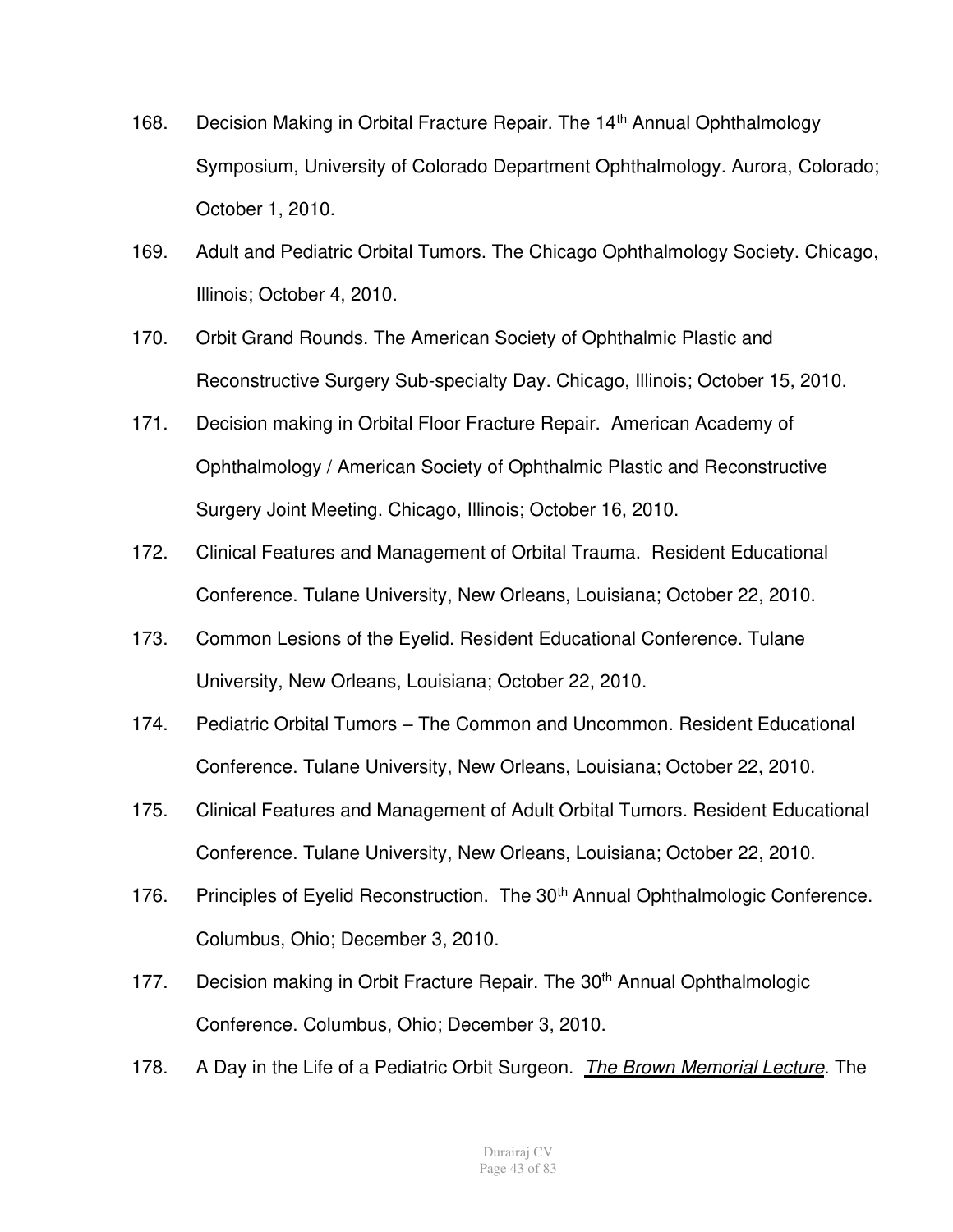168. Decision Making in Orbital Fracture Repair. The 14th Annual Ophthalmology Symposium, University of Colorado Department Ophthalmology. Aurora, Colorado; October 1, 2010.

169. Adult and Pediatric Orbital Tumors. The Chicago Ophthalmology Society. Chicago, Illinois; October 4, 2010.

170. Orbit Grand Rounds. The American Society of Ophthalmic Plastic and Reconstructive Surgery Sub-specialty Day. Chicago, Illinois; October 15, 2010.

171. Decision making in Orbital Floor Fracture Repair. American Academy of Ophthalmology / American Society of Ophthalmic Plastic and Reconstructive Surgery Joint Meeting. Chicago, Illinois; October 16, 2010.

172. Clinical Features and Management of Orbital Trauma. Resident Educational Conference. Tulane University, New Orleans, Louisiana; October 22, 2010.

173. Common Lesions of the Eyelid. Resident Educational Conference. Tulane University, New Orleans, Louisiana; October 22, 2010.

174. Pediatric Orbital Tumors – The Common and Uncommon. Resident Educational Conference. Tulane University, New Orleans, Louisiana; October 22, 2010.

175. Clinical Features and Management of Adult Orbital Tumors. Resident Educational Conference. Tulane University, New Orleans, Louisiana; October 22, 2010.

176. Principles of Eyelid Reconstruction. The 30th Annual Ophthalmologic Conference. Columbus, Ohio; December 3, 2010.

177. Decision making in Orbit Fracture Repair. The 30th Annual Ophthalmologic Conference. Columbus, Ohio; December 3, 2010.

178. A Day in the Life of a Pediatric Orbit Surgeon. *The Brown Memorial Lecture*. The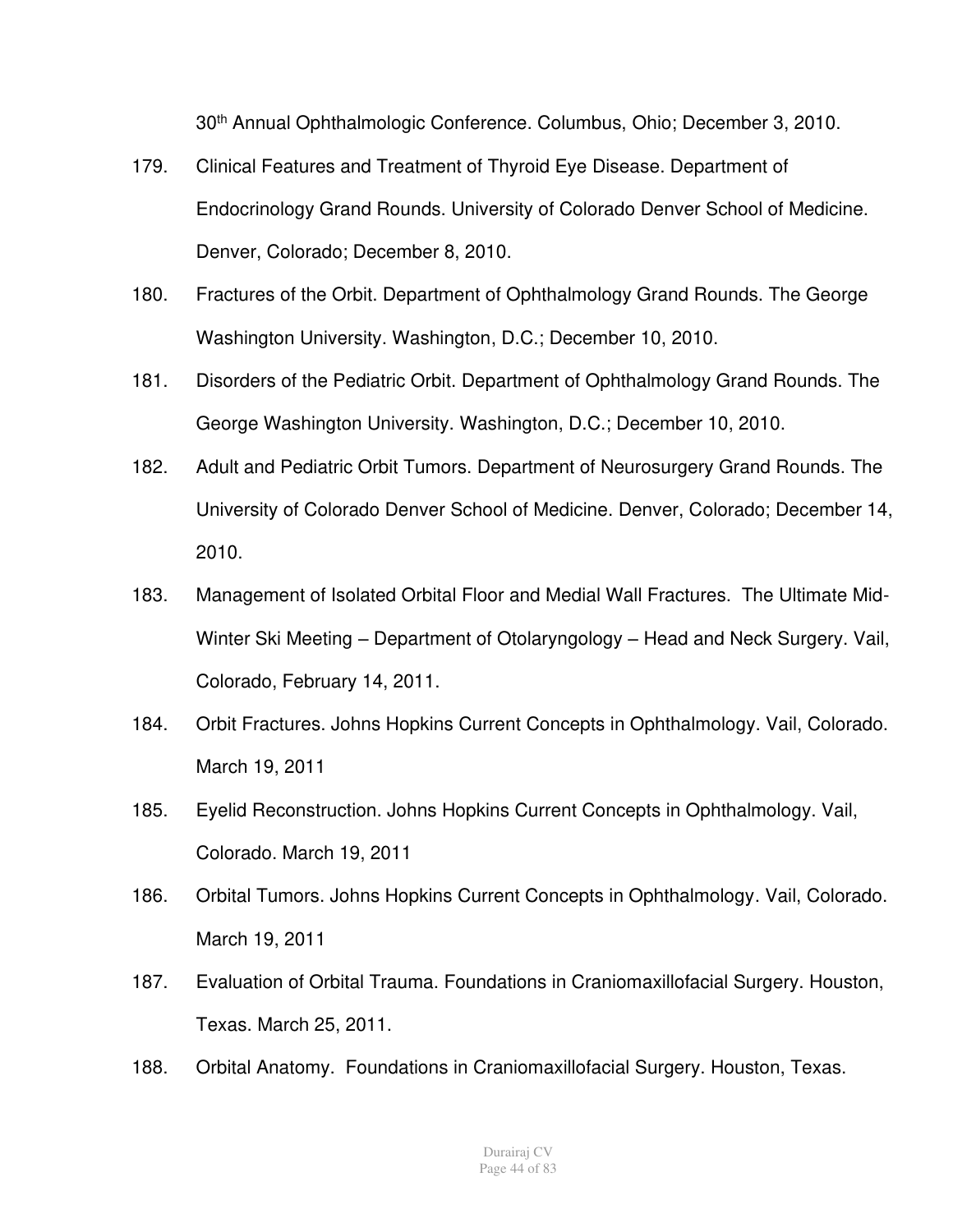30th Annual Ophthalmologic Conference. Columbus, Ohio; December 3, 2010.

179. Clinical Features and Treatment of Thyroid Eye Disease. Department of Endocrinology Grand Rounds. University of Colorado Denver School of Medicine. Denver, Colorado; December 8, 2010.

180. Fractures of the Orbit. Department of Ophthalmology Grand Rounds. The George Washington University. Washington, D.C.; December 10, 2010.

181. Disorders of the Pediatric Orbit. Department of Ophthalmology Grand Rounds. The George Washington University. Washington, D.C.; December 10, 2010.

182. Adult and Pediatric Orbit Tumors. Department of Neurosurgery Grand Rounds. The University of Colorado Denver School of Medicine. Denver, Colorado; December 14, 2010.

183. Management of Isolated Orbital Floor and Medial Wall Fractures. The Ultimate Mid-Winter Ski Meeting – Department of Otolaryngology – Head and Neck Surgery. Vail, Colorado, February 14, 2011.

184. Orbit Fractures. Johns Hopkins Current Concepts in Ophthalmology. Vail, Colorado. March 19, 2011

185. Eyelid Reconstruction. Johns Hopkins Current Concepts in Ophthalmology. Vail, Colorado. March 19, 2011

186. Orbital Tumors. Johns Hopkins Current Concepts in Ophthalmology. Vail, Colorado. March 19, 2011

187. Evaluation of Orbital Trauma. Foundations in Craniomaxillofacial Surgery. Houston, Texas. March 25, 2011.

188. Orbital Anatomy. Foundations in Craniomaxillofacial Surgery. Houston, Texas.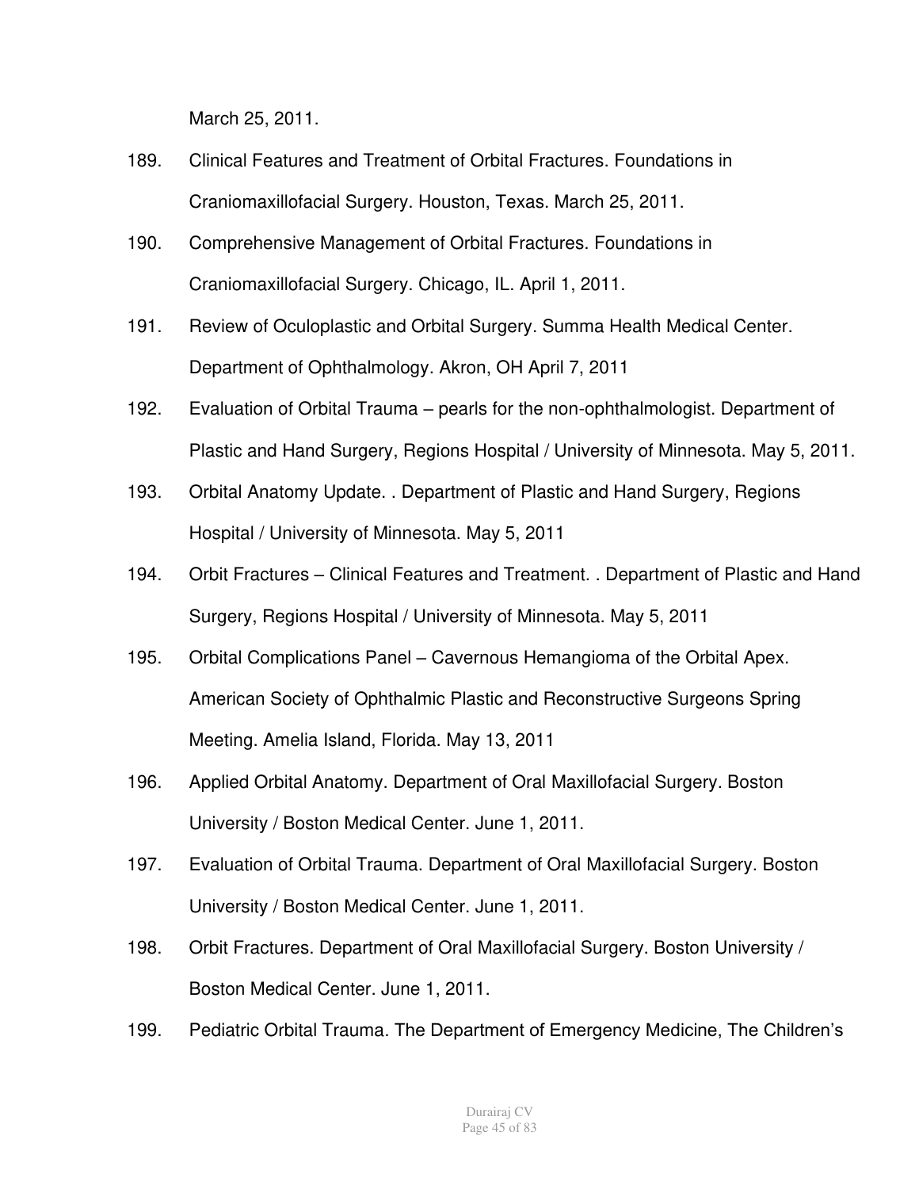March 25, 2011.

189. Clinical Features and Treatment of Orbital Fractures. Foundations in Craniomaxillofacial Surgery. Houston, Texas. March 25, 2011.

190. Comprehensive Management of Orbital Fractures. Foundations in Craniomaxillofacial Surgery. Chicago, IL. April 1, 2011.

191. Review of Oculoplastic and Orbital Surgery. Summa Health Medical Center. Department of Ophthalmology. Akron, OH April 7, 2011

192. Evaluation of Orbital Trauma – pearls for the non-ophthalmologist. Department of Plastic and Hand Surgery, Regions Hospital / University of Minnesota. May 5, 2011.

193. Orbital Anatomy Update. . Department of Plastic and Hand Surgery, Regions Hospital / University of Minnesota. May 5, 2011

194. Orbit Fractures – Clinical Features and Treatment. . Department of Plastic and Hand Surgery, Regions Hospital / University of Minnesota. May 5, 2011

195. Orbital Complications Panel – Cavernous Hemangioma of the Orbital Apex. American Society of Ophthalmic Plastic and Reconstructive Surgeons Spring Meeting. Amelia Island, Florida. May 13, 2011

196. Applied Orbital Anatomy. Department of Oral Maxillofacial Surgery. Boston University / Boston Medical Center. June 1, 2011.

197. Evaluation of Orbital Trauma. Department of Oral Maxillofacial Surgery. Boston University / Boston Medical Center. June 1, 2011.

198. Orbit Fractures. Department of Oral Maxillofacial Surgery. Boston University / Boston Medical Center. June 1, 2011.

199. Pediatric Orbital Trauma. The Department of Emergency Medicine, The Children's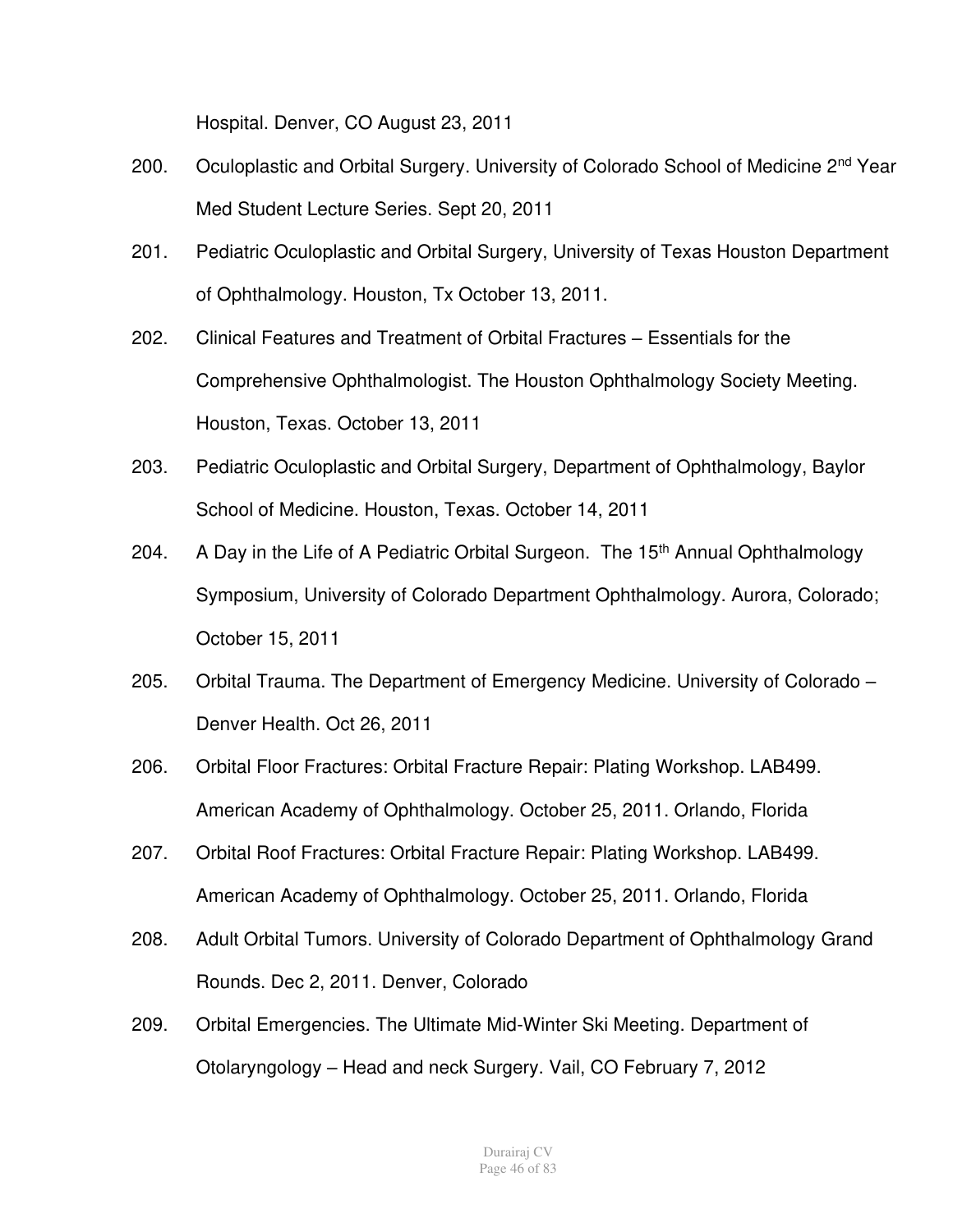Hospital. Denver, CO August 23, 2011

200. Oculoplastic and Orbital Surgery. University of Colorado School of Medicine 2nd Year Med Student Lecture Series. Sept 20, 2011

201. Pediatric Oculoplastic and Orbital Surgery, University of Texas Houston Department of Ophthalmology. Houston, Tx October 13, 2011.

202. Clinical Features and Treatment of Orbital Fractures – Essentials for the Comprehensive Ophthalmologist. The Houston Ophthalmology Society Meeting. Houston, Texas. October 13, 2011

203. Pediatric Oculoplastic and Orbital Surgery, Department of Ophthalmology, Baylor School of Medicine. Houston, Texas. October 14, 2011

204. A Day in the Life of A Pediatric Orbital Surgeon. The 15th Annual Ophthalmology Symposium, University of Colorado Department Ophthalmology. Aurora, Colorado; October 15, 2011

205. Orbital Trauma. The Department of Emergency Medicine. University of Colorado – Denver Health. Oct 26, 2011

206. Orbital Floor Fractures: Orbital Fracture Repair: Plating Workshop. LAB499. American Academy of Ophthalmology. October 25, 2011. Orlando, Florida

207. Orbital Roof Fractures: Orbital Fracture Repair: Plating Workshop. LAB499. American Academy of Ophthalmology. October 25, 2011. Orlando, Florida

208. Adult Orbital Tumors. University of Colorado Department of Ophthalmology Grand Rounds. Dec 2, 2011. Denver, Colorado

209. Orbital Emergencies. The Ultimate Mid-Winter Ski Meeting. Department of Otolaryngology – Head and neck Surgery. Vail, CO February 7, 2012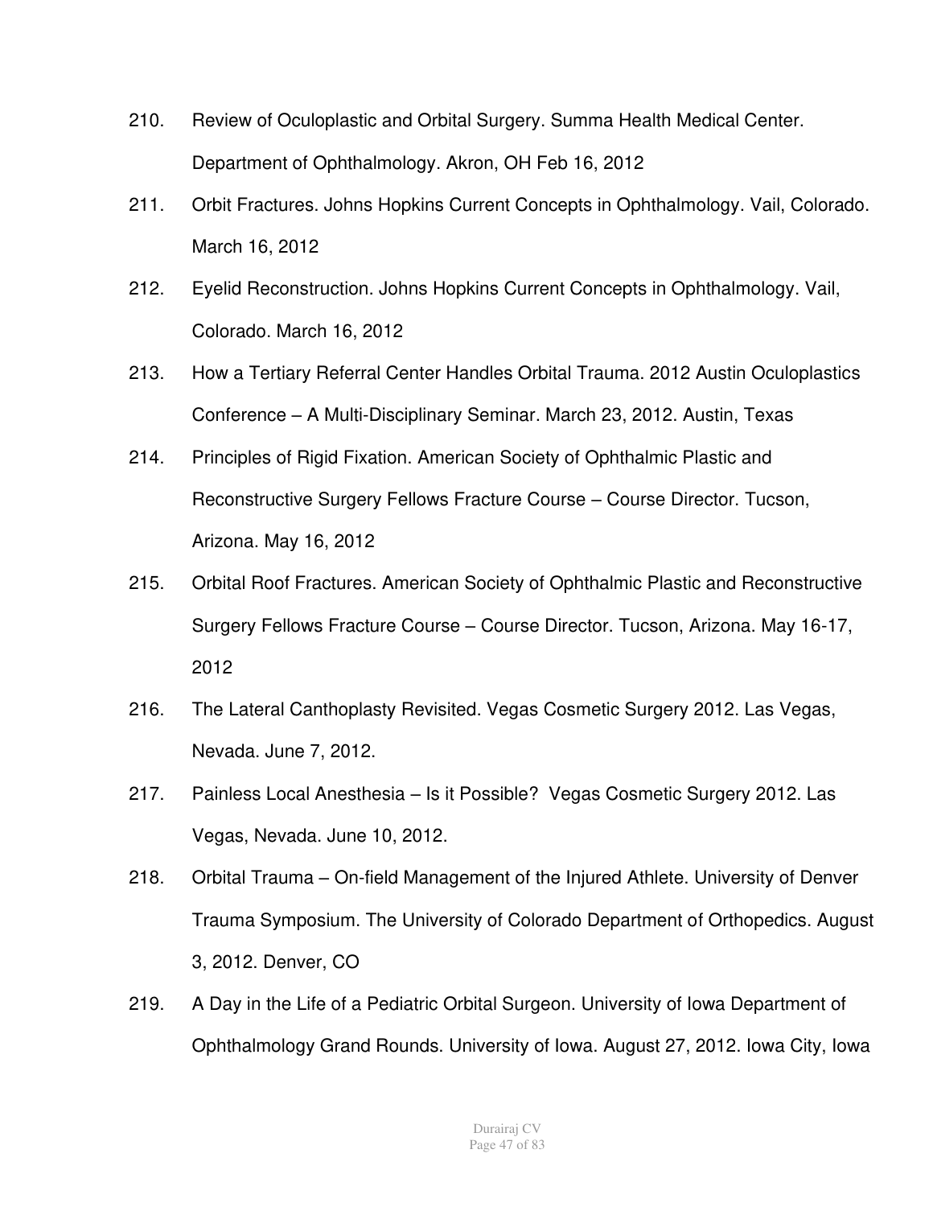210. Review of Oculoplastic and Orbital Surgery. Summa Health Medical Center. Department of Ophthalmology. Akron, OH Feb 16, 2012

211. Orbit Fractures. Johns Hopkins Current Concepts in Ophthalmology. Vail, Colorado. March 16, 2012

212. Eyelid Reconstruction. Johns Hopkins Current Concepts in Ophthalmology. Vail, Colorado. March 16, 2012

213. How a Tertiary Referral Center Handles Orbital Trauma. 2012 Austin Oculoplastics Conference – A Multi-Disciplinary Seminar. March 23, 2012. Austin, Texas

214. Principles of Rigid Fixation. American Society of Ophthalmic Plastic and Reconstructive Surgery Fellows Fracture Course – Course Director. Tucson, Arizona. May 16, 2012

215. Orbital Roof Fractures. American Society of Ophthalmic Plastic and Reconstructive Surgery Fellows Fracture Course – Course Director. Tucson, Arizona. May 16-17, 2012

216. The Lateral Canthoplasty Revisited. Vegas Cosmetic Surgery 2012. Las Vegas, Nevada. June 7, 2012.

217. Painless Local Anesthesia – Is it Possible? Vegas Cosmetic Surgery 2012. Las Vegas, Nevada. June 10, 2012.

218. Orbital Trauma – On-field Management of the Injured Athlete. University of Denver Trauma Symposium. The University of Colorado Department of Orthopedics. August 3, 2012. Denver, CO

219. A Day in the Life of a Pediatric Orbital Surgeon. University of Iowa Department of Ophthalmology Grand Rounds. University of Iowa. August 27, 2012. Iowa City, Iowa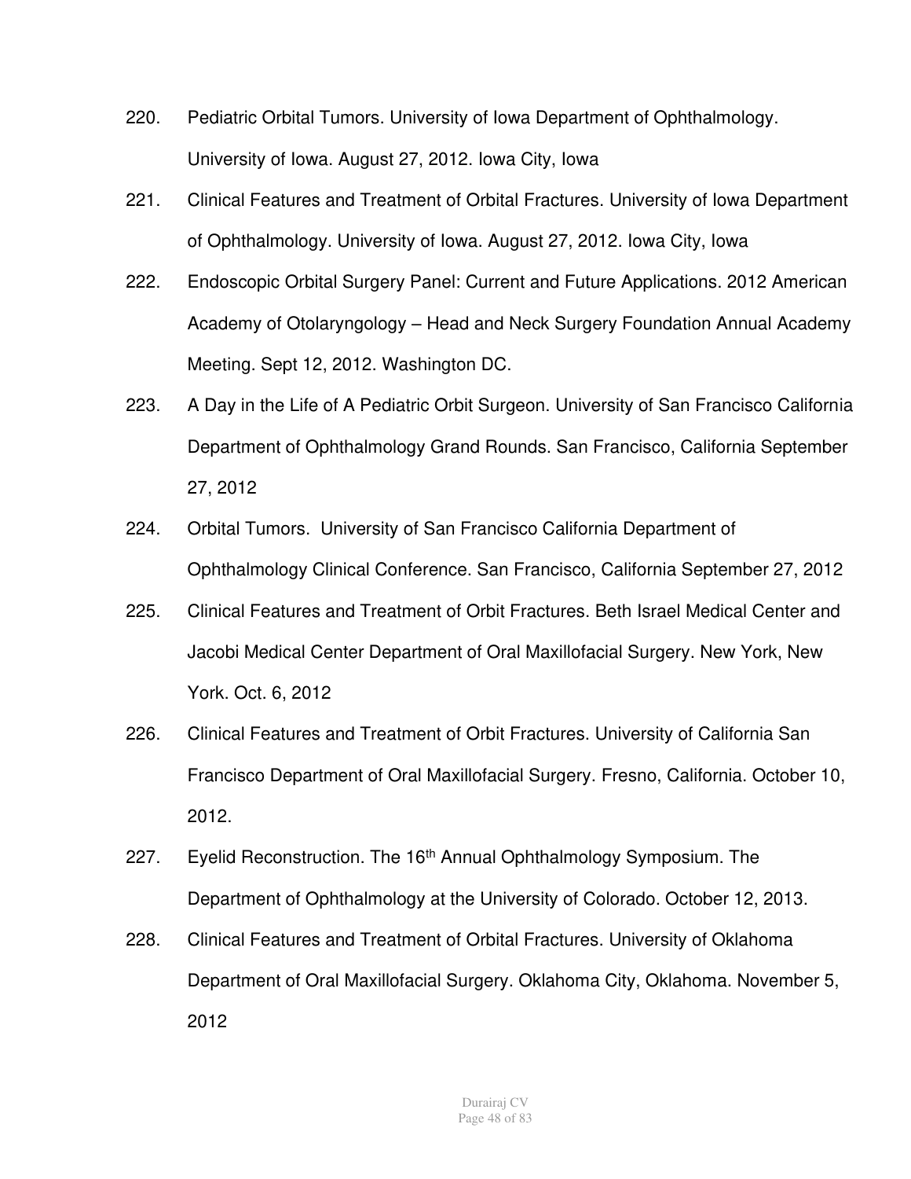220. Pediatric Orbital Tumors. University of Iowa Department of Ophthalmology. University of Iowa. August 27, 2012. Iowa City, Iowa

221. Clinical Features and Treatment of Orbital Fractures. University of Iowa Department of Ophthalmology. University of Iowa. August 27, 2012. Iowa City, Iowa

222. Endoscopic Orbital Surgery Panel: Current and Future Applications. 2012 American Academy of Otolaryngology – Head and Neck Surgery Foundation Annual Academy Meeting. Sept 12, 2012. Washington DC.

223. A Day in the Life of A Pediatric Orbit Surgeon. University of San Francisco California Department of Ophthalmology Grand Rounds. San Francisco, California September 27, 2012

224. Orbital Tumors. University of San Francisco California Department of Ophthalmology Clinical Conference. San Francisco, California September 27, 2012

225. Clinical Features and Treatment of Orbit Fractures. Beth Israel Medical Center and Jacobi Medical Center Department of Oral Maxillofacial Surgery. New York, New York. Oct. 6, 2012

226. Clinical Features and Treatment of Orbit Fractures. University of California San Francisco Department of Oral Maxillofacial Surgery. Fresno, California. October 10, 2012.

227. Eyelid Reconstruction. The 16th Annual Ophthalmology Symposium. The Department of Ophthalmology at the University of Colorado. October 12, 2013.

228. Clinical Features and Treatment of Orbital Fractures. University of Oklahoma Department of Oral Maxillofacial Surgery. Oklahoma City, Oklahoma. November 5, 2012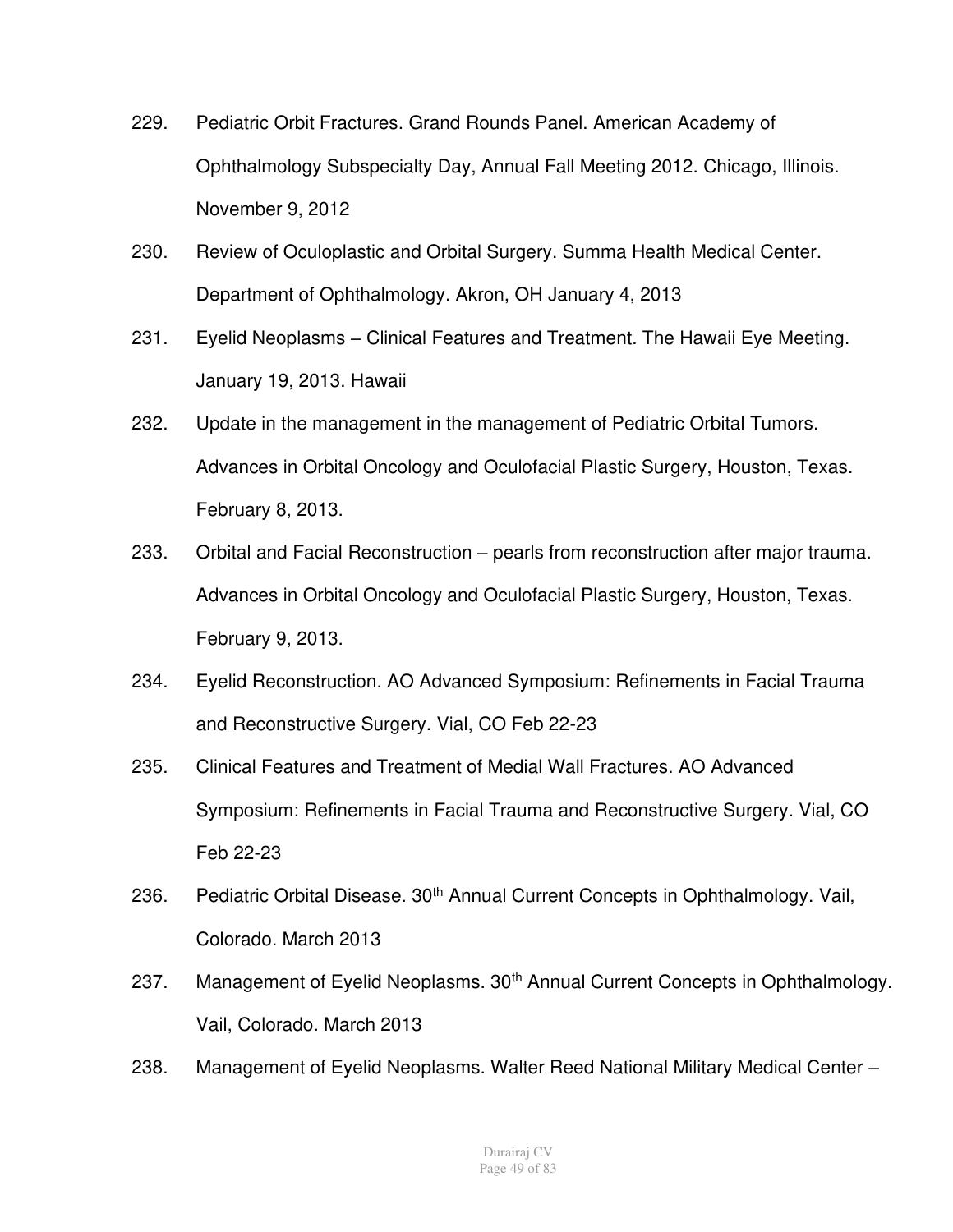229. Pediatric Orbit Fractures. Grand Rounds Panel. American Academy of Ophthalmology Subspecialty Day, Annual Fall Meeting 2012. Chicago, Illinois. November 9, 2012

230. Review of Oculoplastic and Orbital Surgery. Summa Health Medical Center. Department of Ophthalmology. Akron, OH January 4, 2013

231. Eyelid Neoplasms – Clinical Features and Treatment. The Hawaii Eye Meeting. January 19, 2013. Hawaii

232. Update in the management in the management of Pediatric Orbital Tumors. Advances in Orbital Oncology and Oculofacial Plastic Surgery, Houston, Texas. February 8, 2013.

233. Orbital and Facial Reconstruction – pearls from reconstruction after major trauma. Advances in Orbital Oncology and Oculofacial Plastic Surgery, Houston, Texas. February 9, 2013.

234. Eyelid Reconstruction. AO Advanced Symposium: Refinements in Facial Trauma and Reconstructive Surgery. Vial, CO Feb 22-23

235. Clinical Features and Treatment of Medial Wall Fractures. AO Advanced Symposium: Refinements in Facial Trauma and Reconstructive Surgery. Vial, CO Feb 22-23

236. Pediatric Orbital Disease. 30th Annual Current Concepts in Ophthalmology. Vail, Colorado. March 2013

237. Management of Eyelid Neoplasms. 30th Annual Current Concepts in Ophthalmology. Vail, Colorado. March 2013

238. Management of Eyelid Neoplasms. Walter Reed National Military Medical Center –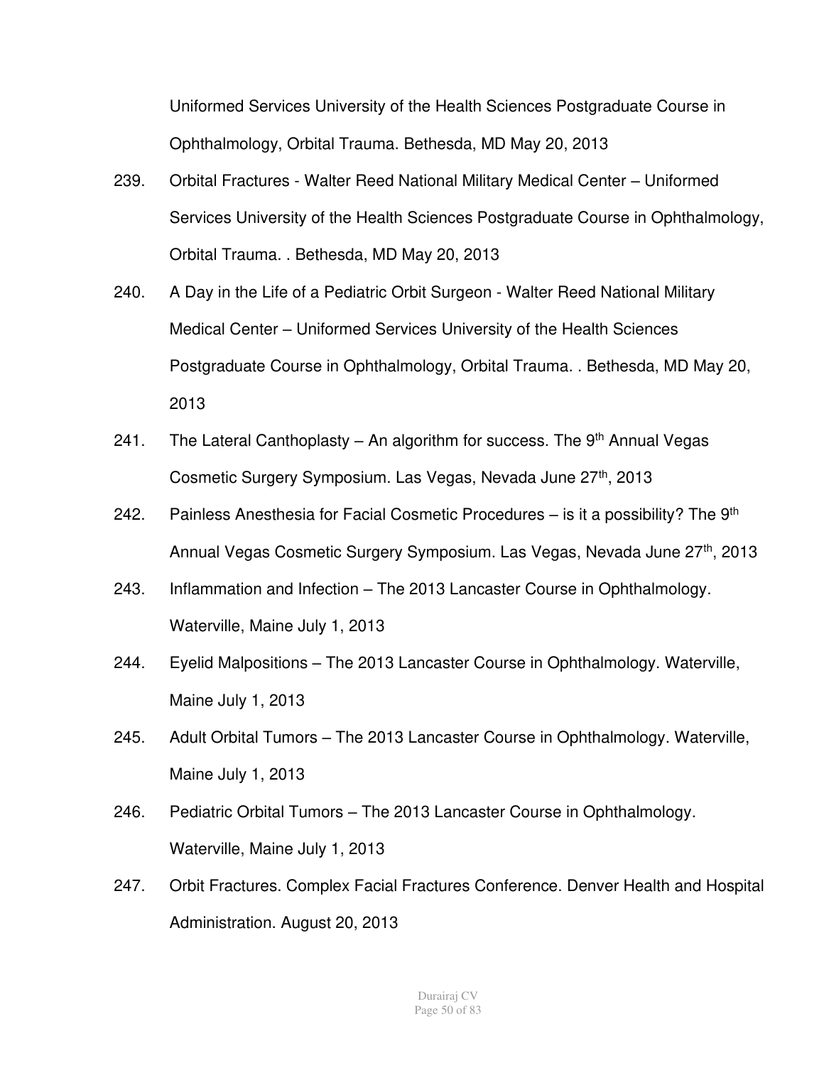Uniformed Services University of the Health Sciences Postgraduate Course in Ophthalmology, Orbital Trauma. Bethesda, MD May 20, 2013

239. Orbital Fractures - Walter Reed National Military Medical Center – Uniformed Services University of the Health Sciences Postgraduate Course in Ophthalmology, Orbital Trauma. . Bethesda, MD May 20, 2013

240. A Day in the Life of a Pediatric Orbit Surgeon - Walter Reed National Military Medical Center – Uniformed Services University of the Health Sciences Postgraduate Course in Ophthalmology, Orbital Trauma. . Bethesda, MD May 20, 2013

241. The Lateral Canthoplasty – An algorithm for success. The 9th Annual Vegas Cosmetic Surgery Symposium. Las Vegas, Nevada June 27th, 2013

242. Painless Anesthesia for Facial Cosmetic Procedures – is it a possibility? The 9th Annual Vegas Cosmetic Surgery Symposium. Las Vegas, Nevada June 27th, 2013

243. Inflammation and Infection – The 2013 Lancaster Course in Ophthalmology. Waterville, Maine July 1, 2013

244. Eyelid Malpositions – The 2013 Lancaster Course in Ophthalmology. Waterville, Maine July 1, 2013

245. Adult Orbital Tumors – The 2013 Lancaster Course in Ophthalmology. Waterville, Maine July 1, 2013

246. Pediatric Orbital Tumors – The 2013 Lancaster Course in Ophthalmology. Waterville, Maine July 1, 2013

247. Orbit Fractures. Complex Facial Fractures Conference. Denver Health and Hospital Administration. August 20, 2013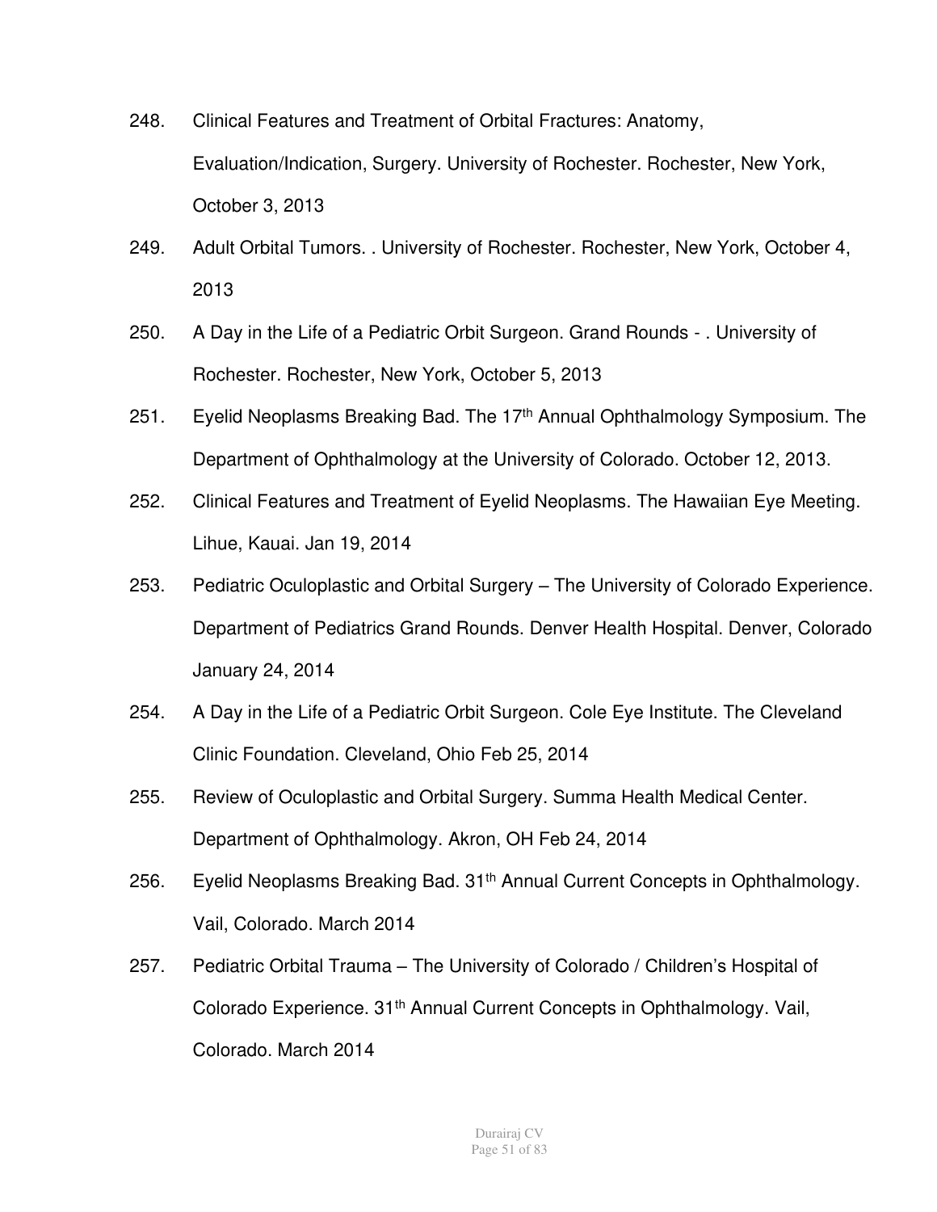248. Clinical Features and Treatment of Orbital Fractures: Anatomy, Evaluation/Indication, Surgery. University of Rochester. Rochester, New York, October 3, 2013

249. Adult Orbital Tumors. . University of Rochester. Rochester, New York, October 4, 2013

250. A Day in the Life of a Pediatric Orbit Surgeon. Grand Rounds - . University of Rochester. Rochester, New York, October 5, 2013

251. Eyelid Neoplasms Breaking Bad. The 17th Annual Ophthalmology Symposium. The Department of Ophthalmology at the University of Colorado. October 12, 2013.

252. Clinical Features and Treatment of Eyelid Neoplasms. The Hawaiian Eye Meeting. Lihue, Kauai. Jan 19, 2014

253. Pediatric Oculoplastic and Orbital Surgery – The University of Colorado Experience. Department of Pediatrics Grand Rounds. Denver Health Hospital. Denver, Colorado January 24, 2014

254. A Day in the Life of a Pediatric Orbit Surgeon. Cole Eye Institute. The Cleveland Clinic Foundation. Cleveland, Ohio Feb 25, 2014

255. Review of Oculoplastic and Orbital Surgery. Summa Health Medical Center. Department of Ophthalmology. Akron, OH Feb 24, 2014

256. Eyelid Neoplasms Breaking Bad. 31th Annual Current Concepts in Ophthalmology. Vail, Colorado. March 2014

257. Pediatric Orbital Trauma – The University of Colorado / Children's Hospital of Colorado Experience. 31th Annual Current Concepts in Ophthalmology. Vail, Colorado. March 2014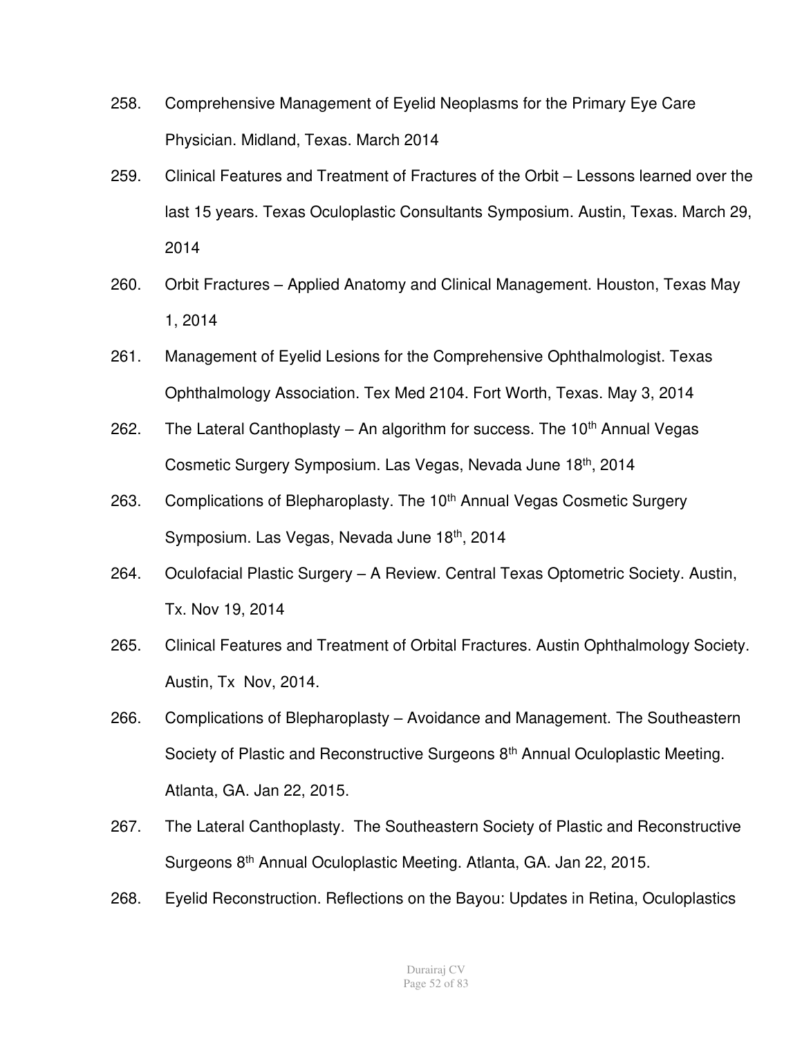258. Comprehensive Management of Eyelid Neoplasms for the Primary Eye Care Physician. Midland, Texas. March 2014

259. Clinical Features and Treatment of Fractures of the Orbit – Lessons learned over the last 15 years. Texas Oculoplastic Consultants Symposium. Austin, Texas. March 29, 2014

260. Orbit Fractures – Applied Anatomy and Clinical Management. Houston, Texas May 1, 2014

261. Management of Eyelid Lesions for the Comprehensive Ophthalmologist. Texas Ophthalmology Association. Tex Med 2104. Fort Worth, Texas. May 3, 2014

262. The Lateral Canthoplasty – An algorithm for success. The 10th Annual Vegas Cosmetic Surgery Symposium. Las Vegas, Nevada June 18th, 2014

263. Complications of Blepharoplasty. The 10th Annual Vegas Cosmetic Surgery Symposium. Las Vegas, Nevada June 18th, 2014

264. Oculofacial Plastic Surgery – A Review. Central Texas Optometric Society. Austin, Tx. Nov 19, 2014

265. Clinical Features and Treatment of Orbital Fractures. Austin Ophthalmology Society. Austin, Tx Nov, 2014.

266. Complications of Blepharoplasty – Avoidance and Management. The Southeastern Society of Plastic and Reconstructive Surgeons 8th Annual Oculoplastic Meeting. Atlanta, GA. Jan 22, 2015.

267. The Lateral Canthoplasty. The Southeastern Society of Plastic and Reconstructive Surgeons 8th Annual Oculoplastic Meeting. Atlanta, GA. Jan 22, 2015.

268. Eyelid Reconstruction. Reflections on the Bayou: Updates in Retina, Oculoplastics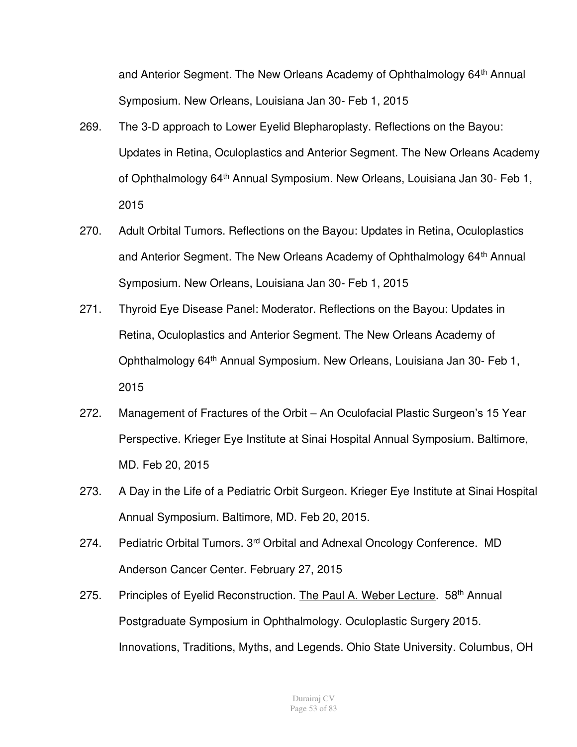and Anterior Segment. The New Orleans Academy of Ophthalmology 64th Annual Symposium. New Orleans, Louisiana Jan 30- Feb 1, 2015

269. The 3-D approach to Lower Eyelid Blepharoplasty. Reflections on the Bayou: Updates in Retina, Oculoplastics and Anterior Segment. The New Orleans Academy of Ophthalmology 64th Annual Symposium. New Orleans, Louisiana Jan 30- Feb 1, 2015
270. Adult Orbital Tumors. Reflections on the Bayou: Updates in Retina, Oculoplastics and Anterior Segment. The New Orleans Academy of Ophthalmology 64th Annual Symposium. New Orleans, Louisiana Jan 30- Feb 1, 2015
271. Thyroid Eye Disease Panel: Moderator. Reflections on the Bayou: Updates in Retina, Oculoplastics and Anterior Segment. The New Orleans Academy of Ophthalmology 64th Annual Symposium. New Orleans, Louisiana Jan 30- Feb 1, 2015
272. Management of Fractures of the Orbit – An Oculofacial Plastic Surgeon's 15 Year Perspective. Krieger Eye Institute at Sinai Hospital Annual Symposium. Baltimore, MD. Feb 20, 2015
273. A Day in the Life of a Pediatric Orbit Surgeon. Krieger Eye Institute at Sinai Hospital Annual Symposium. Baltimore, MD. Feb 20, 2015.
274. Pediatric Orbital Tumors. 3rd Orbital and Adnexal Oncology Conference. MD Anderson Cancer Center. February 27, 2015
275. Principles of Eyelid Reconstruction. The Paul A. Weber Lecture. 58th Annual Postgraduate Symposium in Ophthalmology. Oculoplastic Surgery 2015. Innovations, Traditions, Myths, and Legends. Ohio State University. Columbus, OH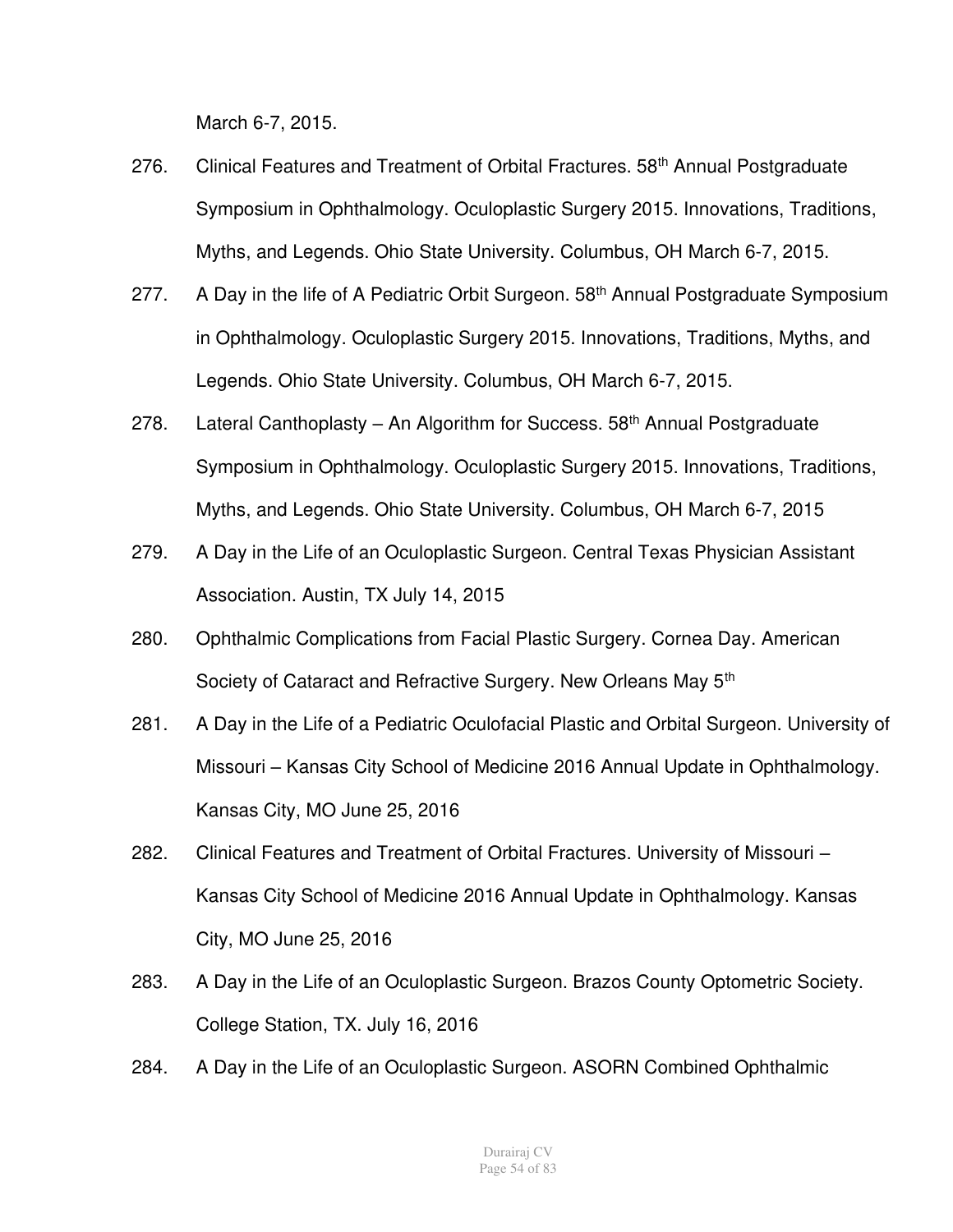March 6-7, 2015.

276. Clinical Features and Treatment of Orbital Fractures. 58th Annual Postgraduate Symposium in Ophthalmology. Oculoplastic Surgery 2015. Innovations, Traditions, Myths, and Legends. Ohio State University. Columbus, OH March 6-7, 2015.

277. A Day in the life of A Pediatric Orbit Surgeon. 58th Annual Postgraduate Symposium in Ophthalmology. Oculoplastic Surgery 2015. Innovations, Traditions, Myths, and Legends. Ohio State University. Columbus, OH March 6-7, 2015.

278. Lateral Canthoplasty – An Algorithm for Success. 58th Annual Postgraduate Symposium in Ophthalmology. Oculoplastic Surgery 2015. Innovations, Traditions, Myths, and Legends. Ohio State University. Columbus, OH March 6-7, 2015

279. A Day in the Life of an Oculoplastic Surgeon. Central Texas Physician Assistant Association. Austin, TX July 14, 2015

280. Ophthalmic Complications from Facial Plastic Surgery. Cornea Day. American Society of Cataract and Refractive Surgery. New Orleans May 5th

281. A Day in the Life of a Pediatric Oculofacial Plastic and Orbital Surgeon. University of Missouri – Kansas City School of Medicine 2016 Annual Update in Ophthalmology. Kansas City, MO June 25, 2016

282. Clinical Features and Treatment of Orbital Fractures. University of Missouri – Kansas City School of Medicine 2016 Annual Update in Ophthalmology. Kansas City, MO June 25, 2016

283. A Day in the Life of an Oculoplastic Surgeon. Brazos County Optometric Society. College Station, TX. July 16, 2016

284. A Day in the Life of an Oculoplastic Surgeon. ASORN Combined Ophthalmic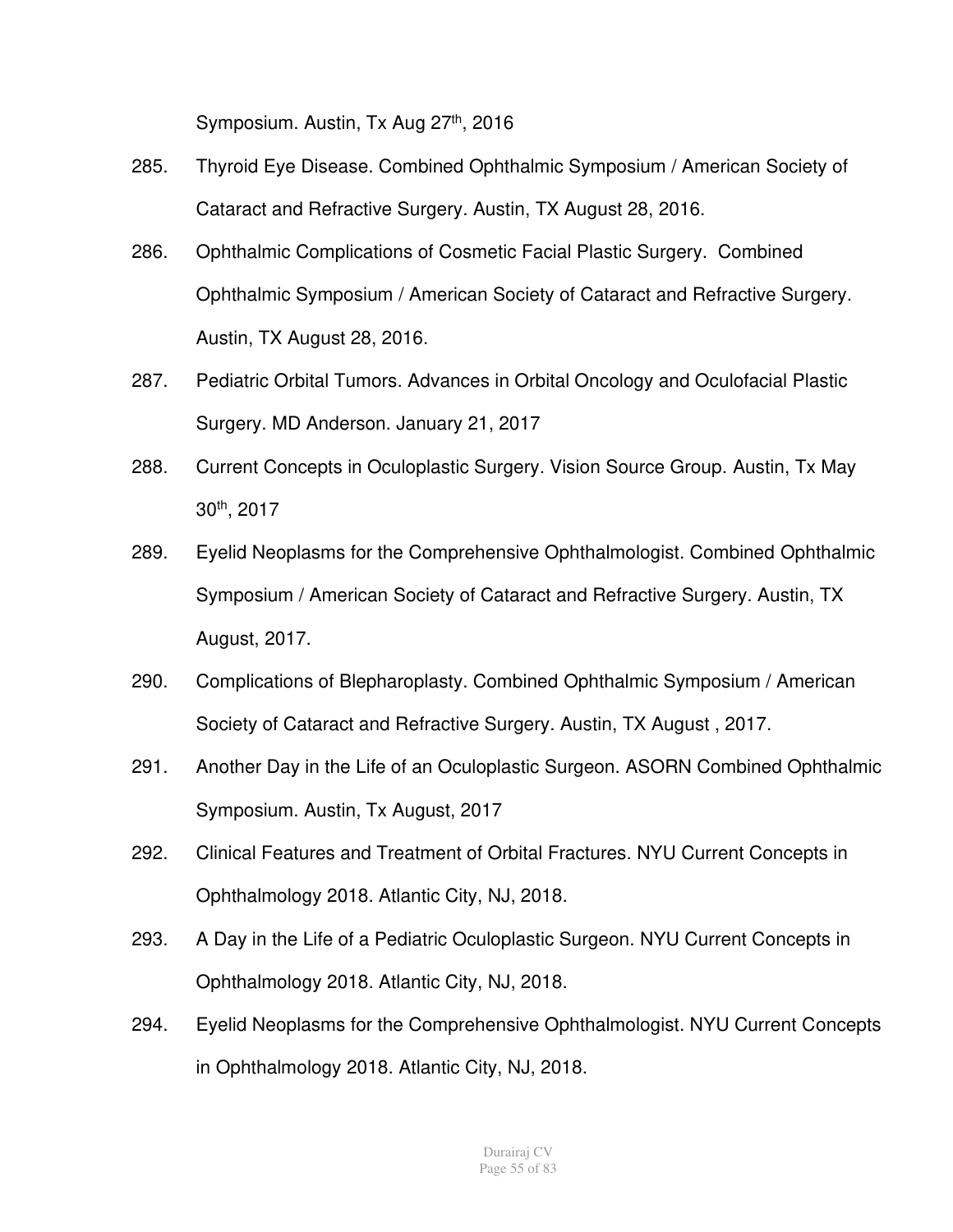Symposium. Austin, Tx Aug 27th, 2016

285. Thyroid Eye Disease. Combined Ophthalmic Symposium / American Society of Cataract and Refractive Surgery. Austin, TX August 28, 2016.

286. Ophthalmic Complications of Cosmetic Facial Plastic Surgery. Combined Ophthalmic Symposium / American Society of Cataract and Refractive Surgery. Austin, TX August 28, 2016.

287. Pediatric Orbital Tumors. Advances in Orbital Oncology and Oculofacial Plastic Surgery. MD Anderson. January 21, 2017

288. Current Concepts in Oculoplastic Surgery. Vision Source Group. Austin, Tx May 30th, 2017

289. Eyelid Neoplasms for the Comprehensive Ophthalmologist. Combined Ophthalmic Symposium / American Society of Cataract and Refractive Surgery. Austin, TX August, 2017.

290. Complications of Blepharoplasty. Combined Ophthalmic Symposium / American Society of Cataract and Refractive Surgery. Austin, TX August , 2017.

291. Another Day in the Life of an Oculoplastic Surgeon. ASORN Combined Ophthalmic Symposium. Austin, Tx August, 2017

292. Clinical Features and Treatment of Orbital Fractures. NYU Current Concepts in Ophthalmology 2018. Atlantic City, NJ, 2018.

293. A Day in the Life of a Pediatric Oculoplastic Surgeon. NYU Current Concepts in Ophthalmology 2018. Atlantic City, NJ, 2018.

294. Eyelid Neoplasms for the Comprehensive Ophthalmologist. NYU Current Concepts in Ophthalmology 2018. Atlantic City, NJ, 2018.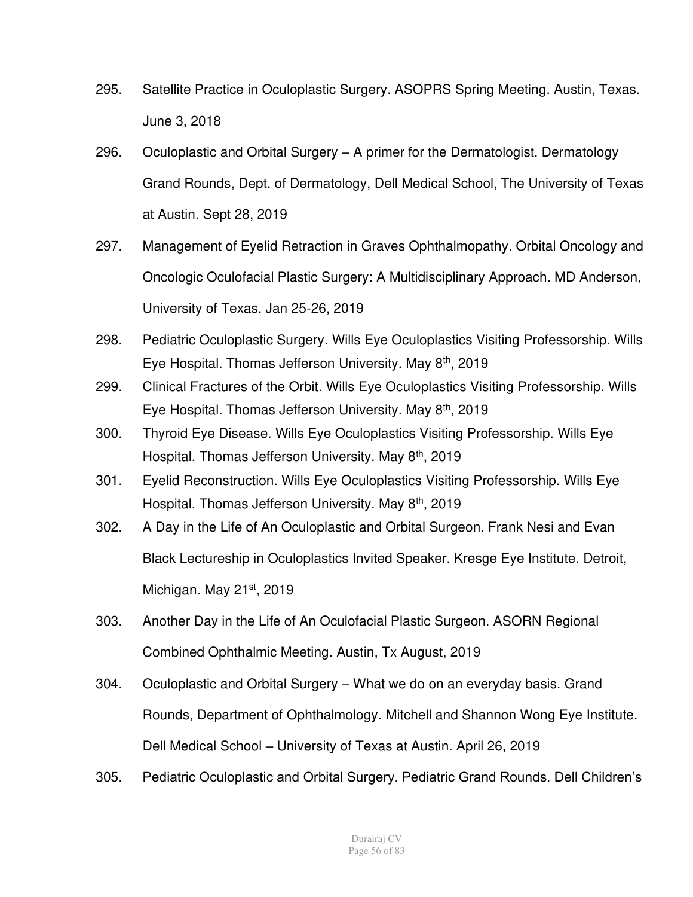295. Satellite Practice in Oculoplastic Surgery. ASOPRS Spring Meeting. Austin, Texas. June 3, 2018

296. Oculoplastic and Orbital Surgery – A primer for the Dermatologist. Dermatology Grand Rounds, Dept. of Dermatology, Dell Medical School, The University of Texas at Austin. Sept 28, 2019

297. Management of Eyelid Retraction in Graves Ophthalmopathy. Orbital Oncology and Oncologic Oculofacial Plastic Surgery: A Multidisciplinary Approach. MD Anderson, University of Texas. Jan 25-26, 2019

298. Pediatric Oculoplastic Surgery. Wills Eye Oculoplastics Visiting Professorship. Wills Eye Hospital. Thomas Jefferson University. May 8th, 2019

299. Clinical Fractures of the Orbit. Wills Eye Oculoplastics Visiting Professorship. Wills Eye Hospital. Thomas Jefferson University. May 8th, 2019

300. Thyroid Eye Disease. Wills Eye Oculoplastics Visiting Professorship. Wills Eye Hospital. Thomas Jefferson University. May 8th, 2019

301. Eyelid Reconstruction. Wills Eye Oculoplastics Visiting Professorship. Wills Eye Hospital. Thomas Jefferson University. May 8th, 2019

302. A Day in the Life of An Oculoplastic and Orbital Surgeon. Frank Nesi and Evan Black Lectureship in Oculoplastics Invited Speaker. Kresge Eye Institute. Detroit, Michigan. May 21st, 2019

303. Another Day in the Life of An Oculofacial Plastic Surgeon. ASORN Regional Combined Ophthalmic Meeting. Austin, Tx August, 2019

304. Oculoplastic and Orbital Surgery – What we do on an everyday basis. Grand Rounds, Department of Ophthalmology. Mitchell and Shannon Wong Eye Institute. Dell Medical School – University of Texas at Austin. April 26, 2019

305. Pediatric Oculoplastic and Orbital Surgery. Pediatric Grand Rounds. Dell Children's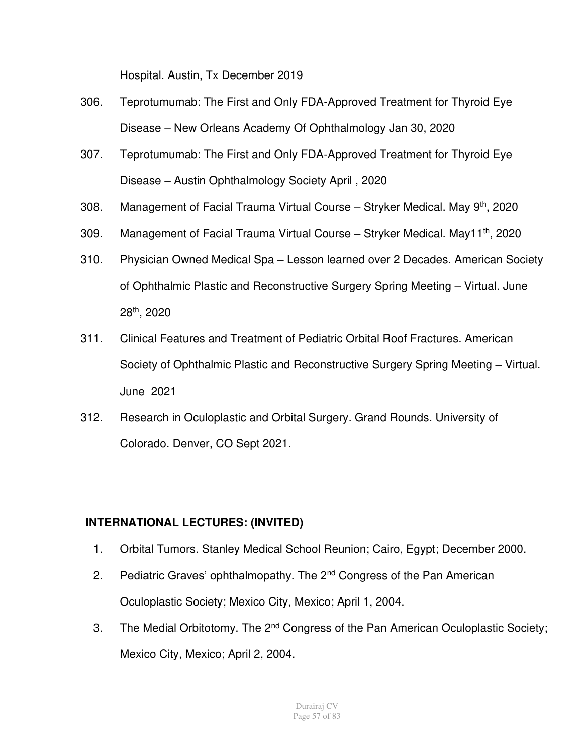Hospital. Austin, Tx December 2019

306. Teprotumumab: The First and Only FDA-Approved Treatment for Thyroid Eye Disease – New Orleans Academy Of Ophthalmology Jan 30, 2020
307. Teprotumumab: The First and Only FDA-Approved Treatment for Thyroid Eye Disease – Austin Ophthalmology Society April , 2020
308. Management of Facial Trauma Virtual Course – Stryker Medical. May 9th, 2020
309. Management of Facial Trauma Virtual Course – Stryker Medical. May11th, 2020
310. Physician Owned Medical Spa – Lesson learned over 2 Decades. American Society of Ophthalmic Plastic and Reconstructive Surgery Spring Meeting – Virtual. June 28th, 2020
311. Clinical Features and Treatment of Pediatric Orbital Roof Fractures. American Society of Ophthalmic Plastic and Reconstructive Surgery Spring Meeting – Virtual. June 2021
312. Research in Oculoplastic and Orbital Surgery. Grand Rounds. University of Colorado. Denver, CO Sept 2021.

**INTERNATIONAL LECTURES: (INVITED)**

1. Orbital Tumors. Stanley Medical School Reunion; Cairo, Egypt; December 2000.
2. Pediatric Graves' ophthalmopathy. The 2nd Congress of the Pan American Oculoplastic Society; Mexico City, Mexico; April 1, 2004.
3. The Medial Orbitotomy. The 2nd Congress of the Pan American Oculoplastic Society; Mexico City, Mexico; April 2, 2004.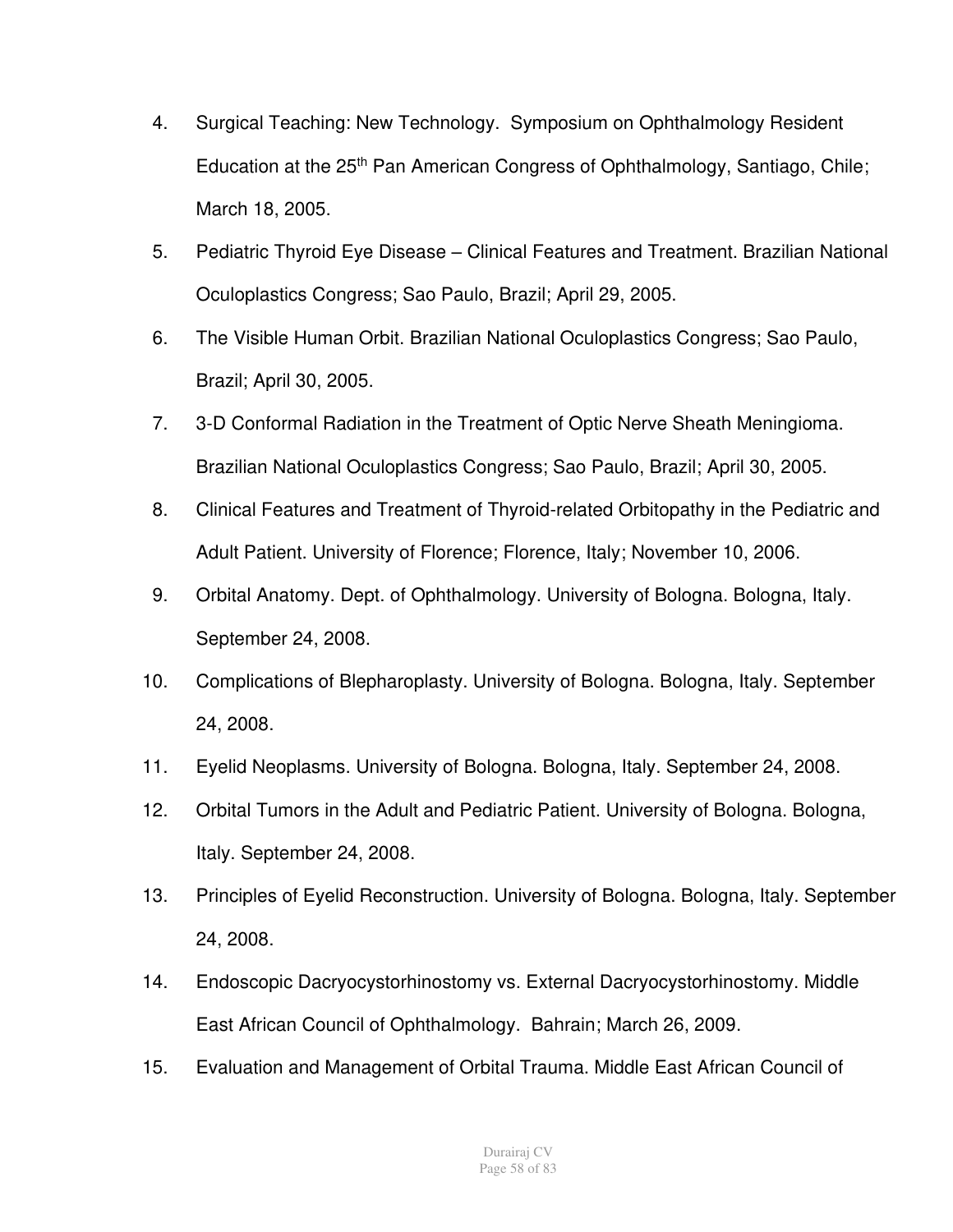4. Surgical Teaching: New Technology. Symposium on Ophthalmology Resident Education at the 25th Pan American Congress of Ophthalmology, Santiago, Chile; March 18, 2005.
5. Pediatric Thyroid Eye Disease – Clinical Features and Treatment. Brazilian National Oculoplastics Congress; Sao Paulo, Brazil; April 29, 2005.
6. The Visible Human Orbit. Brazilian National Oculoplastics Congress; Sao Paulo, Brazil; April 30, 2005.
7. 3-D Conformal Radiation in the Treatment of Optic Nerve Sheath Meningioma. Brazilian National Oculoplastics Congress; Sao Paulo, Brazil; April 30, 2005.
8. Clinical Features and Treatment of Thyroid-related Orbitopathy in the Pediatric and Adult Patient. University of Florence; Florence, Italy; November 10, 2006.
9. Orbital Anatomy. Dept. of Ophthalmology. University of Bologna. Bologna, Italy. September 24, 2008.
10. Complications of Blepharoplasty. University of Bologna. Bologna, Italy. September 24, 2008.
11. Eyelid Neoplasms. University of Bologna. Bologna, Italy. September 24, 2008.
12. Orbital Tumors in the Adult and Pediatric Patient. University of Bologna. Bologna, Italy. September 24, 2008.
13. Principles of Eyelid Reconstruction. University of Bologna. Bologna, Italy. September 24, 2008.
14. Endoscopic Dacryocystorhinostomy vs. External Dacryocystorhinostomy. Middle East African Council of Ophthalmology. Bahrain; March 26, 2009.
15. Evaluation and Management of Orbital Trauma. Middle East African Council of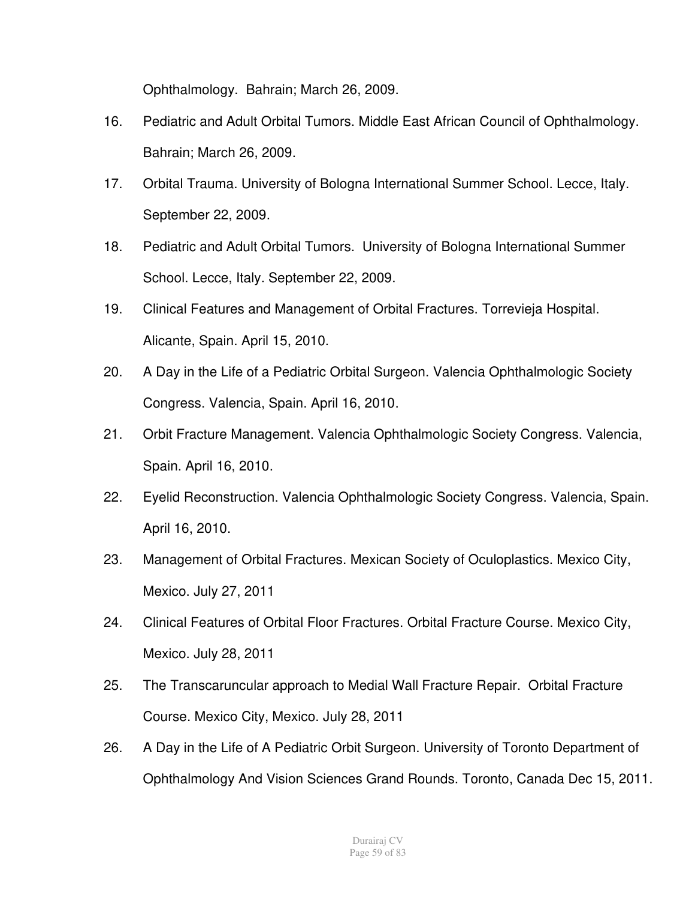Ophthalmology. Bahrain; March 26, 2009.

16. Pediatric and Adult Orbital Tumors. Middle East African Council of Ophthalmology. Bahrain; March 26, 2009.

17. Orbital Trauma. University of Bologna International Summer School. Lecce, Italy. September 22, 2009.

18. Pediatric and Adult Orbital Tumors. University of Bologna International Summer School. Lecce, Italy. September 22, 2009.

19. Clinical Features and Management of Orbital Fractures. Torrevieja Hospital. Alicante, Spain. April 15, 2010.

20. A Day in the Life of a Pediatric Orbital Surgeon. Valencia Ophthalmologic Society Congress. Valencia, Spain. April 16, 2010.

21. Orbit Fracture Management. Valencia Ophthalmologic Society Congress. Valencia, Spain. April 16, 2010.

22. Eyelid Reconstruction. Valencia Ophthalmologic Society Congress. Valencia, Spain. April 16, 2010.

23. Management of Orbital Fractures. Mexican Society of Oculoplastics. Mexico City, Mexico. July 27, 2011

24. Clinical Features of Orbital Floor Fractures. Orbital Fracture Course. Mexico City, Mexico. July 28, 2011

25. The Transcaruncular approach to Medial Wall Fracture Repair. Orbital Fracture Course. Mexico City, Mexico. July 28, 2011

26. A Day in the Life of A Pediatric Orbit Surgeon. University of Toronto Department of Ophthalmology And Vision Sciences Grand Rounds. Toronto, Canada Dec 15, 2011.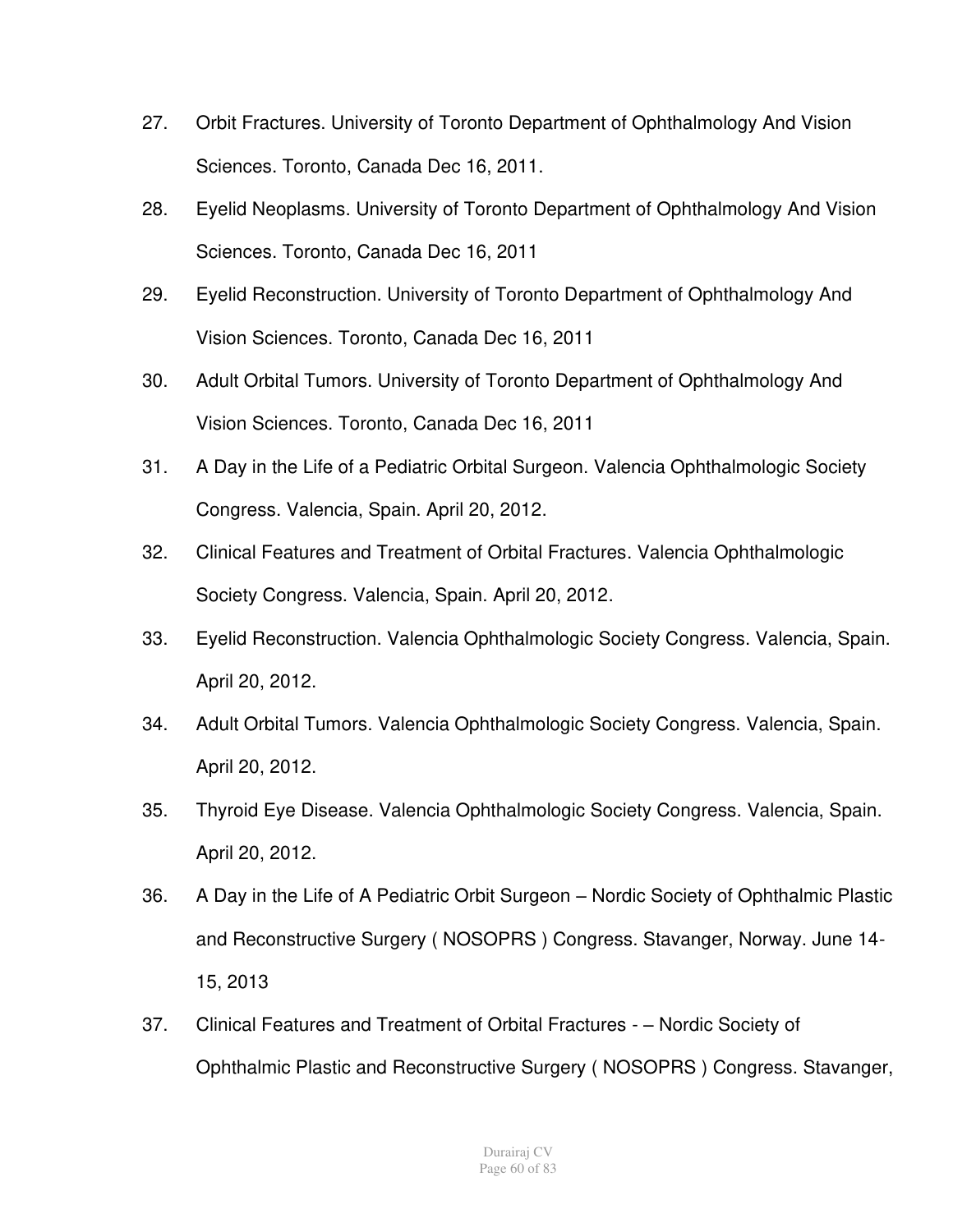27. Orbit Fractures. University of Toronto Department of Ophthalmology And Vision Sciences. Toronto, Canada Dec 16, 2011.
28. Eyelid Neoplasms. University of Toronto Department of Ophthalmology And Vision Sciences. Toronto, Canada Dec 16, 2011
29. Eyelid Reconstruction. University of Toronto Department of Ophthalmology And Vision Sciences. Toronto, Canada Dec 16, 2011
30. Adult Orbital Tumors. University of Toronto Department of Ophthalmology And Vision Sciences. Toronto, Canada Dec 16, 2011
31. A Day in the Life of a Pediatric Orbital Surgeon. Valencia Ophthalmologic Society Congress. Valencia, Spain. April 20, 2012.
32. Clinical Features and Treatment of Orbital Fractures. Valencia Ophthalmologic Society Congress. Valencia, Spain. April 20, 2012.
33. Eyelid Reconstruction. Valencia Ophthalmologic Society Congress. Valencia, Spain. April 20, 2012.
34. Adult Orbital Tumors. Valencia Ophthalmologic Society Congress. Valencia, Spain. April 20, 2012.
35. Thyroid Eye Disease. Valencia Ophthalmologic Society Congress. Valencia, Spain. April 20, 2012.
36. A Day in the Life of A Pediatric Orbit Surgeon – Nordic Society of Ophthalmic Plastic and Reconstructive Surgery ( NOSOPRS ) Congress. Stavanger, Norway. June 14-15, 2013
37. Clinical Features and Treatment of Orbital Fractures - – Nordic Society of Ophthalmic Plastic and Reconstructive Surgery ( NOSOPRS ) Congress. Stavanger,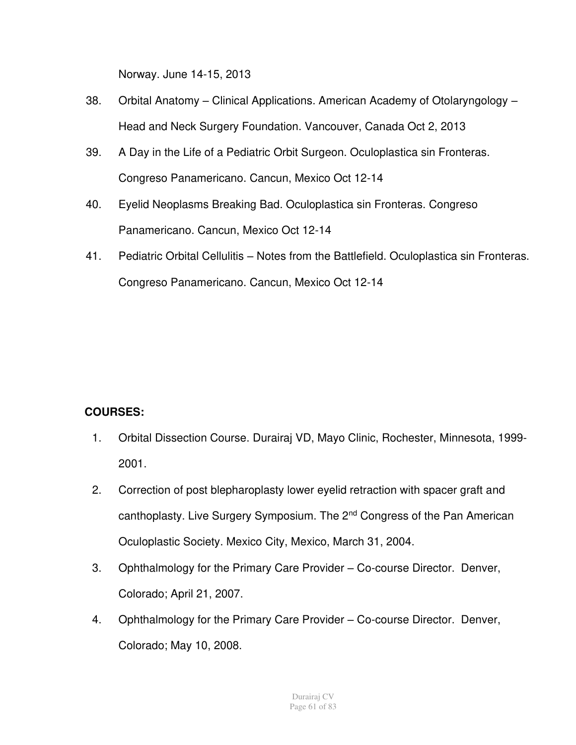Norway. June 14-15, 2013

38. Orbital Anatomy – Clinical Applications. American Academy of Otolaryngology – Head and Neck Surgery Foundation. Vancouver, Canada Oct 2, 2013
39. A Day in the Life of a Pediatric Orbit Surgeon. Oculoplastica sin Fronteras. Congreso Panamericano. Cancun, Mexico Oct 12-14
40. Eyelid Neoplasms Breaking Bad. Oculoplastica sin Fronteras. Congreso Panamericano. Cancun, Mexico Oct 12-14
41. Pediatric Orbital Cellulitis – Notes from the Battlefield. Oculoplastica sin Fronteras. Congreso Panamericano. Cancun, Mexico Oct 12-14

**COURSES:**

1. Orbital Dissection Course. Durairaj VD, Mayo Clinic, Rochester, Minnesota, 1999-2001.
2. Correction of post blepharoplasty lower eyelid retraction with spacer graft and canthoplasty. Live Surgery Symposium. The 2nd Congress of the Pan American Oculoplastic Society. Mexico City, Mexico, March 31, 2004.
3. Ophthalmology for the Primary Care Provider – Co-course Director. Denver, Colorado; April 21, 2007.
4. Ophthalmology for the Primary Care Provider – Co-course Director. Denver, Colorado; May 10, 2008.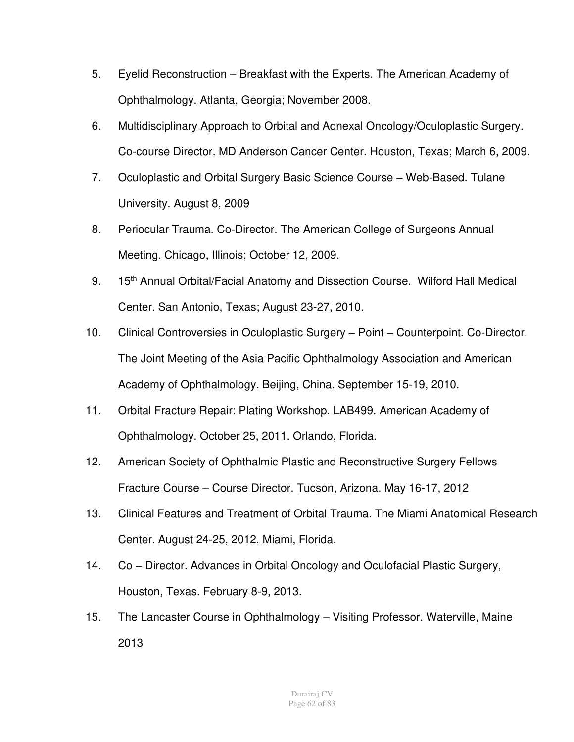5. Eyelid Reconstruction – Breakfast with the Experts. The American Academy of Ophthalmology. Atlanta, Georgia; November 2008.
6. Multidisciplinary Approach to Orbital and Adnexal Oncology/Oculoplastic Surgery. Co-course Director. MD Anderson Cancer Center. Houston, Texas; March 6, 2009.
7. Oculoplastic and Orbital Surgery Basic Science Course – Web-Based. Tulane University. August 8, 2009
8. Periocular Trauma. Co-Director. The American College of Surgeons Annual Meeting. Chicago, Illinois; October 12, 2009.
9. 15th Annual Orbital/Facial Anatomy and Dissection Course. Wilford Hall Medical Center. San Antonio, Texas; August 23-27, 2010.
10. Clinical Controversies in Oculoplastic Surgery – Point – Counterpoint. Co-Director. The Joint Meeting of the Asia Pacific Ophthalmology Association and American Academy of Ophthalmology. Beijing, China. September 15-19, 2010.
11. Orbital Fracture Repair: Plating Workshop. LAB499. American Academy of Ophthalmology. October 25, 2011. Orlando, Florida.
12. American Society of Ophthalmic Plastic and Reconstructive Surgery Fellows Fracture Course – Course Director. Tucson, Arizona. May 16-17, 2012
13. Clinical Features and Treatment of Orbital Trauma. The Miami Anatomical Research Center. August 24-25, 2012. Miami, Florida.
14. Co – Director. Advances in Orbital Oncology and Oculofacial Plastic Surgery, Houston, Texas. February 8-9, 2013.
15. The Lancaster Course in Ophthalmology – Visiting Professor. Waterville, Maine 2013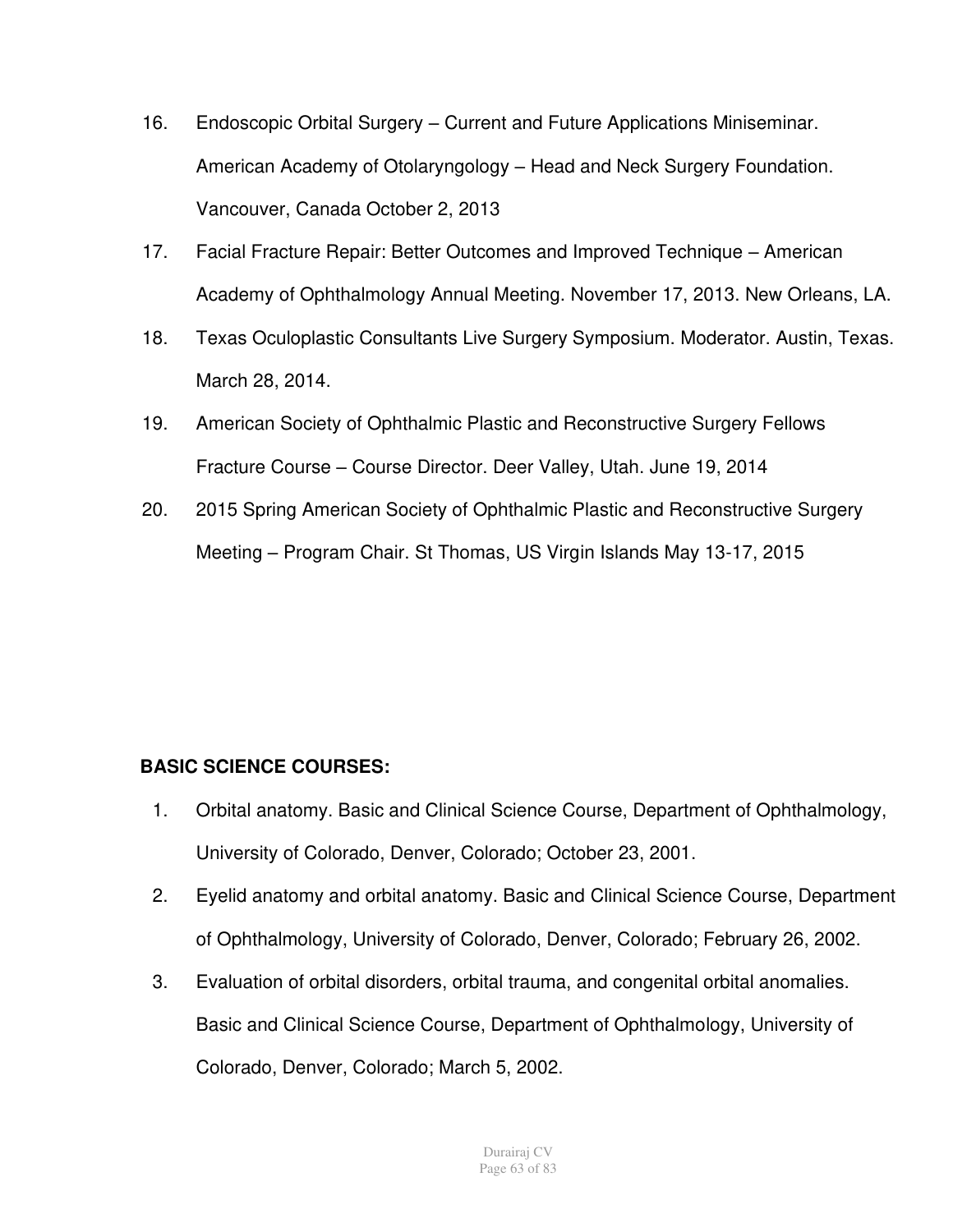16. Endoscopic Orbital Surgery – Current and Future Applications Miniseminar. American Academy of Otolaryngology – Head and Neck Surgery Foundation. Vancouver, Canada October 2, 2013
17. Facial Fracture Repair: Better Outcomes and Improved Technique – American Academy of Ophthalmology Annual Meeting. November 17, 2013. New Orleans, LA.
18. Texas Oculoplastic Consultants Live Surgery Symposium. Moderator. Austin, Texas. March 28, 2014.
19. American Society of Ophthalmic Plastic and Reconstructive Surgery Fellows Fracture Course – Course Director. Deer Valley, Utah. June 19, 2014
20. 2015 Spring American Society of Ophthalmic Plastic and Reconstructive Surgery Meeting – Program Chair. St Thomas, US Virgin Islands May 13-17, 2015

**BASIC SCIENCE COURSES:**

1. Orbital anatomy. Basic and Clinical Science Course, Department of Ophthalmology, University of Colorado, Denver, Colorado; October 23, 2001.
2. Eyelid anatomy and orbital anatomy. Basic and Clinical Science Course, Department of Ophthalmology, University of Colorado, Denver, Colorado; February 26, 2002.
3. Evaluation of orbital disorders, orbital trauma, and congenital orbital anomalies. Basic and Clinical Science Course, Department of Ophthalmology, University of Colorado, Denver, Colorado; March 5, 2002.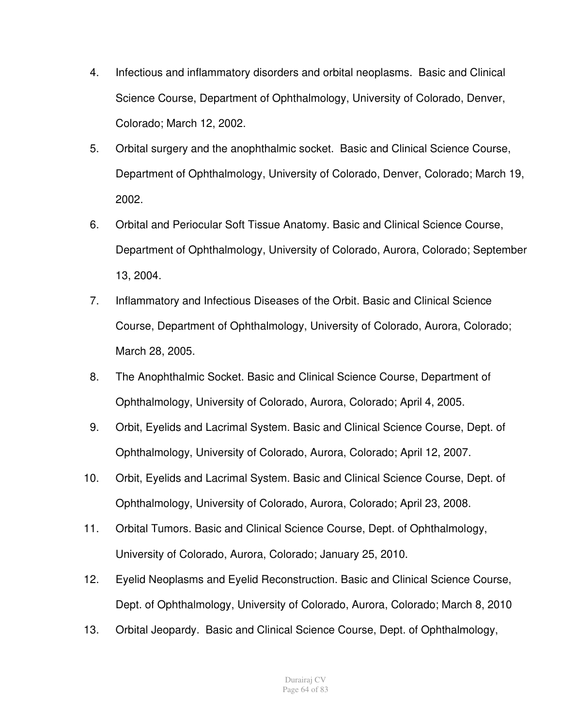4. Infectious and inflammatory disorders and orbital neoplasms. Basic and Clinical Science Course, Department of Ophthalmology, University of Colorado, Denver, Colorado; March 12, 2002.
5. Orbital surgery and the anophthalmic socket. Basic and Clinical Science Course, Department of Ophthalmology, University of Colorado, Denver, Colorado; March 19, 2002.
6. Orbital and Periocular Soft Tissue Anatomy. Basic and Clinical Science Course, Department of Ophthalmology, University of Colorado, Aurora, Colorado; September 13, 2004.
7. Inflammatory and Infectious Diseases of the Orbit. Basic and Clinical Science Course, Department of Ophthalmology, University of Colorado, Aurora, Colorado; March 28, 2005.
8. The Anophthalmic Socket. Basic and Clinical Science Course, Department of Ophthalmology, University of Colorado, Aurora, Colorado; April 4, 2005.
9. Orbit, Eyelids and Lacrimal System. Basic and Clinical Science Course, Dept. of Ophthalmology, University of Colorado, Aurora, Colorado; April 12, 2007.
10. Orbit, Eyelids and Lacrimal System. Basic and Clinical Science Course, Dept. of Ophthalmology, University of Colorado, Aurora, Colorado; April 23, 2008.
11. Orbital Tumors. Basic and Clinical Science Course, Dept. of Ophthalmology, University of Colorado, Aurora, Colorado; January 25, 2010.
12. Eyelid Neoplasms and Eyelid Reconstruction. Basic and Clinical Science Course, Dept. of Ophthalmology, University of Colorado, Aurora, Colorado; March 8, 2010
13. Orbital Jeopardy. Basic and Clinical Science Course, Dept. of Ophthalmology,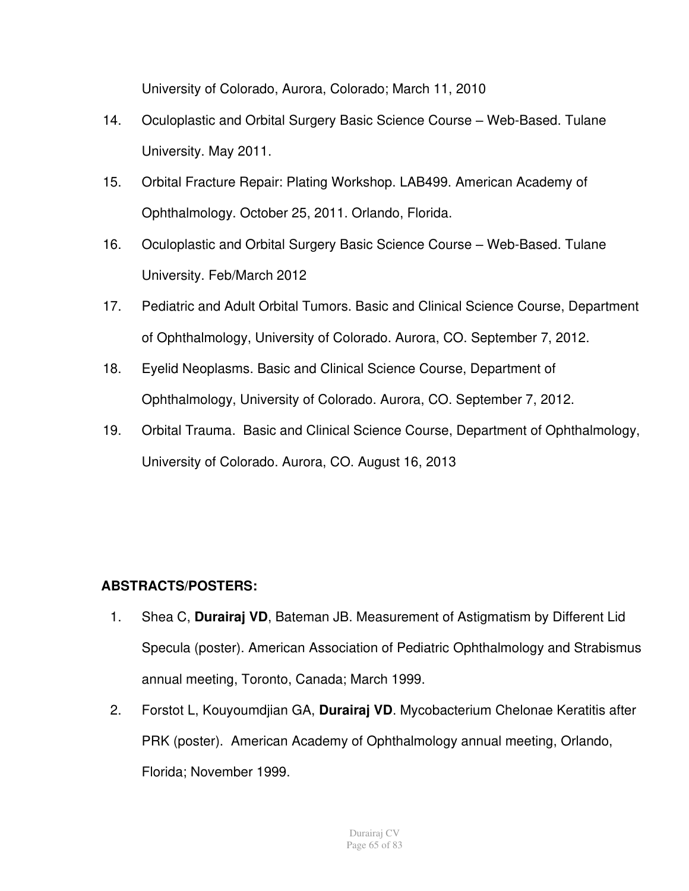University of Colorado, Aurora, Colorado; March 11, 2010

14. Oculoplastic and Orbital Surgery Basic Science Course – Web-Based. Tulane University. May 2011.
15. Orbital Fracture Repair: Plating Workshop. LAB499. American Academy of Ophthalmology. October 25, 2011. Orlando, Florida.
16. Oculoplastic and Orbital Surgery Basic Science Course – Web-Based. Tulane University. Feb/March 2012
17. Pediatric and Adult Orbital Tumors. Basic and Clinical Science Course, Department of Ophthalmology, University of Colorado. Aurora, CO. September 7, 2012.
18. Eyelid Neoplasms. Basic and Clinical Science Course, Department of Ophthalmology, University of Colorado. Aurora, CO. September 7, 2012.
19. Orbital Trauma. Basic and Clinical Science Course, Department of Ophthalmology, University of Colorado. Aurora, CO. August 16, 2013

**ABSTRACTS/POSTERS:**

1. Shea C, **Durairaj VD**, Bateman JB. Measurement of Astigmatism by Different Lid Specula (poster). American Association of Pediatric Ophthalmology and Strabismus annual meeting, Toronto, Canada; March 1999.
2. Forstot L, Kouyoumdjian GA, **Durairaj VD**. Mycobacterium Chelonae Keratitis after PRK (poster). American Academy of Ophthalmology annual meeting, Orlando, Florida; November 1999.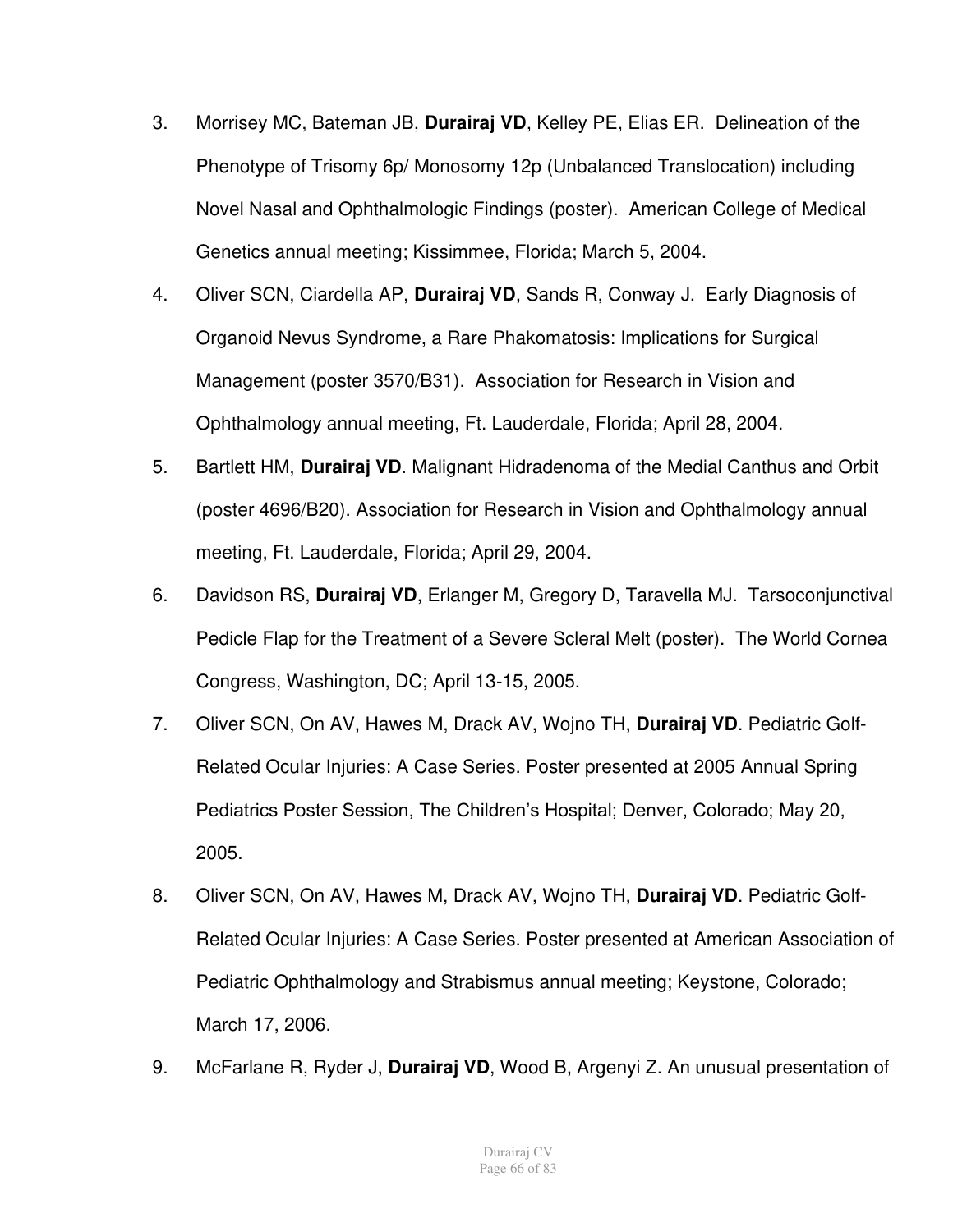3. Morrisey MC, Bateman JB, **Durairaj VD**, Kelley PE, Elias ER. Delineation of the Phenotype of Trisomy 6p/ Monosomy 12p (Unbalanced Translocation) including Novel Nasal and Ophthalmologic Findings (poster). American College of Medical Genetics annual meeting; Kissimmee, Florida; March 5, 2004.

4. Oliver SCN, Ciardella AP, **Durairaj VD**, Sands R, Conway J. Early Diagnosis of Organoid Nevus Syndrome, a Rare Phakomatosis: Implications for Surgical Management (poster 3570/B31). Association for Research in Vision and Ophthalmology annual meeting, Ft. Lauderdale, Florida; April 28, 2004.

5. Bartlett HM, **Durairaj VD**. Malignant Hidradenoma of the Medial Canthus and Orbit (poster 4696/B20). Association for Research in Vision and Ophthalmology annual meeting, Ft. Lauderdale, Florida; April 29, 2004.

6. Davidson RS, **Durairaj VD**, Erlanger M, Gregory D, Taravella MJ. Tarsoconjunctival Pedicle Flap for the Treatment of a Severe Scleral Melt (poster). The World Cornea Congress, Washington, DC; April 13-15, 2005.

7. Oliver SCN, On AV, Hawes M, Drack AV, Wojno TH, **Durairaj VD**. Pediatric Golf-Related Ocular Injuries: A Case Series. Poster presented at 2005 Annual Spring Pediatrics Poster Session, The Children's Hospital; Denver, Colorado; May 20, 2005.

8. Oliver SCN, On AV, Hawes M, Drack AV, Wojno TH, **Durairaj VD**. Pediatric Golf-Related Ocular Injuries: A Case Series. Poster presented at American Association of Pediatric Ophthalmology and Strabismus annual meeting; Keystone, Colorado; March 17, 2006.

9. McFarlane R, Ryder J, **Durairaj VD**, Wood B, Argenyi Z. An unusual presentation of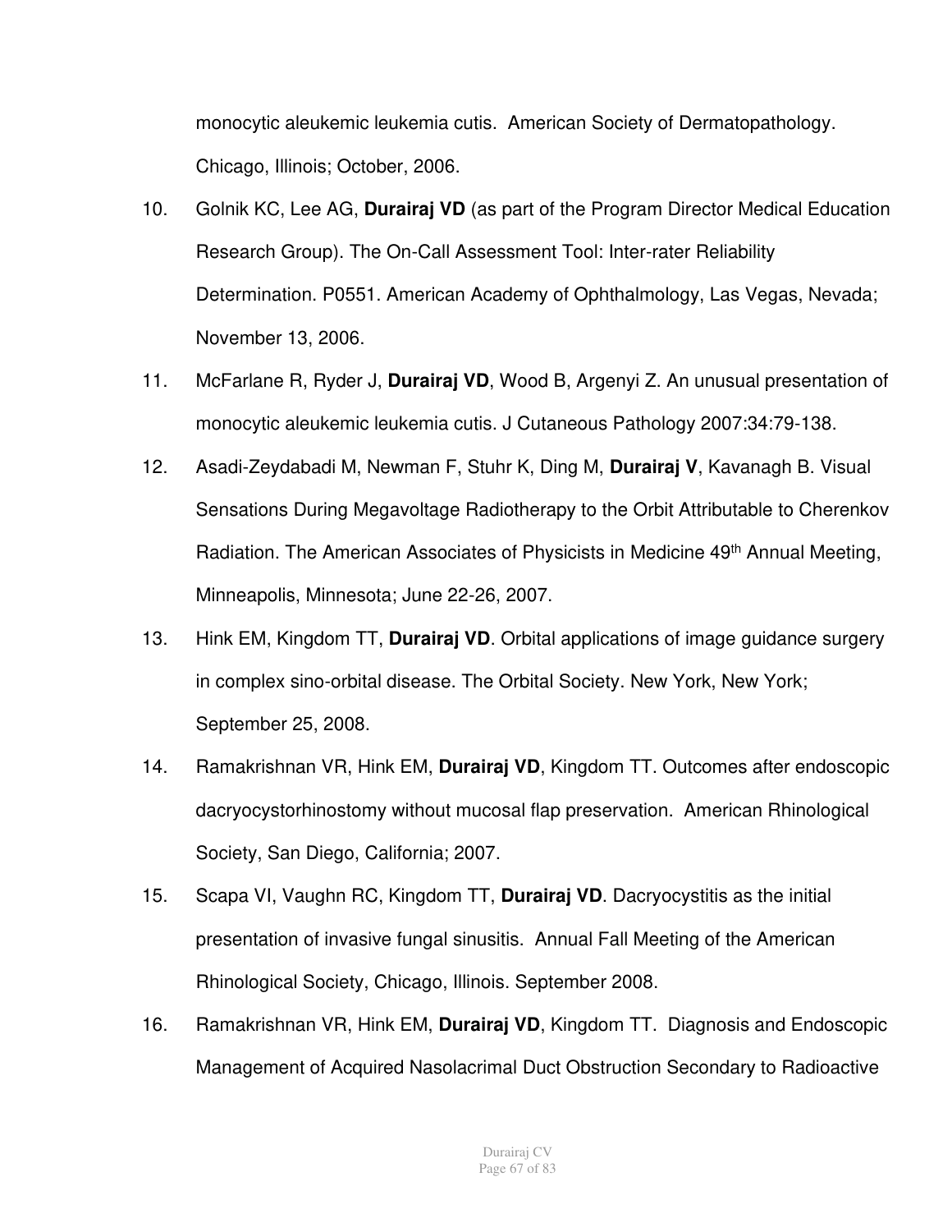monocytic aleukemic leukemia cutis. American Society of Dermatopathology. Chicago, Illinois; October, 2006.

10. Golnik KC, Lee AG, **Durairaj VD** (as part of the Program Director Medical Education Research Group). The On-Call Assessment Tool: Inter-rater Reliability Determination. P0551. American Academy of Ophthalmology, Las Vegas, Nevada; November 13, 2006.

11. McFarlane R, Ryder J, **Durairaj VD**, Wood B, Argenyi Z. An unusual presentation of monocytic aleukemic leukemia cutis. J Cutaneous Pathology 2007:34:79-138.

12. Asadi-Zeydabadi M, Newman F, Stuhr K, Ding M, **Durairaj V**, Kavanagh B. Visual Sensations During Megavoltage Radiotherapy to the Orbit Attributable to Cherenkov Radiation. The American Associates of Physicists in Medicine 49th Annual Meeting, Minneapolis, Minnesota; June 22-26, 2007.

13. Hink EM, Kingdom TT, **Durairaj VD**. Orbital applications of image guidance surgery in complex sino-orbital disease. The Orbital Society. New York, New York; September 25, 2008.

14. Ramakrishnan VR, Hink EM, **Durairaj VD**, Kingdom TT. Outcomes after endoscopic dacryocystorhinostomy without mucosal flap preservation. American Rhinological Society, San Diego, California; 2007.

15. Scapa VI, Vaughn RC, Kingdom TT, **Durairaj VD**. Dacryocystitis as the initial presentation of invasive fungal sinusitis. Annual Fall Meeting of the American Rhinological Society, Chicago, Illinois. September 2008.

16. Ramakrishnan VR, Hink EM, **Durairaj VD**, Kingdom TT. Diagnosis and Endoscopic Management of Acquired Nasolacrimal Duct Obstruction Secondary to Radioactive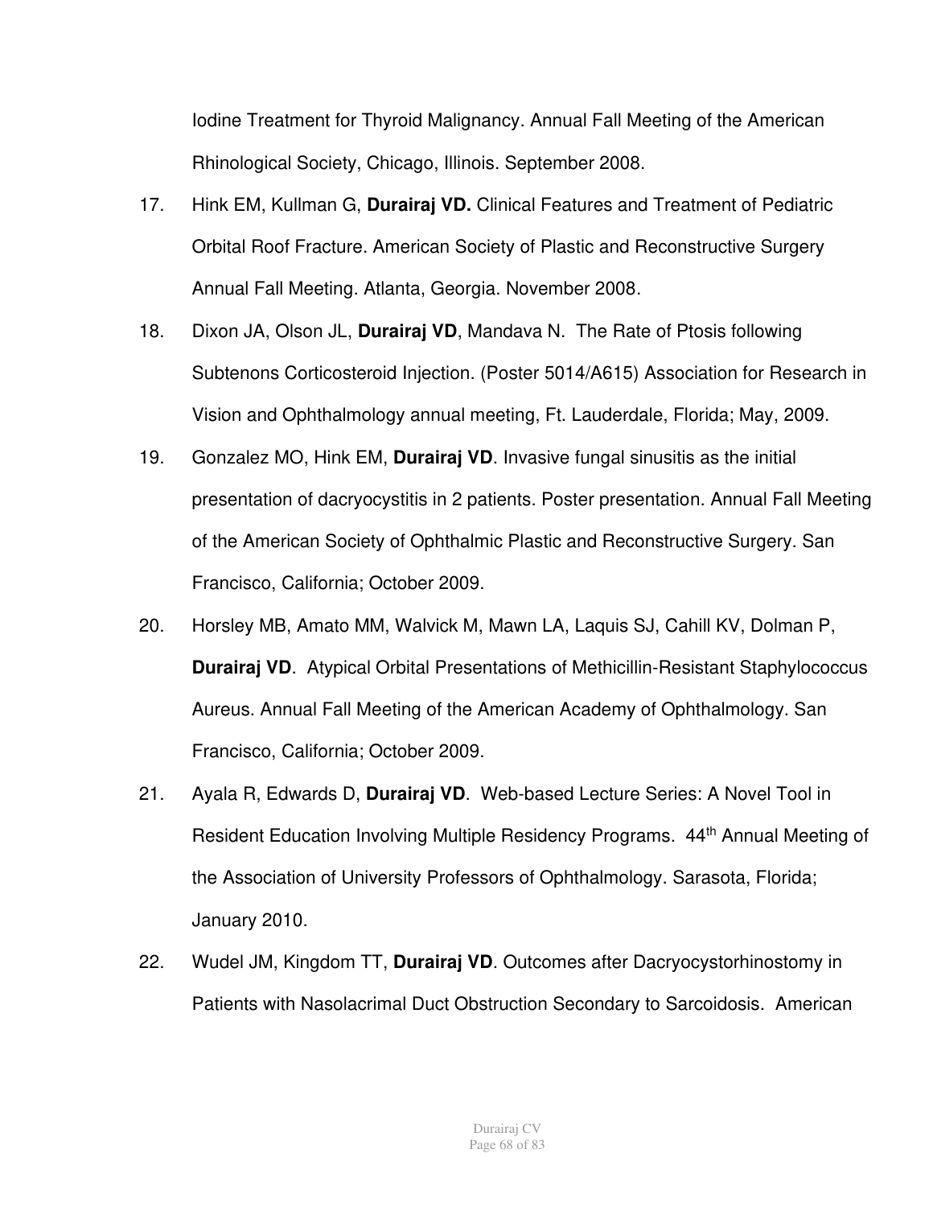Iodine Treatment for Thyroid Malignancy. Annual Fall Meeting of the American Rhinological Society, Chicago, Illinois. September 2008.

17. Hink EM, Kullman G, **Durairaj VD.** Clinical Features and Treatment of Pediatric Orbital Roof Fracture. American Society of Plastic and Reconstructive Surgery Annual Fall Meeting. Atlanta, Georgia. November 2008.

18. Dixon JA, Olson JL, **Durairaj VD**, Mandava N. The Rate of Ptosis following Subtenons Corticosteroid Injection. (Poster 5014/A615) Association for Research in Vision and Ophthalmology annual meeting, Ft. Lauderdale, Florida; May, 2009.

19. Gonzalez MO, Hink EM, **Durairaj VD**. Invasive fungal sinusitis as the initial presentation of dacryocystitis in 2 patients. Poster presentation. Annual Fall Meeting of the American Society of Ophthalmic Plastic and Reconstructive Surgery. San Francisco, California; October 2009.

20. Horsley MB, Amato MM, Walvick M, Mawn LA, Laquis SJ, Cahill KV, Dolman P, **Durairaj VD**. Atypical Orbital Presentations of Methicillin-Resistant Staphylococcus Aureus. Annual Fall Meeting of the American Academy of Ophthalmology. San Francisco, California; October 2009.

21. Ayala R, Edwards D, **Durairaj VD**. Web-based Lecture Series: A Novel Tool in Resident Education Involving Multiple Residency Programs. 44th Annual Meeting of the Association of University Professors of Ophthalmology. Sarasota, Florida; January 2010.

22. Wudel JM, Kingdom TT, **Durairaj VD**. Outcomes after Dacryocystorhinostomy in Patients with Nasolacrimal Duct Obstruction Secondary to Sarcoidosis. American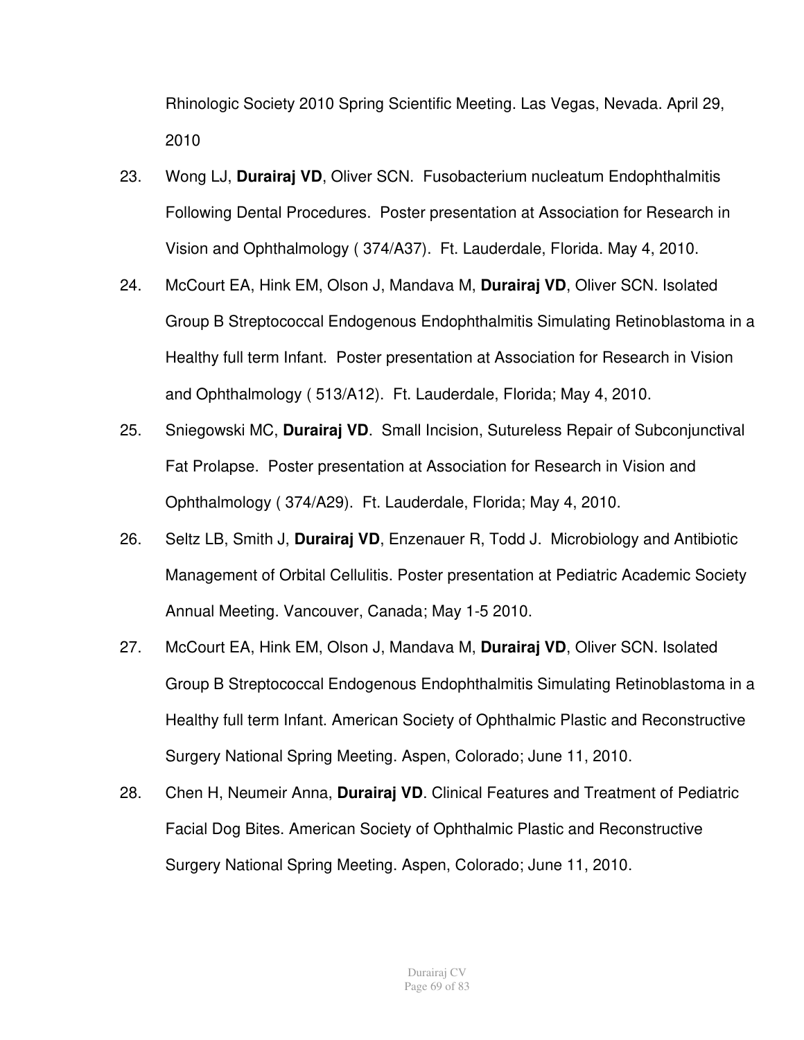Rhinologic Society 2010 Spring Scientific Meeting. Las Vegas, Nevada. April 29, 2010

23. Wong LJ, **Durairaj VD**, Oliver SCN. Fusobacterium nucleatum Endophthalmitis Following Dental Procedures. Poster presentation at Association for Research in Vision and Ophthalmology ( 374/A37). Ft. Lauderdale, Florida. May 4, 2010.
24. McCourt EA, Hink EM, Olson J, Mandava M, **Durairaj VD**, Oliver SCN. Isolated Group B Streptococcal Endogenous Endophthalmitis Simulating Retinoblastoma in a Healthy full term Infant. Poster presentation at Association for Research in Vision and Ophthalmology ( 513/A12). Ft. Lauderdale, Florida; May 4, 2010.
25. Sniegowski MC, **Durairaj VD**. Small Incision, Sutureless Repair of Subconjunctival Fat Prolapse. Poster presentation at Association for Research in Vision and Ophthalmology ( 374/A29). Ft. Lauderdale, Florida; May 4, 2010.
26. Seltz LB, Smith J, **Durairaj VD**, Enzenauer R, Todd J. Microbiology and Antibiotic Management of Orbital Cellulitis. Poster presentation at Pediatric Academic Society Annual Meeting. Vancouver, Canada; May 1-5 2010.
27. McCourt EA, Hink EM, Olson J, Mandava M, **Durairaj VD**, Oliver SCN. Isolated Group B Streptococcal Endogenous Endophthalmitis Simulating Retinoblastoma in a Healthy full term Infant. American Society of Ophthalmic Plastic and Reconstructive Surgery National Spring Meeting. Aspen, Colorado; June 11, 2010.
28. Chen H, Neumeir Anna, **Durairaj VD**. Clinical Features and Treatment of Pediatric Facial Dog Bites. American Society of Ophthalmic Plastic and Reconstructive Surgery National Spring Meeting. Aspen, Colorado; June 11, 2010.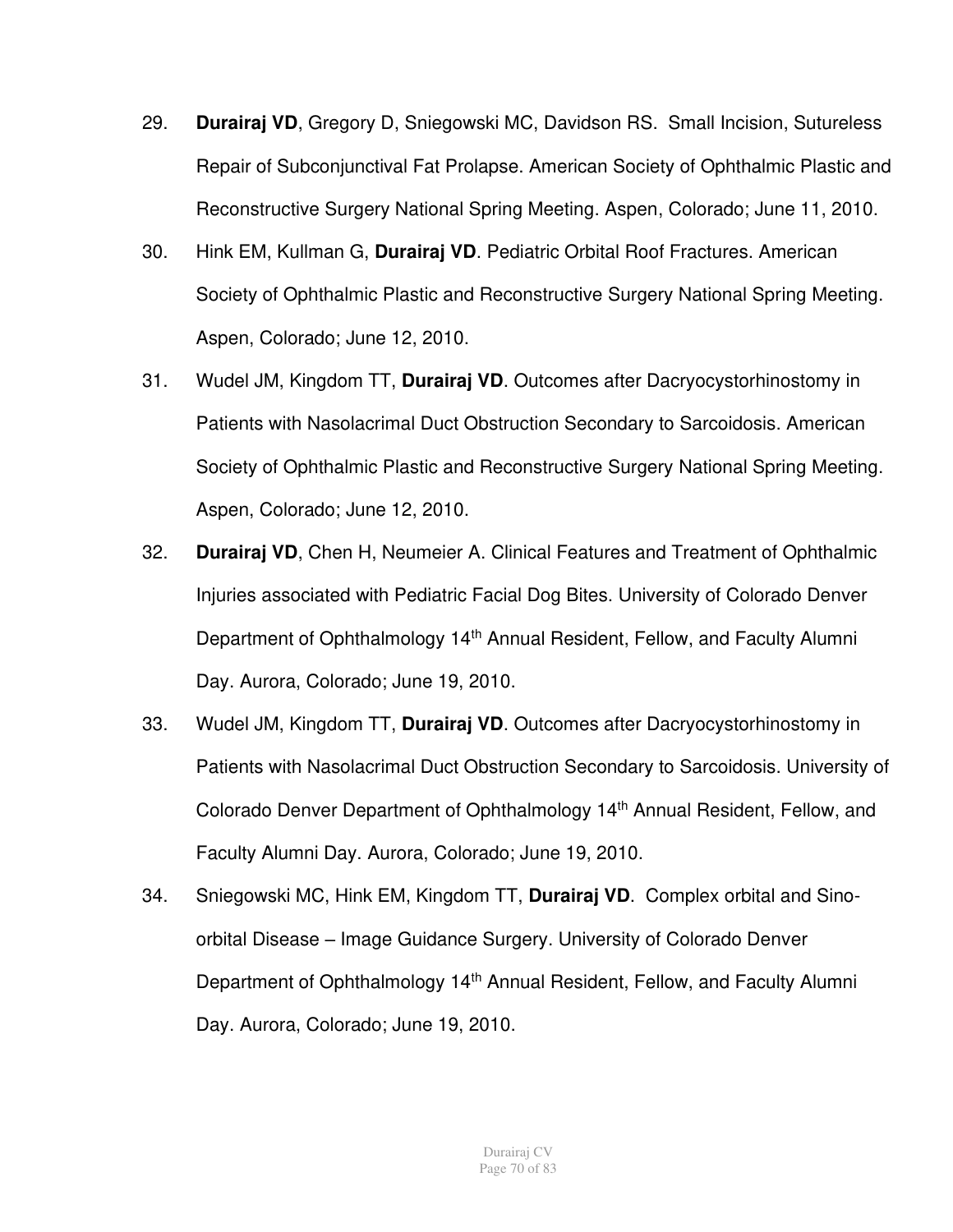29. **Durairaj VD**, Gregory D, Sniegowski MC, Davidson RS. Small Incision, Sutureless Repair of Subconjunctival Fat Prolapse. American Society of Ophthalmic Plastic and Reconstructive Surgery National Spring Meeting. Aspen, Colorado; June 11, 2010.
30. Hink EM, Kullman G, **Durairaj VD**. Pediatric Orbital Roof Fractures. American Society of Ophthalmic Plastic and Reconstructive Surgery National Spring Meeting. Aspen, Colorado; June 12, 2010.
31. Wudel JM, Kingdom TT, **Durairaj VD**. Outcomes after Dacryocystorhinostomy in Patients with Nasolacrimal Duct Obstruction Secondary to Sarcoidosis. American Society of Ophthalmic Plastic and Reconstructive Surgery National Spring Meeting. Aspen, Colorado; June 12, 2010.
32. **Durairaj VD**, Chen H, Neumeier A. Clinical Features and Treatment of Ophthalmic Injuries associated with Pediatric Facial Dog Bites. University of Colorado Denver Department of Ophthalmology 14th Annual Resident, Fellow, and Faculty Alumni Day. Aurora, Colorado; June 19, 2010.
33. Wudel JM, Kingdom TT, **Durairaj VD**. Outcomes after Dacryocystorhinostomy in Patients with Nasolacrimal Duct Obstruction Secondary to Sarcoidosis. University of Colorado Denver Department of Ophthalmology 14th Annual Resident, Fellow, and Faculty Alumni Day. Aurora, Colorado; June 19, 2010.
34. Sniegowski MC, Hink EM, Kingdom TT, **Durairaj VD**. Complex orbital and Sino-orbital Disease – Image Guidance Surgery. University of Colorado Denver Department of Ophthalmology 14th Annual Resident, Fellow, and Faculty Alumni Day. Aurora, Colorado; June 19, 2010.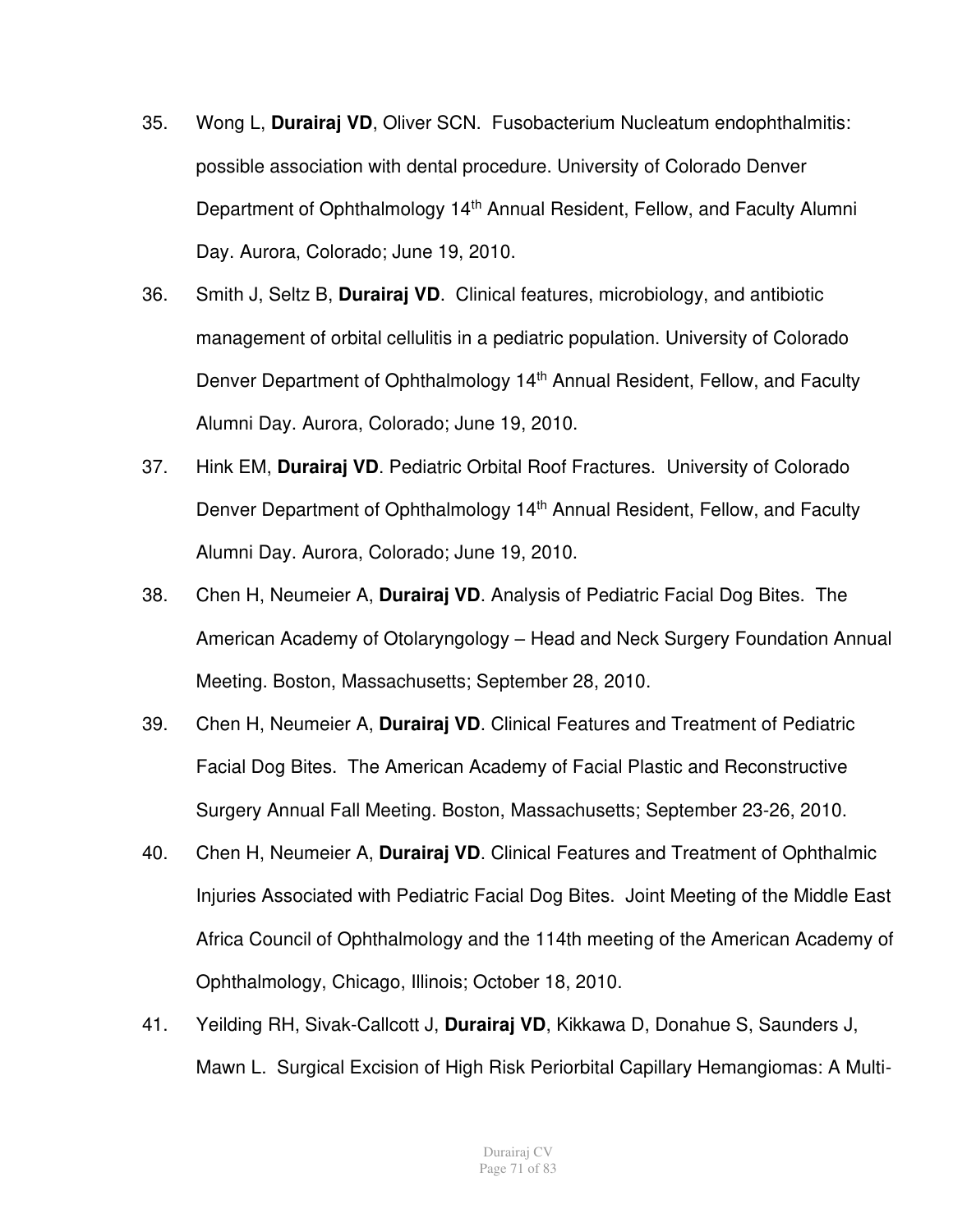35. Wong L, **Durairaj VD**, Oliver SCN. Fusobacterium Nucleatum endophthalmitis: possible association with dental procedure. University of Colorado Denver Department of Ophthalmology 14th Annual Resident, Fellow, and Faculty Alumni Day. Aurora, Colorado; June 19, 2010.

36. Smith J, Seltz B, **Durairaj VD**. Clinical features, microbiology, and antibiotic management of orbital cellulitis in a pediatric population. University of Colorado Denver Department of Ophthalmology 14th Annual Resident, Fellow, and Faculty Alumni Day. Aurora, Colorado; June 19, 2010.

37. Hink EM, **Durairaj VD**. Pediatric Orbital Roof Fractures. University of Colorado Denver Department of Ophthalmology 14th Annual Resident, Fellow, and Faculty Alumni Day. Aurora, Colorado; June 19, 2010.

38. Chen H, Neumeier A, **Durairaj VD**. Analysis of Pediatric Facial Dog Bites. The American Academy of Otolaryngology – Head and Neck Surgery Foundation Annual Meeting. Boston, Massachusetts; September 28, 2010.

39. Chen H, Neumeier A, **Durairaj VD**. Clinical Features and Treatment of Pediatric Facial Dog Bites. The American Academy of Facial Plastic and Reconstructive Surgery Annual Fall Meeting. Boston, Massachusetts; September 23-26, 2010.

40. Chen H, Neumeier A, **Durairaj VD**. Clinical Features and Treatment of Ophthalmic Injuries Associated with Pediatric Facial Dog Bites. Joint Meeting of the Middle East Africa Council of Ophthalmology and the 114th meeting of the American Academy of Ophthalmology, Chicago, Illinois; October 18, 2010.

41. Yeilding RH, Sivak-Callcott J, **Durairaj VD**, Kikkawa D, Donahue S, Saunders J, Mawn L. Surgical Excision of High Risk Periorbital Capillary Hemangiomas: A Multi-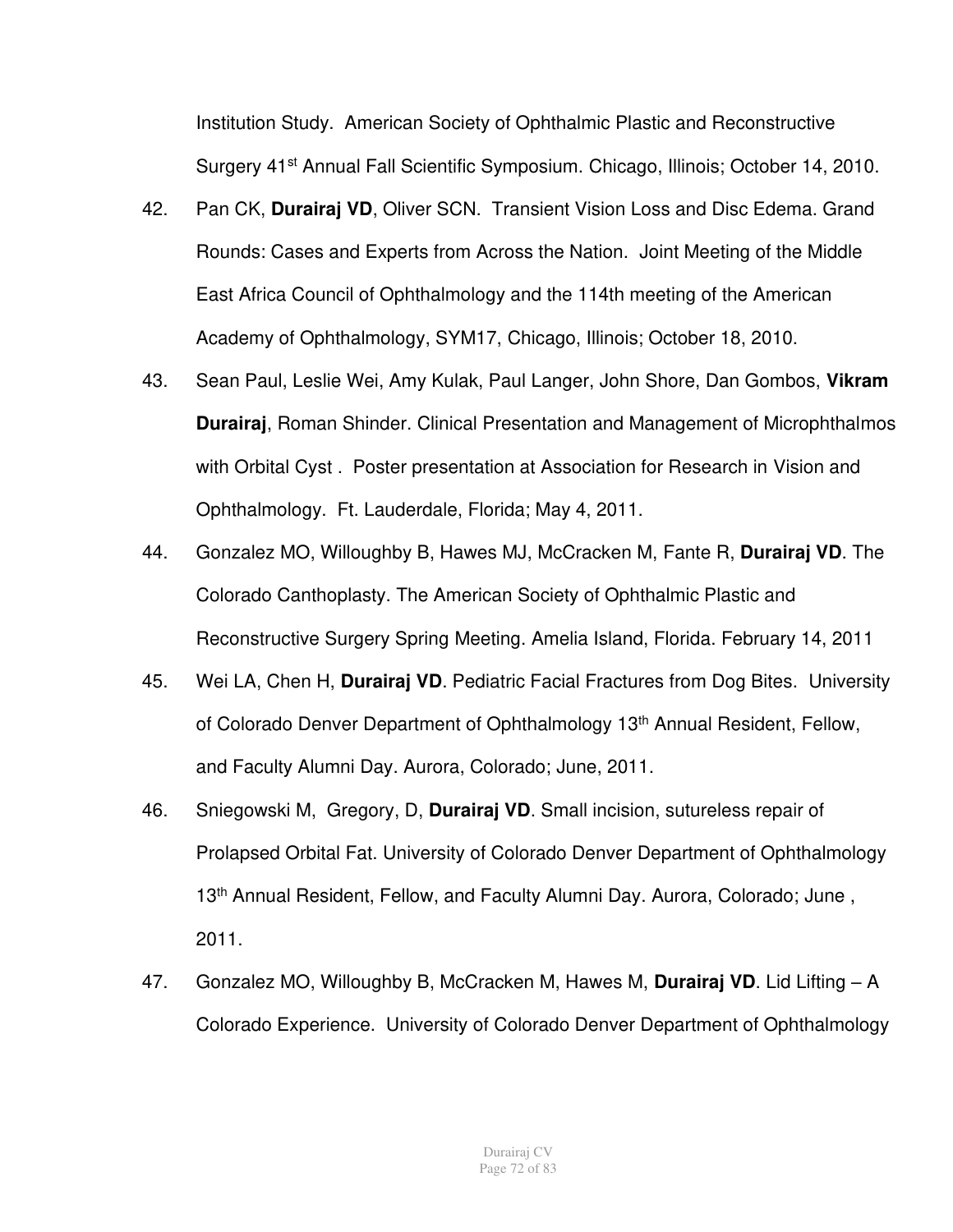Institution Study. American Society of Ophthalmic Plastic and Reconstructive Surgery 41st Annual Fall Scientific Symposium. Chicago, Illinois; October 14, 2010.

42. Pan CK, **Durairaj VD**, Oliver SCN. Transient Vision Loss and Disc Edema. Grand Rounds: Cases and Experts from Across the Nation. Joint Meeting of the Middle East Africa Council of Ophthalmology and the 114th meeting of the American Academy of Ophthalmology, SYM17, Chicago, Illinois; October 18, 2010.

43. Sean Paul, Leslie Wei, Amy Kulak, Paul Langer, John Shore, Dan Gombos, **Vikram Durairaj**, Roman Shinder. Clinical Presentation and Management of Microphthalmos with Orbital Cyst . Poster presentation at Association for Research in Vision and Ophthalmology. Ft. Lauderdale, Florida; May 4, 2011.

44. Gonzalez MO, Willoughby B, Hawes MJ, McCracken M, Fante R, **Durairaj VD**. The Colorado Canthoplasty. The American Society of Ophthalmic Plastic and Reconstructive Surgery Spring Meeting. Amelia Island, Florida. February 14, 2011

45. Wei LA, Chen H, **Durairaj VD**. Pediatric Facial Fractures from Dog Bites. University of Colorado Denver Department of Ophthalmology 13th Annual Resident, Fellow, and Faculty Alumni Day. Aurora, Colorado; June, 2011.

46. Sniegowski M, Gregory, D, **Durairaj VD**. Small incision, sutureless repair of Prolapsed Orbital Fat. University of Colorado Denver Department of Ophthalmology 13th Annual Resident, Fellow, and Faculty Alumni Day. Aurora, Colorado; June , 2011.

47. Gonzalez MO, Willoughby B, McCracken M, Hawes M, **Durairaj VD**. Lid Lifting – A Colorado Experience. University of Colorado Denver Department of Ophthalmology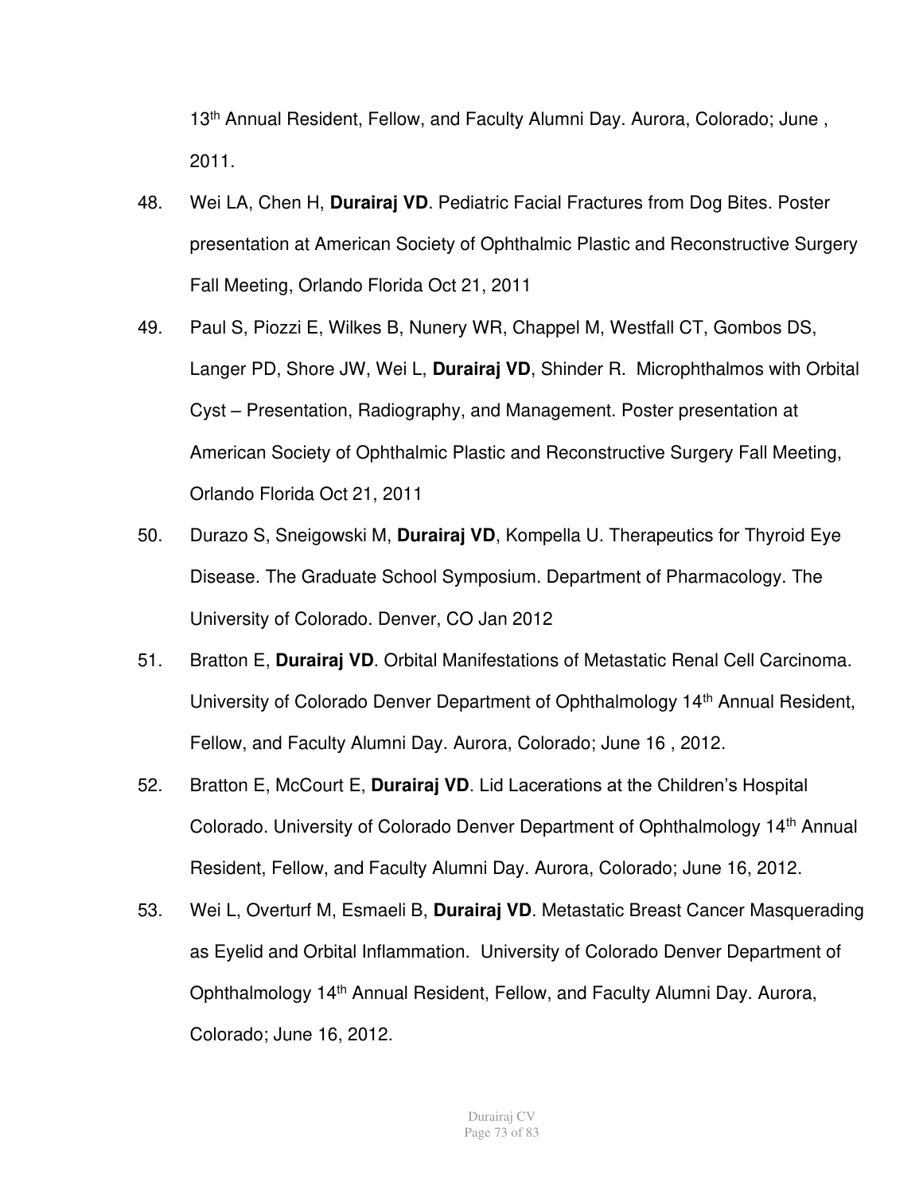13th Annual Resident, Fellow, and Faculty Alumni Day. Aurora, Colorado; June , 2011.

48. Wei LA, Chen H, **Durairaj VD**. Pediatric Facial Fractures from Dog Bites. Poster presentation at American Society of Ophthalmic Plastic and Reconstructive Surgery Fall Meeting, Orlando Florida Oct 21, 2011

49. Paul S, Piozzi E, Wilkes B, Nunery WR, Chappel M, Westfall CT, Gombos DS, Langer PD, Shore JW, Wei L, **Durairaj VD**, Shinder R. Microphthalmos with Orbital Cyst – Presentation, Radiography, and Management. Poster presentation at American Society of Ophthalmic Plastic and Reconstructive Surgery Fall Meeting, Orlando Florida Oct 21, 2011

50. Durazo S, Sneigowski M, **Durairaj VD**, Kompella U. Therapeutics for Thyroid Eye Disease. The Graduate School Symposium. Department of Pharmacology. The University of Colorado. Denver, CO Jan 2012

51. Bratton E, **Durairaj VD**. Orbital Manifestations of Metastatic Renal Cell Carcinoma. University of Colorado Denver Department of Ophthalmology 14th Annual Resident, Fellow, and Faculty Alumni Day. Aurora, Colorado; June 16 , 2012.

52. Bratton E, McCourt E, **Durairaj VD**. Lid Lacerations at the Children's Hospital Colorado. University of Colorado Denver Department of Ophthalmology 14th Annual Resident, Fellow, and Faculty Alumni Day. Aurora, Colorado; June 16, 2012.

53. Wei L, Overturf M, Esmaeli B, **Durairaj VD**. Metastatic Breast Cancer Masquerading as Eyelid and Orbital Inflammation. University of Colorado Denver Department of Ophthalmology 14th Annual Resident, Fellow, and Faculty Alumni Day. Aurora, Colorado; June 16, 2012.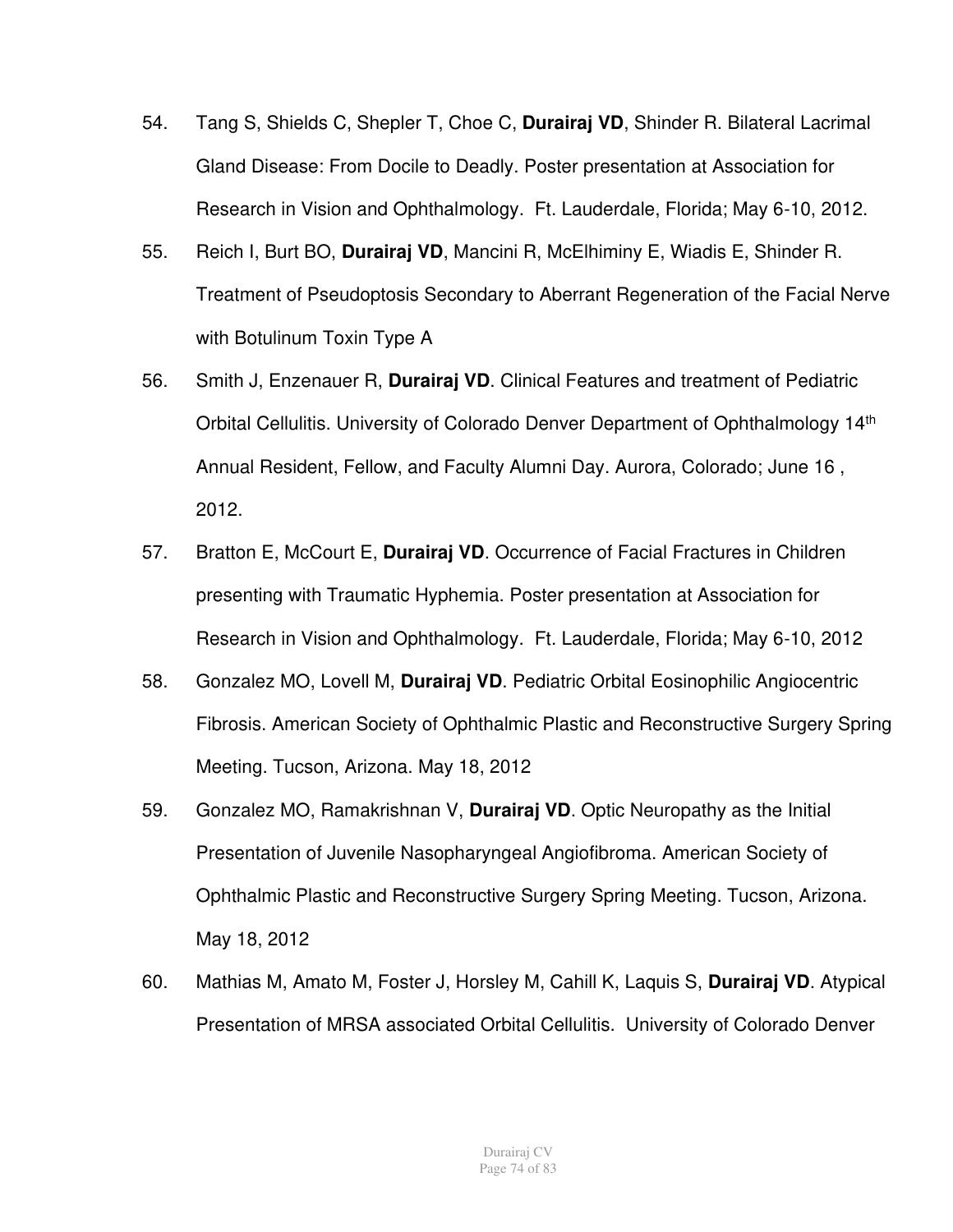54. Tang S, Shields C, Shepler T, Choe C, **Durairaj VD**, Shinder R. Bilateral Lacrimal Gland Disease: From Docile to Deadly. Poster presentation at Association for Research in Vision and Ophthalmology. Ft. Lauderdale, Florida; May 6-10, 2012.
55. Reich I, Burt BO, **Durairaj VD**, Mancini R, McElhiminy E, Wiadis E, Shinder R. Treatment of Pseudoptosis Secondary to Aberrant Regeneration of the Facial Nerve with Botulinum Toxin Type A
56. Smith J, Enzenauer R, **Durairaj VD**. Clinical Features and treatment of Pediatric Orbital Cellulitis. University of Colorado Denver Department of Ophthalmology 14th Annual Resident, Fellow, and Faculty Alumni Day. Aurora, Colorado; June 16 , 2012.
57. Bratton E, McCourt E, **Durairaj VD**. Occurrence of Facial Fractures in Children presenting with Traumatic Hyphemia. Poster presentation at Association for Research in Vision and Ophthalmology. Ft. Lauderdale, Florida; May 6-10, 2012
58. Gonzalez MO, Lovell M, **Durairaj VD**. Pediatric Orbital Eosinophilic Angiocentric Fibrosis. American Society of Ophthalmic Plastic and Reconstructive Surgery Spring Meeting. Tucson, Arizona. May 18, 2012
59. Gonzalez MO, Ramakrishnan V, **Durairaj VD**. Optic Neuropathy as the Initial Presentation of Juvenile Nasopharyngeal Angiofibroma. American Society of Ophthalmic Plastic and Reconstructive Surgery Spring Meeting. Tucson, Arizona. May 18, 2012
60. Mathias M, Amato M, Foster J, Horsley M, Cahill K, Laquis S, **Durairaj VD**. Atypical Presentation of MRSA associated Orbital Cellulitis. University of Colorado Denver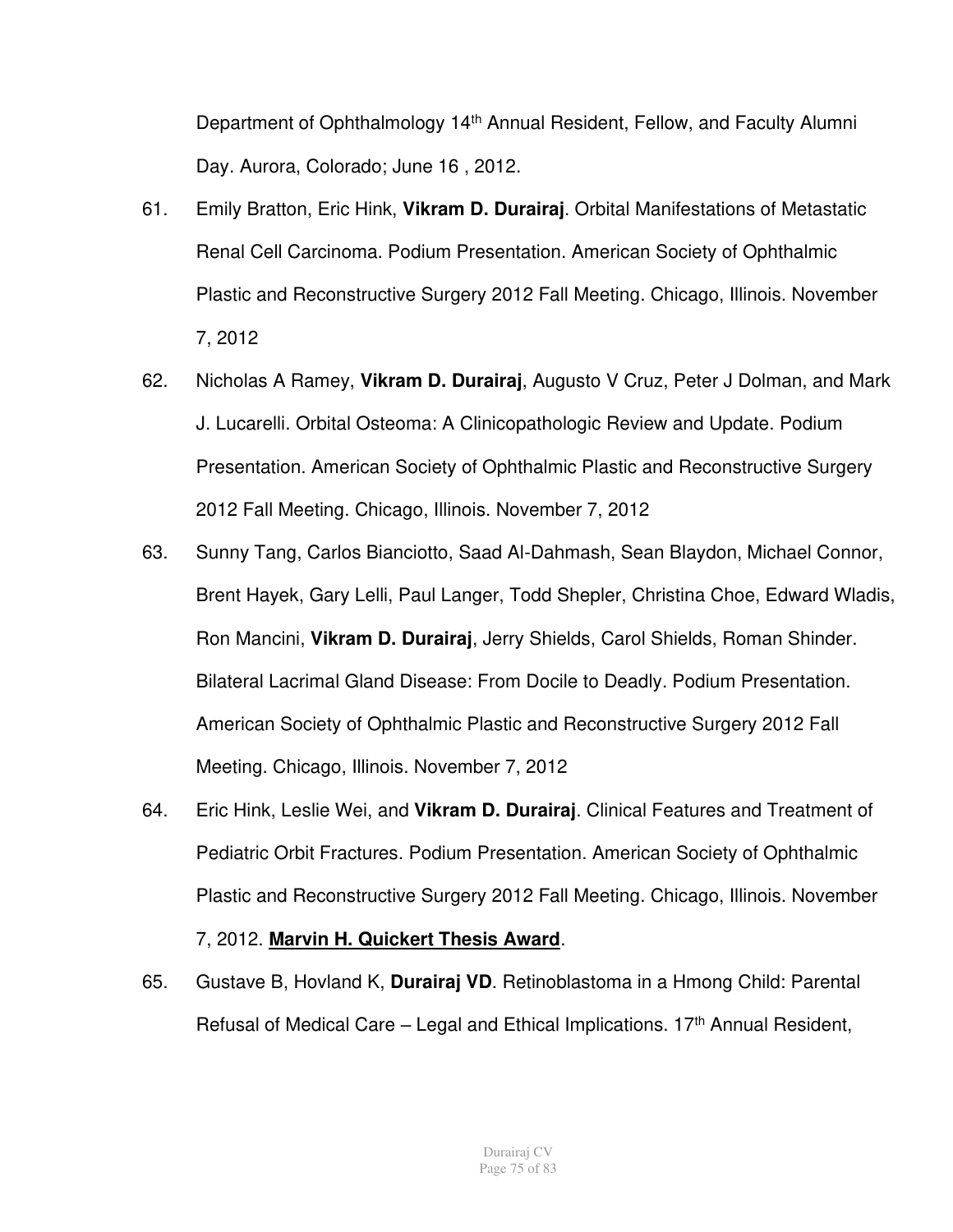Department of Ophthalmology 14th Annual Resident, Fellow, and Faculty Alumni Day. Aurora, Colorado; June 16 , 2012.

61. Emily Bratton, Eric Hink, **Vikram D. Durairaj**. Orbital Manifestations of Metastatic Renal Cell Carcinoma. Podium Presentation. American Society of Ophthalmic Plastic and Reconstructive Surgery 2012 Fall Meeting. Chicago, Illinois. November 7, 2012

62. Nicholas A Ramey, **Vikram D. Durairaj**, Augusto V Cruz, Peter J Dolman, and Mark J. Lucarelli. Orbital Osteoma: A Clinicopathologic Review and Update. Podium Presentation. American Society of Ophthalmic Plastic and Reconstructive Surgery 2012 Fall Meeting. Chicago, Illinois. November 7, 2012

63. Sunny Tang, Carlos Bianciotto, Saad Al-Dahmash, Sean Blaydon, Michael Connor, Brent Hayek, Gary Lelli, Paul Langer, Todd Shepler, Christina Choe, Edward Wladis, Ron Mancini, **Vikram D. Durairaj**, Jerry Shields, Carol Shields, Roman Shinder. Bilateral Lacrimal Gland Disease: From Docile to Deadly. Podium Presentation. American Society of Ophthalmic Plastic and Reconstructive Surgery 2012 Fall Meeting. Chicago, Illinois. November 7, 2012

64. Eric Hink, Leslie Wei, and **Vikram D. Durairaj**. Clinical Features and Treatment of Pediatric Orbit Fractures. Podium Presentation. American Society of Ophthalmic Plastic and Reconstructive Surgery 2012 Fall Meeting. Chicago, Illinois. November 7, 2012. **Marvin H. Quickert Thesis Award**.

65. Gustave B, Hovland K, **Durairaj VD**. Retinoblastoma in a Hmong Child: Parental Refusal of Medical Care – Legal and Ethical Implications. 17th Annual Resident,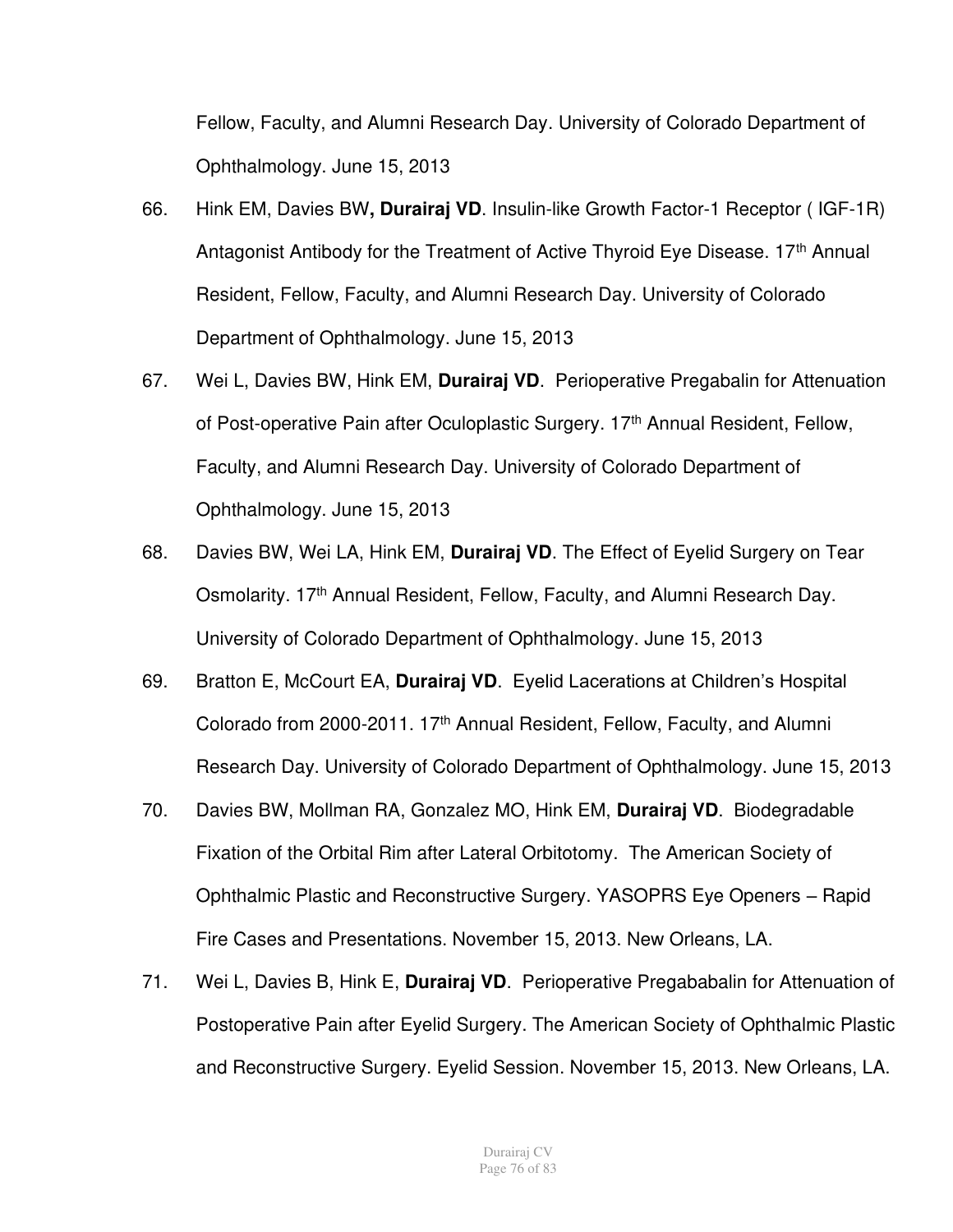Fellow, Faculty, and Alumni Research Day. University of Colorado Department of Ophthalmology. June 15, 2013

66. Hink EM, Davies BW**, Durairaj VD**. Insulin-like Growth Factor-1 Receptor ( IGF-1R) Antagonist Antibody for the Treatment of Active Thyroid Eye Disease. 17th Annual Resident, Fellow, Faculty, and Alumni Research Day. University of Colorado Department of Ophthalmology. June 15, 2013

67. Wei L, Davies BW, Hink EM, **Durairaj VD**. Perioperative Pregabalin for Attenuation of Post-operative Pain after Oculoplastic Surgery. 17th Annual Resident, Fellow, Faculty, and Alumni Research Day. University of Colorado Department of Ophthalmology. June 15, 2013

68. Davies BW, Wei LA, Hink EM, **Durairaj VD**. The Effect of Eyelid Surgery on Tear Osmolarity. 17th Annual Resident, Fellow, Faculty, and Alumni Research Day. University of Colorado Department of Ophthalmology. June 15, 2013

69. Bratton E, McCourt EA, **Durairaj VD**. Eyelid Lacerations at Children's Hospital Colorado from 2000-2011. 17th Annual Resident, Fellow, Faculty, and Alumni Research Day. University of Colorado Department of Ophthalmology. June 15, 2013

70. Davies BW, Mollman RA, Gonzalez MO, Hink EM, **Durairaj VD**. Biodegradable Fixation of the Orbital Rim after Lateral Orbitotomy. The American Society of Ophthalmic Plastic and Reconstructive Surgery. YASOPRS Eye Openers – Rapid Fire Cases and Presentations. November 15, 2013. New Orleans, LA.

71. Wei L, Davies B, Hink E, **Durairaj VD**. Perioperative Pregababalin for Attenuation of Postoperative Pain after Eyelid Surgery. The American Society of Ophthalmic Plastic and Reconstructive Surgery. Eyelid Session. November 15, 2013. New Orleans, LA.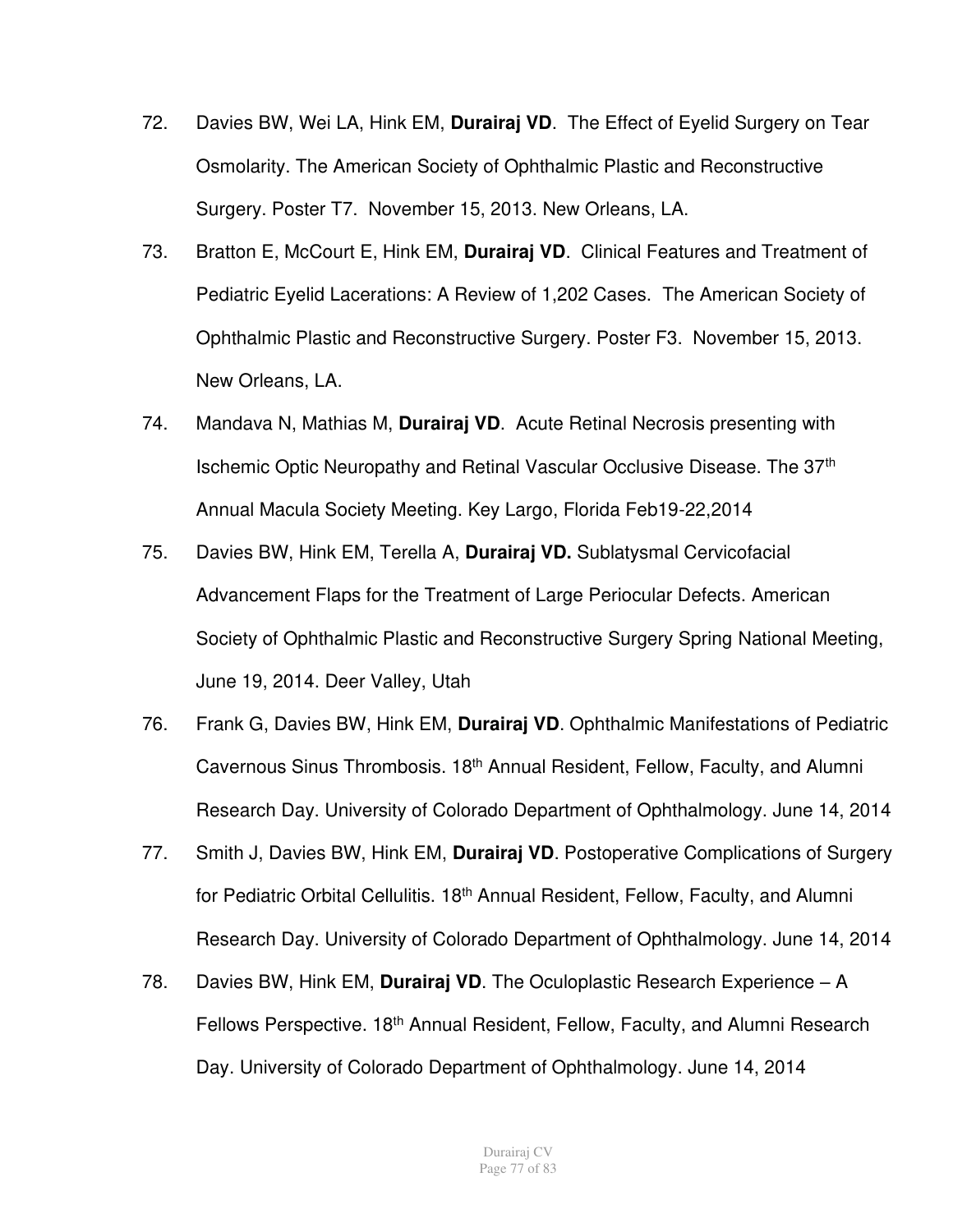72. Davies BW, Wei LA, Hink EM, **Durairaj VD**. The Effect of Eyelid Surgery on Tear Osmolarity. The American Society of Ophthalmic Plastic and Reconstructive Surgery. Poster T7. November 15, 2013. New Orleans, LA.

73. Bratton E, McCourt E, Hink EM, **Durairaj VD**. Clinical Features and Treatment of Pediatric Eyelid Lacerations: A Review of 1,202 Cases. The American Society of Ophthalmic Plastic and Reconstructive Surgery. Poster F3. November 15, 2013. New Orleans, LA.

74. Mandava N, Mathias M, **Durairaj VD**. Acute Retinal Necrosis presenting with Ischemic Optic Neuropathy and Retinal Vascular Occlusive Disease. The 37th Annual Macula Society Meeting. Key Largo, Florida Feb19-22,2014

75. Davies BW, Hink EM, Terella A, **Durairaj VD.** Sublatysmal Cervicofacial Advancement Flaps for the Treatment of Large Periocular Defects. American Society of Ophthalmic Plastic and Reconstructive Surgery Spring National Meeting, June 19, 2014. Deer Valley, Utah

76. Frank G, Davies BW, Hink EM, **Durairaj VD**. Ophthalmic Manifestations of Pediatric Cavernous Sinus Thrombosis. 18th Annual Resident, Fellow, Faculty, and Alumni Research Day. University of Colorado Department of Ophthalmology. June 14, 2014

77. Smith J, Davies BW, Hink EM, **Durairaj VD**. Postoperative Complications of Surgery for Pediatric Orbital Cellulitis. 18th Annual Resident, Fellow, Faculty, and Alumni Research Day. University of Colorado Department of Ophthalmology. June 14, 2014

78. Davies BW, Hink EM, **Durairaj VD**. The Oculoplastic Research Experience – A Fellows Perspective. 18th Annual Resident, Fellow, Faculty, and Alumni Research Day. University of Colorado Department of Ophthalmology. June 14, 2014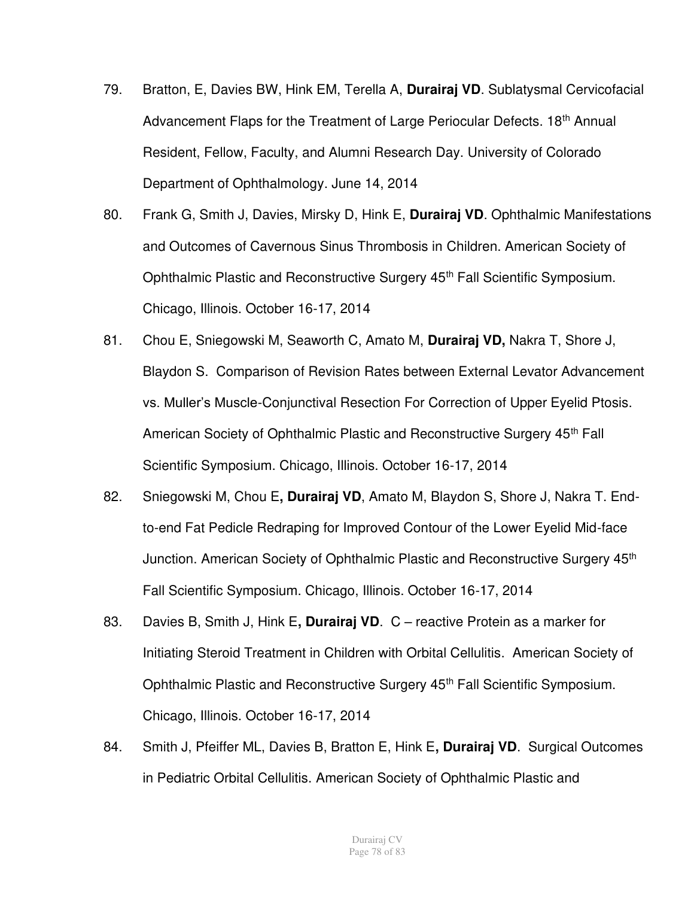79. Bratton, E, Davies BW, Hink EM, Terella A, **Durairaj VD**. Sublatysmal Cervicofacial Advancement Flaps for the Treatment of Large Periocular Defects. 18th Annual Resident, Fellow, Faculty, and Alumni Research Day. University of Colorado Department of Ophthalmology. June 14, 2014

80. Frank G, Smith J, Davies, Mirsky D, Hink E, **Durairaj VD**. Ophthalmic Manifestations and Outcomes of Cavernous Sinus Thrombosis in Children. American Society of Ophthalmic Plastic and Reconstructive Surgery 45th Fall Scientific Symposium. Chicago, Illinois. October 16-17, 2014

81. Chou E, Sniegowski M, Seaworth C, Amato M, **Durairaj VD,** Nakra T, Shore J, Blaydon S. Comparison of Revision Rates between External Levator Advancement vs. Muller's Muscle-Conjunctival Resection For Correction of Upper Eyelid Ptosis. American Society of Ophthalmic Plastic and Reconstructive Surgery 45th Fall Scientific Symposium. Chicago, Illinois. October 16-17, 2014

82. Sniegowski M, Chou E**, Durairaj VD**, Amato M, Blaydon S, Shore J, Nakra T. End-to-end Fat Pedicle Redraping for Improved Contour of the Lower Eyelid Mid-face Junction. American Society of Ophthalmic Plastic and Reconstructive Surgery 45th Fall Scientific Symposium. Chicago, Illinois. October 16-17, 2014

83. Davies B, Smith J, Hink E**, Durairaj VD**. C – reactive Protein as a marker for Initiating Steroid Treatment in Children with Orbital Cellulitis. American Society of Ophthalmic Plastic and Reconstructive Surgery 45th Fall Scientific Symposium. Chicago, Illinois. October 16-17, 2014

84. Smith J, Pfeiffer ML, Davies B, Bratton E, Hink E**, Durairaj VD**. Surgical Outcomes in Pediatric Orbital Cellulitis. American Society of Ophthalmic Plastic and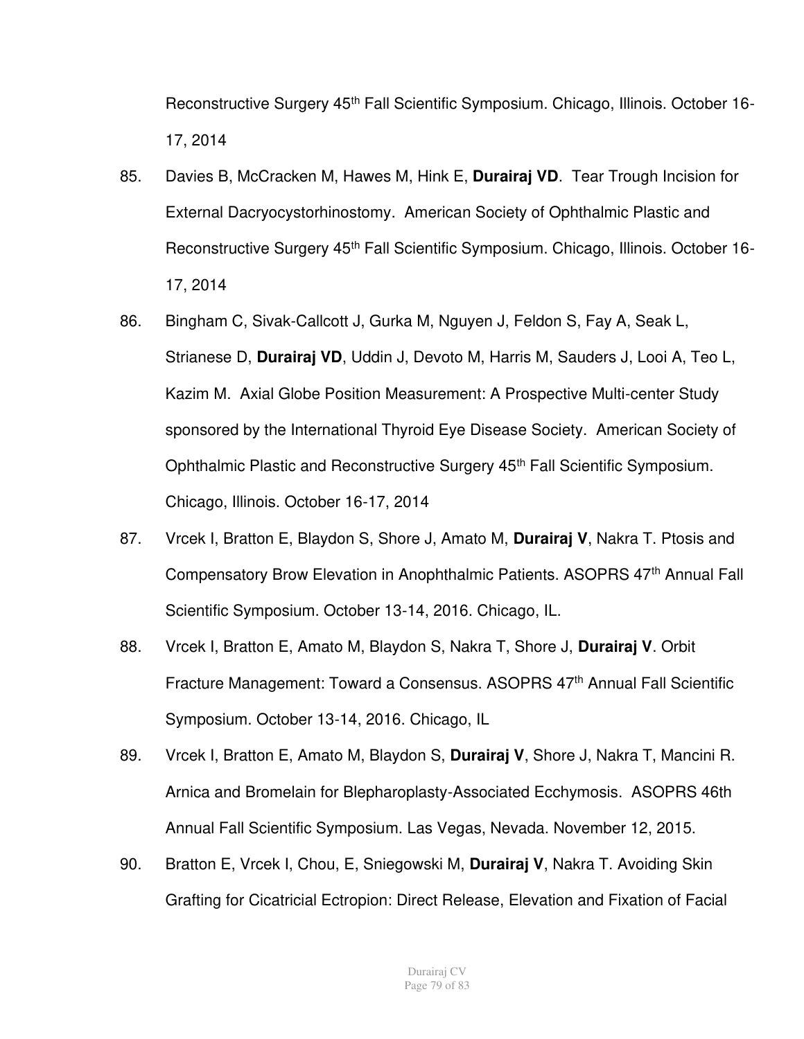Reconstructive Surgery 45th Fall Scientific Symposium. Chicago, Illinois. October 16-17, 2014

85. Davies B, McCracken M, Hawes M, Hink E, **Durairaj VD**. Tear Trough Incision for External Dacryocystorhinostomy. American Society of Ophthalmic Plastic and Reconstructive Surgery 45th Fall Scientific Symposium. Chicago, Illinois. October 16-17, 2014

86. Bingham C, Sivak-Callcott J, Gurka M, Nguyen J, Feldon S, Fay A, Seak L, Strianese D, **Durairaj VD**, Uddin J, Devoto M, Harris M, Sauders J, Looi A, Teo L, Kazim M. Axial Globe Position Measurement: A Prospective Multi-center Study sponsored by the International Thyroid Eye Disease Society. American Society of Ophthalmic Plastic and Reconstructive Surgery 45th Fall Scientific Symposium. Chicago, Illinois. October 16-17, 2014

87. Vrcek I, Bratton E, Blaydon S, Shore J, Amato M, **Durairaj V**, Nakra T. Ptosis and Compensatory Brow Elevation in Anophthalmic Patients. ASOPRS 47th Annual Fall Scientific Symposium. October 13-14, 2016. Chicago, IL.

88. Vrcek I, Bratton E, Amato M, Blaydon S, Nakra T, Shore J, **Durairaj V**. Orbit Fracture Management: Toward a Consensus. ASOPRS 47th Annual Fall Scientific Symposium. October 13-14, 2016. Chicago, IL

89. Vrcek I, Bratton E, Amato M, Blaydon S, **Durairaj V**, Shore J, Nakra T, Mancini R. Arnica and Bromelain for Blepharoplasty-Associated Ecchymosis. ASOPRS 46th Annual Fall Scientific Symposium. Las Vegas, Nevada. November 12, 2015.

90. Bratton E, Vrcek I, Chou, E, Sniegowski M, **Durairaj V**, Nakra T. Avoiding Skin Grafting for Cicatricial Ectropion: Direct Release, Elevation and Fixation of Facial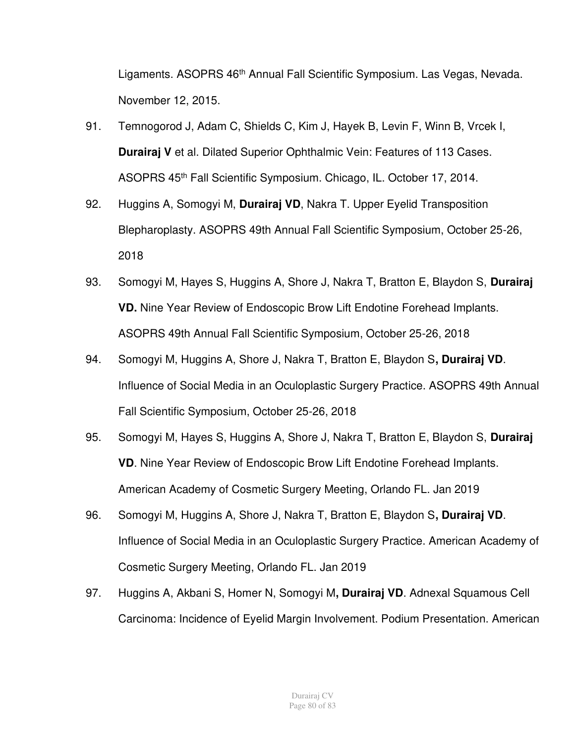Ligaments. ASOPRS 46th Annual Fall Scientific Symposium. Las Vegas, Nevada. November 12, 2015.

91. Temnogorod J, Adam C, Shields C, Kim J, Hayek B, Levin F, Winn B, Vrcek I, **Durairaj V** et al. Dilated Superior Ophthalmic Vein: Features of 113 Cases. ASOPRS 45th Fall Scientific Symposium. Chicago, IL. October 17, 2014.
92. Huggins A, Somogyi M, **Durairaj VD**, Nakra T. Upper Eyelid Transposition Blepharoplasty. ASOPRS 49th Annual Fall Scientific Symposium, October 25-26, 2018
93. Somogyi M, Hayes S, Huggins A, Shore J, Nakra T, Bratton E, Blaydon S, **Durairaj VD.** Nine Year Review of Endoscopic Brow Lift Endotine Forehead Implants. ASOPRS 49th Annual Fall Scientific Symposium, October 25-26, 2018
94. Somogyi M, Huggins A, Shore J, Nakra T, Bratton E, Blaydon S**, Durairaj VD**. Influence of Social Media in an Oculoplastic Surgery Practice. ASOPRS 49th Annual Fall Scientific Symposium, October 25-26, 2018
95. Somogyi M, Hayes S, Huggins A, Shore J, Nakra T, Bratton E, Blaydon S, **Durairaj VD**. Nine Year Review of Endoscopic Brow Lift Endotine Forehead Implants. American Academy of Cosmetic Surgery Meeting, Orlando FL. Jan 2019
96. Somogyi M, Huggins A, Shore J, Nakra T, Bratton E, Blaydon S**, Durairaj VD**. Influence of Social Media in an Oculoplastic Surgery Practice. American Academy of Cosmetic Surgery Meeting, Orlando FL. Jan 2019
97. Huggins A, Akbani S, Homer N, Somogyi M**, Durairaj VD**. Adnexal Squamous Cell Carcinoma: Incidence of Eyelid Margin Involvement. Podium Presentation. American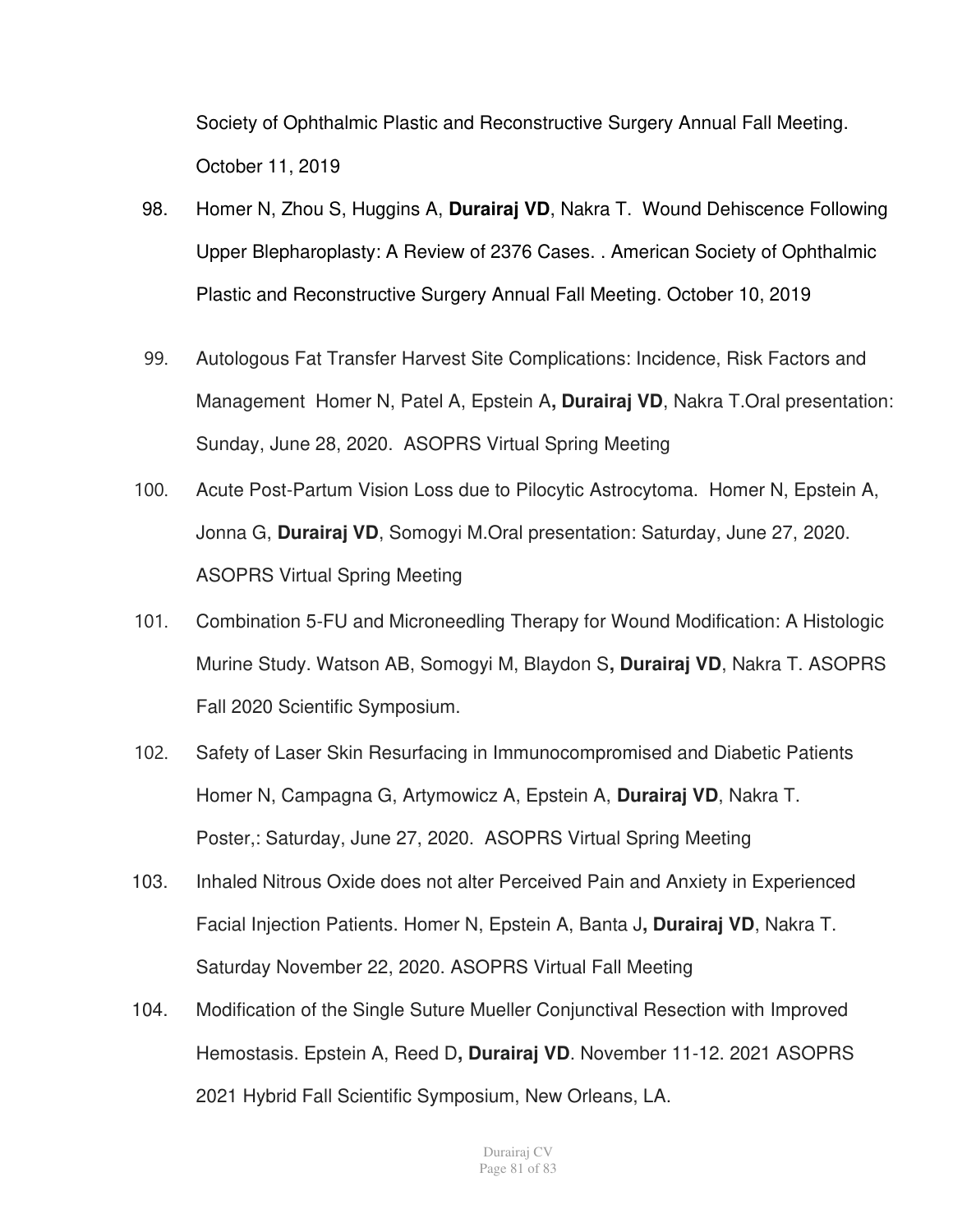Society of Ophthalmic Plastic and Reconstructive Surgery Annual Fall Meeting. October 11, 2019

98. Homer N, Zhou S, Huggins A, **Durairaj VD**, Nakra T. Wound Dehiscence Following Upper Blepharoplasty: A Review of 2376 Cases. . American Society of Ophthalmic Plastic and Reconstructive Surgery Annual Fall Meeting. October 10, 2019

99. Autologous Fat Transfer Harvest Site Complications: Incidence, Risk Factors and Management Homer N, Patel A, Epstein A**, Durairaj VD**, Nakra T.Oral presentation: Sunday, June 28, 2020. ASOPRS Virtual Spring Meeting

100. Acute Post-Partum Vision Loss due to Pilocytic Astrocytoma. Homer N, Epstein A, Jonna G, **Durairaj VD**, Somogyi M.Oral presentation: Saturday, June 27, 2020. ASOPRS Virtual Spring Meeting

101. Combination 5-FU and Microneedling Therapy for Wound Modification: A Histologic Murine Study. Watson AB, Somogyi M, Blaydon S**, Durairaj VD**, Nakra T. ASOPRS Fall 2020 Scientific Symposium.

102. Safety of Laser Skin Resurfacing in Immunocompromised and Diabetic Patients Homer N, Campagna G, Artymowicz A, Epstein A, **Durairaj VD**, Nakra T. Poster,: Saturday, June 27, 2020. ASOPRS Virtual Spring Meeting

103. Inhaled Nitrous Oxide does not alter Perceived Pain and Anxiety in Experienced Facial Injection Patients. Homer N, Epstein A, Banta J**, Durairaj VD**, Nakra T. Saturday November 22, 2020. ASOPRS Virtual Fall Meeting

104. Modification of the Single Suture Mueller Conjunctival Resection with Improved Hemostasis. Epstein A, Reed D**, Durairaj VD**. November 11-12. 2021 ASOPRS 2021 Hybrid Fall Scientific Symposium, New Orleans, LA.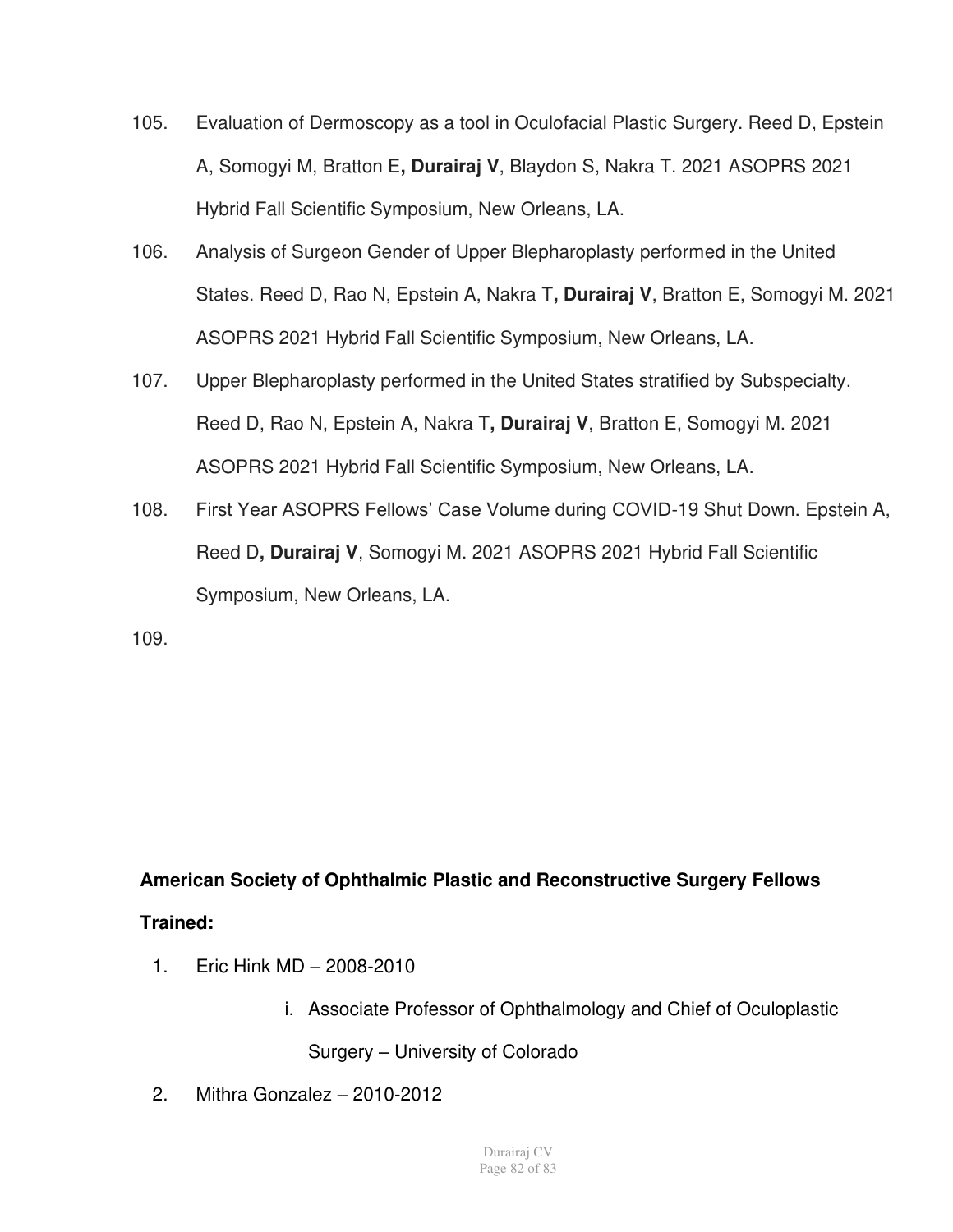105. Evaluation of Dermoscopy as a tool in Oculofacial Plastic Surgery. Reed D, Epstein A, Somogyi M, Bratton E**, Durairaj V**, Blaydon S, Nakra T. 2021 ASOPRS 2021 Hybrid Fall Scientific Symposium, New Orleans, LA.

106. Analysis of Surgeon Gender of Upper Blepharoplasty performed in the United States. Reed D, Rao N, Epstein A, Nakra T**, Durairaj V**, Bratton E, Somogyi M. 2021 ASOPRS 2021 Hybrid Fall Scientific Symposium, New Orleans, LA.

107. Upper Blepharoplasty performed in the United States stratified by Subspecialty. Reed D, Rao N, Epstein A, Nakra T**, Durairaj V**, Bratton E, Somogyi M. 2021 ASOPRS 2021 Hybrid Fall Scientific Symposium, New Orleans, LA.

108. First Year ASOPRS Fellows' Case Volume during COVID-19 Shut Down. Epstein A, Reed D**, Durairaj V**, Somogyi M. 2021 ASOPRS 2021 Hybrid Fall Scientific Symposium, New Orleans, LA.

109.

**American Society of Ophthalmic Plastic and Reconstructive Surgery Fellows Trained:**

1. Eric Hink MD – 2008-2010
   i. Associate Professor of Ophthalmology and Chief of Oculoplastic Surgery – University of Colorado
2. Mithra Gonzalez – 2010-2012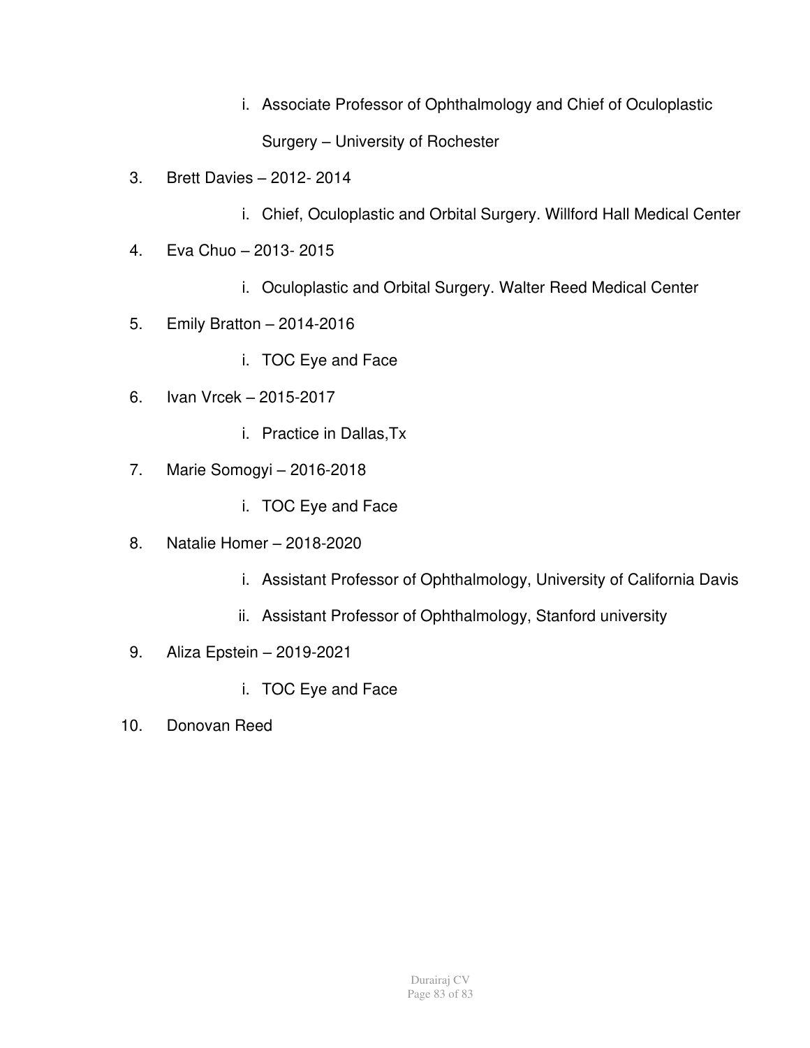i. Associate Professor of Ophthalmology and Chief of Oculoplastic Surgery – University of Rochester

3. Brett Davies – 2012- 2014
   i. Chief, Oculoplastic and Orbital Surgery. Willford Hall Medical Center
4. Eva Chuo – 2013- 2015
   i. Oculoplastic and Orbital Surgery. Walter Reed Medical Center
5. Emily Bratton – 2014-2016
   i. TOC Eye and Face
6. Ivan Vrcek – 2015-2017
   i. Practice in Dallas,Tx
7. Marie Somogyi – 2016-2018
   i. TOC Eye and Face
8. Natalie Homer – 2018-2020
   i. Assistant Professor of Ophthalmology, University of California Davis
   ii. Assistant Professor of Ophthalmology, Stanford university
9. Aliza Epstein – 2019-2021
   i. TOC Eye and Face
10. Donovan Reed